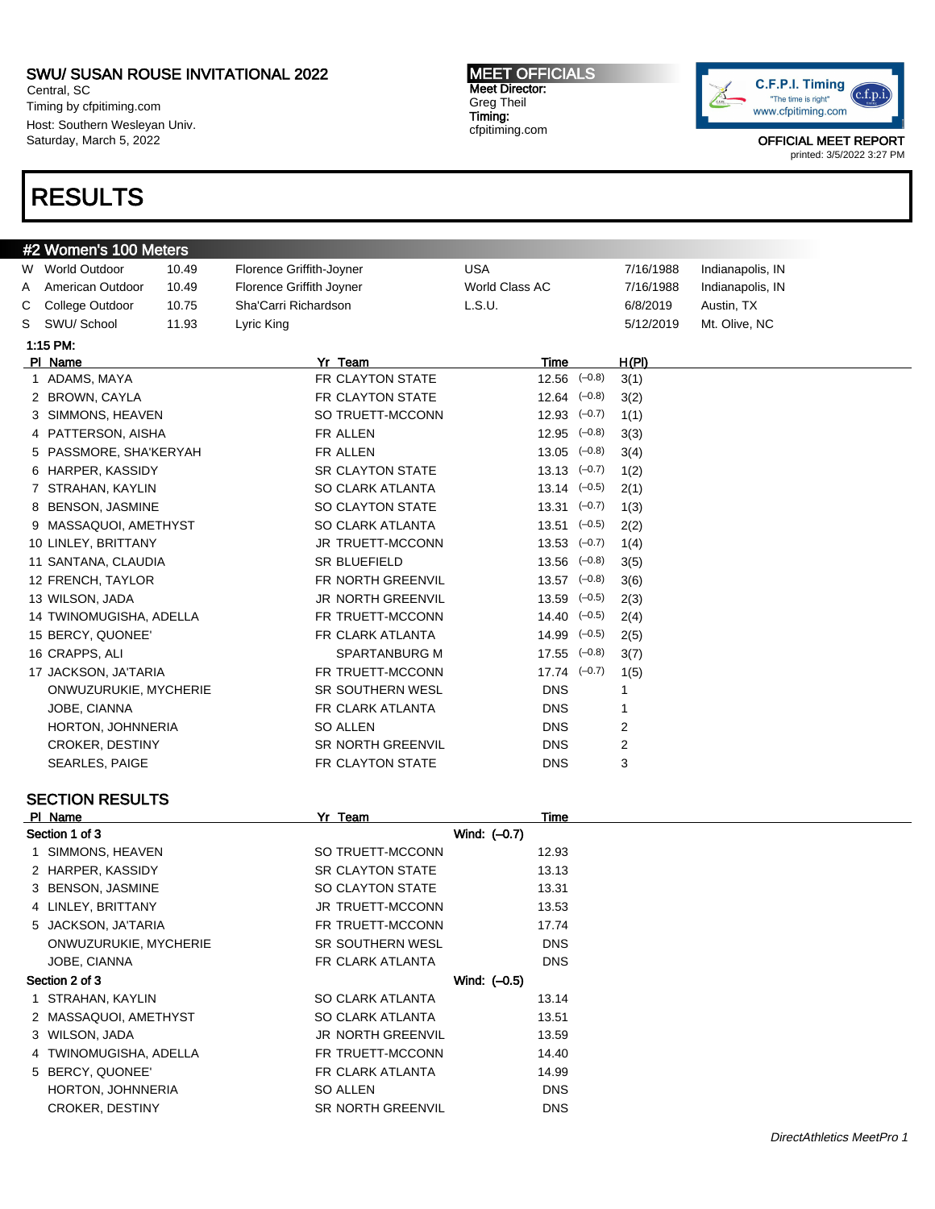# SWU/ SUSAN ROUSE INVITATIONAL 2022

Central, SC
Timing by cfpitiming.com
Host: Southern Wesleyan Univ.
Saturday, March 5, 2022

**MEET OFFICIALS**
**Meet Director:**
Greg Theil
**Timing:**
cfpitiming.com

C.F.P.I. Timing
"The time is right"
www.cfpitiming.com

OFFICIAL MEET REPORT
printed: 3/5/2022 3:27 PM

# RESULTS

## #2 Women's 100 Meters

| | | | | | | |
|---|---|---|---|---|---|---|
| W | World Outdoor | 10.49 | Florence Griffith-Joyner | USA | 7/16/1988 | Indianapolis, IN |
| A | American Outdoor | 10.49 | Florence Griffith Joyner | World Class AC | 7/16/1988 | Indianapolis, IN |
| C | College Outdoor | 10.75 | Sha'Carri Richardson | L.S.U. | 6/8/2019 | Austin, TX |
| S | SWU/ School | 11.93 | Lyric King | | 5/12/2019 | Mt. Olive, NC |

**1:15 PM:**

| Pl | Name | Yr | Team | Time | Wind | H(Pl) |
|---|---|---|---|---|---|---|
| 1 | ADAMS, MAYA | FR | CLAYTON STATE | 12.56 | (–0.8) | 3(1) |
| 2 | BROWN, CAYLA | FR | CLAYTON STATE | 12.64 | (–0.8) | 3(2) |
| 3 | SIMMONS, HEAVEN | SO | TRUETT-MCCONN | 12.93 | (–0.7) | 1(1) |
| 4 | PATTERSON, AISHA | FR | ALLEN | 12.95 | (–0.8) | 3(3) |
| 5 | PASSMORE, SHA'KERYAH | FR | ALLEN | 13.05 | (–0.8) | 3(4) |
| 6 | HARPER, KASSIDY | SR | CLAYTON STATE | 13.13 | (–0.7) | 1(2) |
| 7 | STRAHAN, KAYLIN | SO | CLARK ATLANTA | 13.14 | (–0.5) | 2(1) |
| 8 | BENSON, JASMINE | SO | CLAYTON STATE | 13.31 | (–0.7) | 1(3) |
| 9 | MASSAQUOI, AMETHYST | SO | CLARK ATLANTA | 13.51 | (–0.5) | 2(2) |
| 10 | LINLEY, BRITTANY | JR | TRUETT-MCCONN | 13.53 | (–0.7) | 1(4) |
| 11 | SANTANA, CLAUDIA | SR | BLUEFIELD | 13.56 | (–0.8) | 3(5) |
| 12 | FRENCH, TAYLOR | FR | NORTH GREENVIL | 13.57 | (–0.8) | 3(6) |
| 13 | WILSON, JADA | JR | NORTH GREENVIL | 13.59 | (–0.5) | 2(3) |
| 14 | TWINOMUGISHA, ADELLA | FR | TRUETT-MCCONN | 14.40 | (–0.5) | 2(4) |
| 15 | BERCY, QUONEE' | FR | CLARK ATLANTA | 14.99 | (–0.5) | 2(5) |
| 16 | CRAPPS, ALI | | SPARTANBURG M | 17.55 | (–0.8) | 3(7) |
| 17 | JACKSON, JA'TARIA | FR | TRUETT-MCCONN | 17.74 | (–0.7) | 1(5) |
| | ONWUZURUKIE, MYCHERIE | SR | SOUTHERN WESL | DNS | | 1 |
| | JOBE, CIANNA | FR | CLARK ATLANTA | DNS | | 1 |
| | HORTON, JOHNNERIA | SO | ALLEN | DNS | | 2 |
| | CROKER, DESTINY | SR | NORTH GREENVIL | DNS | | 2 |
| | SEARLES, PAIGE | FR | CLAYTON STATE | DNS | | 3 |

### SECTION RESULTS

**Section 1 of 3** — Wind: (–0.7)

| Pl | Name | Yr | Team | Time |
|---|---|---|---|---|
| 1 | SIMMONS, HEAVEN | SO | TRUETT-MCCONN | 12.93 |
| 2 | HARPER, KASSIDY | SR | CLAYTON STATE | 13.13 |
| 3 | BENSON, JASMINE | SO | CLAYTON STATE | 13.31 |
| 4 | LINLEY, BRITTANY | JR | TRUETT-MCCONN | 13.53 |
| 5 | JACKSON, JA'TARIA | FR | TRUETT-MCCONN | 17.74 |
| | ONWUZURUKIE, MYCHERIE | SR | SOUTHERN WESL | DNS |
| | JOBE, CIANNA | FR | CLARK ATLANTA | DNS |

**Section 2 of 3** — Wind: (–0.5)

| Pl | Name | Yr | Team | Time |
|---|---|---|---|---|
| 1 | STRAHAN, KAYLIN | SO | CLARK ATLANTA | 13.14 |
| 2 | MASSAQUOI, AMETHYST | SO | CLARK ATLANTA | 13.51 |
| 3 | WILSON, JADA | JR | NORTH GREENVIL | 13.59 |
| 4 | TWINOMUGISHA, ADELLA | FR | TRUETT-MCCONN | 14.40 |
| 5 | BERCY, QUONEE' | FR | CLARK ATLANTA | 14.99 |
| | HORTON, JOHNNERIA | SO | ALLEN | DNS |
| | CROKER, DESTINY | SR | NORTH GREENVIL | DNS |

*DirectAthletics MeetPro 1*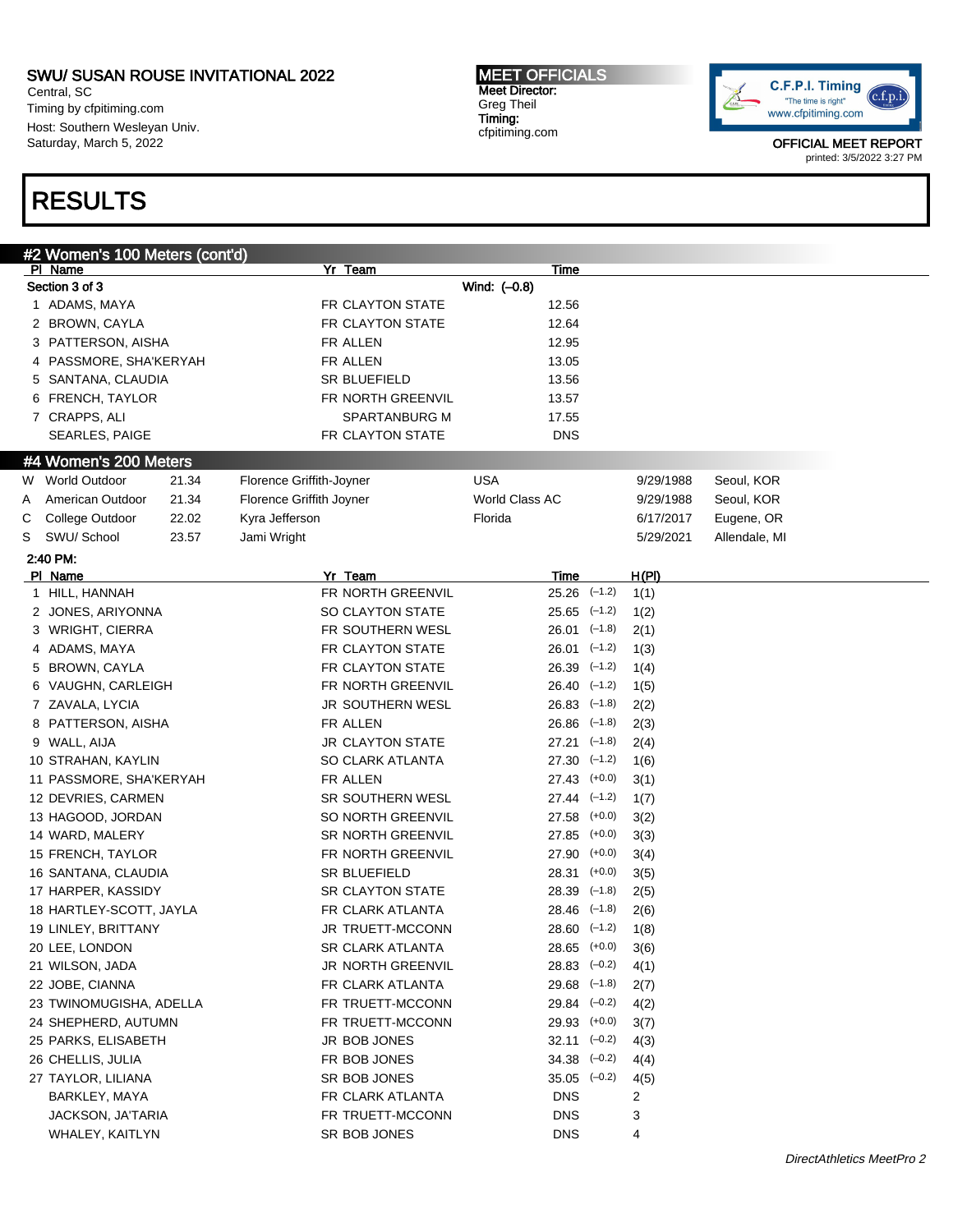SWU/ SUSAN ROUSE INVITATIONAL 2022
Central, SC
Timing by cfpitiming.com
Host: Southern Wesleyan Univ.
Saturday, March 5, 2022

MEET OFFICIALS
Meet Director:
Greg Theil
Timing:
cfpitiming.com

OFFICIAL MEET REPORT
printed: 3/5/2022 3:27 PM

# RESULTS

## #2 Women's 100 Meters (cont'd)

Section 3 of 3 — Wind: (–0.8)

| Pl | Name | Yr | Team | Time |
|---|---|---|---|---|
| 1 | ADAMS, MAYA | FR | CLAYTON STATE | 12.56 |
| 2 | BROWN, CAYLA | FR | CLAYTON STATE | 12.64 |
| 3 | PATTERSON, AISHA | FR | ALLEN | 12.95 |
| 4 | PASSMORE, SHA'KERYAH | FR | ALLEN | 13.05 |
| 5 | SANTANA, CLAUDIA | SR | BLUEFIELD | 13.56 |
| 6 | FRENCH, TAYLOR | FR | NORTH GREENVIL | 13.57 |
| 7 | CRAPPS, ALI | | SPARTANBURG M | 17.55 |
| | SEARLES, PAIGE | FR | CLAYTON STATE | DNS |

## #4 Women's 200 Meters

| | Record | Mark | Holder | Team | Date | Location |
|---|---|---|---|---|---|---|
| W | World Outdoor | 21.34 | Florence Griffith-Joyner | USA | 9/29/1988 | Seoul, KOR |
| A | American Outdoor | 21.34 | Florence Griffith Joyner | World Class AC | 9/29/1988 | Seoul, KOR |
| C | College Outdoor | 22.02 | Kyra Jefferson | Florida | 6/17/2017 | Eugene, OR |
| S | SWU/ School | 23.57 | Jami Wright | | 5/29/2021 | Allendale, MI |

2:40 PM:

| Pl | Name | Yr | Team | Time | Wind | H(Pl) |
|---|---|---|---|---|---|---|
| 1 | HILL, HANNAH | FR | NORTH GREENVIL | 25.26 | (–1.2) | 1(1) |
| 2 | JONES, ARIYONNA | SO | CLAYTON STATE | 25.65 | (–1.2) | 1(2) |
| 3 | WRIGHT, CIERRA | FR | SOUTHERN WESL | 26.01 | (–1.8) | 2(1) |
| 4 | ADAMS, MAYA | FR | CLAYTON STATE | 26.01 | (–1.2) | 1(3) |
| 5 | BROWN, CAYLA | FR | CLAYTON STATE | 26.39 | (–1.2) | 1(4) |
| 6 | VAUGHN, CARLEIGH | FR | NORTH GREENVIL | 26.40 | (–1.2) | 1(5) |
| 7 | ZAVALA, LYCIA | JR | SOUTHERN WESL | 26.83 | (–1.8) | 2(2) |
| 8 | PATTERSON, AISHA | FR | ALLEN | 26.86 | (–1.8) | 2(3) |
| 9 | WALL, AIJA | JR | CLAYTON STATE | 27.21 | (–1.8) | 2(4) |
| 10 | STRAHAN, KAYLIN | SO | CLARK ATLANTA | 27.30 | (–1.2) | 1(6) |
| 11 | PASSMORE, SHA'KERYAH | FR | ALLEN | 27.43 | (+0.0) | 3(1) |
| 12 | DEVRIES, CARMEN | SR | SOUTHERN WESL | 27.44 | (–1.2) | 1(7) |
| 13 | HAGOOD, JORDAN | SO | NORTH GREENVIL | 27.58 | (+0.0) | 3(2) |
| 14 | WARD, MALERY | SR | NORTH GREENVIL | 27.85 | (+0.0) | 3(3) |
| 15 | FRENCH, TAYLOR | FR | NORTH GREENVIL | 27.90 | (+0.0) | 3(4) |
| 16 | SANTANA, CLAUDIA | SR | BLUEFIELD | 28.31 | (+0.0) | 3(5) |
| 17 | HARPER, KASSIDY | SR | CLAYTON STATE | 28.39 | (–1.8) | 2(5) |
| 18 | HARTLEY-SCOTT, JAYLA | FR | CLARK ATLANTA | 28.46 | (–1.8) | 2(6) |
| 19 | LINLEY, BRITTANY | JR | TRUETT-MCCONN | 28.60 | (–1.2) | 1(8) |
| 20 | LEE, LONDON | SR | CLARK ATLANTA | 28.65 | (+0.0) | 3(6) |
| 21 | WILSON, JADA | JR | NORTH GREENVIL | 28.83 | (–0.2) | 4(1) |
| 22 | JOBE, CIANNA | FR | CLARK ATLANTA | 29.68 | (–1.8) | 2(7) |
| 23 | TWINOMUGISHA, ADELLA | FR | TRUETT-MCCONN | 29.84 | (–0.2) | 4(2) |
| 24 | SHEPHERD, AUTUMN | FR | TRUETT-MCCONN | 29.93 | (+0.0) | 3(7) |
| 25 | PARKS, ELISABETH | JR | BOB JONES | 32.11 | (–0.2) | 4(3) |
| 26 | CHELLIS, JULIA | FR | BOB JONES | 34.38 | (–0.2) | 4(4) |
| 27 | TAYLOR, LILIANA | SR | BOB JONES | 35.05 | (–0.2) | 4(5) |
| | BARKLEY, MAYA | FR | CLARK ATLANTA | DNS | | 2 |
| | JACKSON, JA'TARIA | FR | TRUETT-MCCONN | DNS | | 3 |
| | WHALEY, KAITLYN | SR | BOB JONES | DNS | | 4 |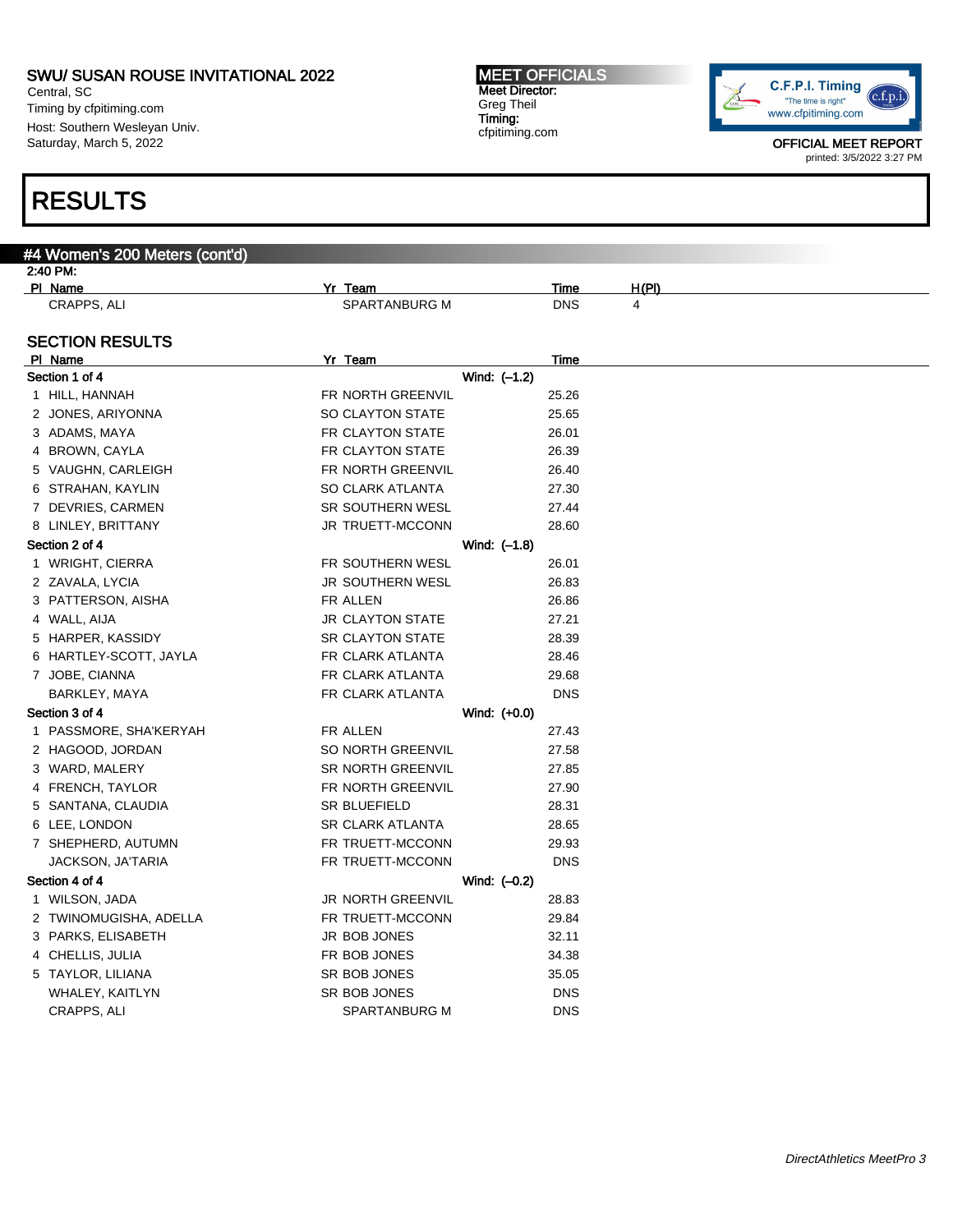SWU/ SUSAN ROUSE INVITATIONAL 2022
Central, SC
Timing by cfpitiming.com
Host: Southern Wesleyan Univ.
Saturday, March 5, 2022

MEET OFFICIALS
Meet Director:
Greg Theil
Timing:
cfpitiming.com

OFFICIAL MEET REPORT
printed: 3/5/2022 3:27 PM

# RESULTS

## #4 Women's 200 Meters (cont'd)

2:40 PM:

| Pl | Name | Yr | Team | Time | H(Pl) |
|---|---|---|---|---|---|
| | CRAPPS, ALI | | SPARTANBURG M | DNS | 4 |

### SECTION RESULTS

| Pl | Name | Yr | Team | Wind | Time |
|---|---|---|---|---|---|
| **Section 1 of 4** | | | | Wind: (–1.2) | |
| 1 | HILL, HANNAH | FR | NORTH GREENVIL | | 25.26 |
| 2 | JONES, ARIYONNA | SO | CLAYTON STATE | | 25.65 |
| 3 | ADAMS, MAYA | FR | CLAYTON STATE | | 26.01 |
| 4 | BROWN, CAYLA | FR | CLAYTON STATE | | 26.39 |
| 5 | VAUGHN, CARLEIGH | FR | NORTH GREENVIL | | 26.40 |
| 6 | STRAHAN, KAYLIN | SO | CLARK ATLANTA | | 27.30 |
| 7 | DEVRIES, CARMEN | SR | SOUTHERN WESL | | 27.44 |
| 8 | LINLEY, BRITTANY | JR | TRUETT-MCCONN | | 28.60 |
| **Section 2 of 4** | | | | Wind: (–1.8) | |
| 1 | WRIGHT, CIERRA | FR | SOUTHERN WESL | | 26.01 |
| 2 | ZAVALA, LYCIA | JR | SOUTHERN WESL | | 26.83 |
| 3 | PATTERSON, AISHA | FR | ALLEN | | 26.86 |
| 4 | WALL, AIJA | JR | CLAYTON STATE | | 27.21 |
| 5 | HARPER, KASSIDY | SR | CLAYTON STATE | | 28.39 |
| 6 | HARTLEY-SCOTT, JAYLA | FR | CLARK ATLANTA | | 28.46 |
| 7 | JOBE, CIANNA | FR | CLARK ATLANTA | | 29.68 |
| | BARKLEY, MAYA | FR | CLARK ATLANTA | | DNS |
| **Section 3 of 4** | | | | Wind: (+0.0) | |
| 1 | PASSMORE, SHA'KERYAH | FR | ALLEN | | 27.43 |
| 2 | HAGOOD, JORDAN | SO | NORTH GREENVIL | | 27.58 |
| 3 | WARD, MALERY | SR | NORTH GREENVIL | | 27.85 |
| 4 | FRENCH, TAYLOR | FR | NORTH GREENVIL | | 27.90 |
| 5 | SANTANA, CLAUDIA | SR | BLUEFIELD | | 28.31 |
| 6 | LEE, LONDON | SR | CLARK ATLANTA | | 28.65 |
| 7 | SHEPHERD, AUTUMN | FR | TRUETT-MCCONN | | 29.93 |
| | JACKSON, JA'TARIA | FR | TRUETT-MCCONN | | DNS |
| **Section 4 of 4** | | | | Wind: (–0.2) | |
| 1 | WILSON, JADA | JR | NORTH GREENVIL | | 28.83 |
| 2 | TWINOMUGISHA, ADELLA | FR | TRUETT-MCCONN | | 29.84 |
| 3 | PARKS, ELISABETH | JR | BOB JONES | | 32.11 |
| 4 | CHELLIS, JULIA | FR | BOB JONES | | 34.38 |
| 5 | TAYLOR, LILIANA | SR | BOB JONES | | 35.05 |
| | WHALEY, KAITLYN | SR | BOB JONES | | DNS |
| | CRAPPS, ALI | | SPARTANBURG M | | DNS |

*DirectAthletics MeetPro 3*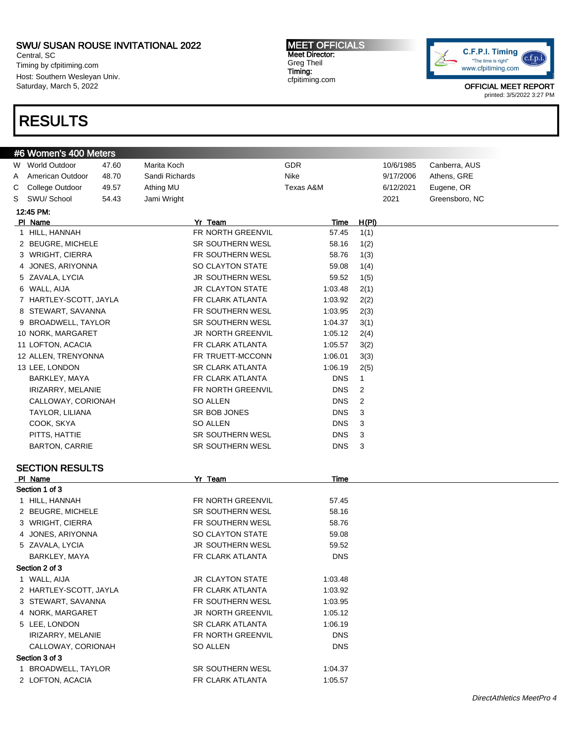SWU/ SUSAN ROUSE INVITATIONAL 2022
Central, SC
Timing by cfpitiming.com
Host: Southern Wesleyan Univ.
Saturday, March 5, 2022

MEET OFFICIALS
Meet Director:
Greg Theil
Timing:
cfpitiming.com

C.F.P.I. Timing "The time is right" www.cfpitiming.com

OFFICIAL MEET REPORT
printed: 3/5/2022 3:27 PM

# RESULTS

## #6 Women's 400 Meters

| | | | | | | |
|---|---|---|---|---|---|---|
| W | World Outdoor | 47.60 | Marita Koch | GDR | 10/6/1985 | Canberra, AUS |
| A | American Outdoor | 48.70 | Sandi Richards | Nike | 9/17/2006 | Athens, GRE |
| C | College Outdoor | 49.57 | Athing MU | Texas A&M | 6/12/2021 | Eugene, OR |
| S | SWU/ School | 54.43 | Jami Wright | | 2021 | Greensboro, NC |

12:45 PM:

| Pl | Name | Yr | Team | Time | H(Pl) |
|---|---|---|---|---|---|
| 1 | HILL, HANNAH | FR | NORTH GREENVIL | 57.45 | 1(1) |
| 2 | BEUGRE, MICHELE | SR | SOUTHERN WESL | 58.16 | 1(2) |
| 3 | WRIGHT, CIERRA | FR | SOUTHERN WESL | 58.76 | 1(3) |
| 4 | JONES, ARIYONNA | SO | CLAYTON STATE | 59.08 | 1(4) |
| 5 | ZAVALA, LYCIA | JR | SOUTHERN WESL | 59.52 | 1(5) |
| 6 | WALL, AIJA | JR | CLAYTON STATE | 1:03.48 | 2(1) |
| 7 | HARTLEY-SCOTT, JAYLA | FR | CLARK ATLANTA | 1:03.92 | 2(2) |
| 8 | STEWART, SAVANNA | FR | SOUTHERN WESL | 1:03.95 | 2(3) |
| 9 | BROADWELL, TAYLOR | SR | SOUTHERN WESL | 1:04.37 | 3(1) |
| 10 | NORK, MARGARET | JR | NORTH GREENVIL | 1:05.12 | 2(4) |
| 11 | LOFTON, ACACIA | FR | CLARK ATLANTA | 1:05.57 | 3(2) |
| 12 | ALLEN, TRENYONNA | FR | TRUETT-MCCONN | 1:06.01 | 3(3) |
| 13 | LEE, LONDON | SR | CLARK ATLANTA | 1:06.19 | 2(5) |
| | BARKLEY, MAYA | FR | CLARK ATLANTA | DNS | 1 |
| | IRIZARRY, MELANIE | FR | NORTH GREENVIL | DNS | 2 |
| | CALLOWAY, CORIONAH | SO | ALLEN | DNS | 2 |
| | TAYLOR, LILIANA | SR | BOB JONES | DNS | 3 |
| | COOK, SKYA | SO | ALLEN | DNS | 3 |
| | PITTS, HATTIE | SR | SOUTHERN WESL | DNS | 3 |
| | BARTON, CARRIE | SR | SOUTHERN WESL | DNS | 3 |

### SECTION RESULTS

| Pl | Name | Yr | Team | Time |
|---|---|---|---|---|
| **Section 1 of 3** | | | | |
| 1 | HILL, HANNAH | FR | NORTH GREENVIL | 57.45 |
| 2 | BEUGRE, MICHELE | SR | SOUTHERN WESL | 58.16 |
| 3 | WRIGHT, CIERRA | FR | SOUTHERN WESL | 58.76 |
| 4 | JONES, ARIYONNA | SO | CLAYTON STATE | 59.08 |
| 5 | ZAVALA, LYCIA | JR | SOUTHERN WESL | 59.52 |
| | BARKLEY, MAYA | FR | CLARK ATLANTA | DNS |
| **Section 2 of 3** | | | | |
| 1 | WALL, AIJA | JR | CLAYTON STATE | 1:03.48 |
| 2 | HARTLEY-SCOTT, JAYLA | FR | CLARK ATLANTA | 1:03.92 |
| 3 | STEWART, SAVANNA | FR | SOUTHERN WESL | 1:03.95 |
| 4 | NORK, MARGARET | JR | NORTH GREENVIL | 1:05.12 |
| 5 | LEE, LONDON | SR | CLARK ATLANTA | 1:06.19 |
| | IRIZARRY, MELANIE | FR | NORTH GREENVIL | DNS |
| | CALLOWAY, CORIONAH | SO | ALLEN | DNS |
| **Section 3 of 3** | | | | |
| 1 | BROADWELL, TAYLOR | SR | SOUTHERN WESL | 1:04.37 |
| 2 | LOFTON, ACACIA | FR | CLARK ATLANTA | 1:05.57 |

*DirectAthletics MeetPro 4*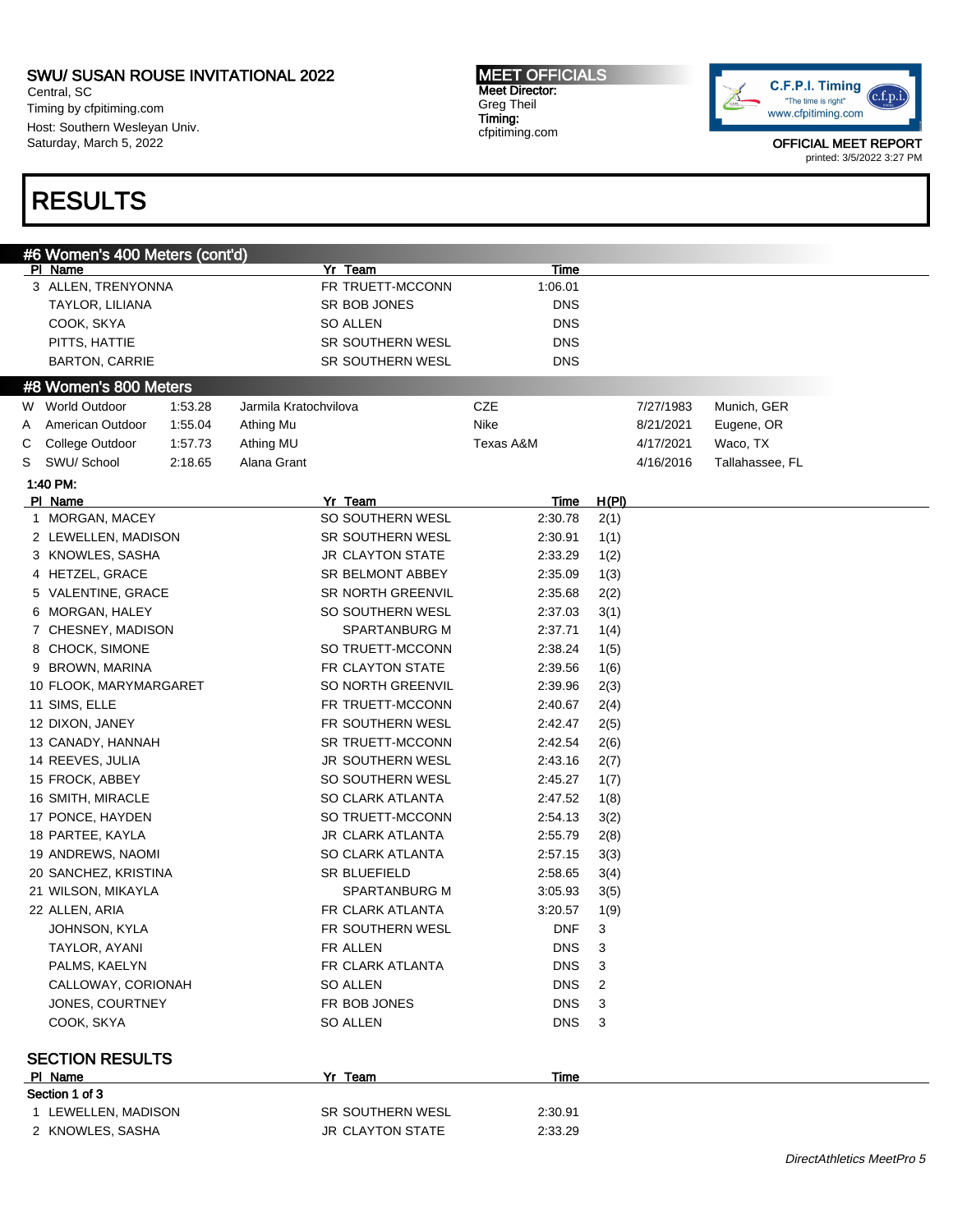SWU/ SUSAN ROUSE INVITATIONAL 2022
Central, SC
Timing by cfpitiming.com
Host: Southern Wesleyan Univ.
Saturday, March 5, 2022

MEET OFFICIALS
Meet Director:
Greg Theil
Timing:
cfpitiming.com

OFFICIAL MEET REPORT
printed: 3/5/2022 3:27 PM

# RESULTS

## #6 Women's 400 Meters (cont'd)

| Pl | Name | Yr | Team | Time |
|---|---|---|---|---|
| 3 | ALLEN, TRENYONNA | FR | TRUETT-MCCONN | 1:06.01 |
| | TAYLOR, LILIANA | SR | BOB JONES | DNS |
| | COOK, SKYA | SO | ALLEN | DNS |
| | PITTS, HATTIE | SR | SOUTHERN WESL | DNS |
| | BARTON, CARRIE | SR | SOUTHERN WESL | DNS |

## #8 Women's 800 Meters

| | Record | Mark | Name | Team | Date | Location |
|---|---|---|---|---|---|---|
| W | World Outdoor | 1:53.28 | Jarmila Kratochvilova | CZE | 7/27/1983 | Munich, GER |
| A | American Outdoor | 1:55.04 | Athing Mu | Nike | 8/21/2021 | Eugene, OR |
| C | College Outdoor | 1:57.73 | Athing MU | Texas A&M | 4/17/2021 | Waco, TX |
| S | SWU/ School | 2:18.65 | Alana Grant | | 4/16/2016 | Tallahassee, FL |

1:40 PM:

| Pl | Name | Yr | Team | Time | H(Pl) |
|---|---|---|---|---|---|
| 1 | MORGAN, MACEY | SO | SOUTHERN WESL | 2:30.78 | 2(1) |
| 2 | LEWELLEN, MADISON | SR | SOUTHERN WESL | 2:30.91 | 1(1) |
| 3 | KNOWLES, SASHA | JR | CLAYTON STATE | 2:33.29 | 1(2) |
| 4 | HETZEL, GRACE | SR | BELMONT ABBEY | 2:35.09 | 1(3) |
| 5 | VALENTINE, GRACE | SR | NORTH GREENVIL | 2:35.68 | 2(2) |
| 6 | MORGAN, HALEY | SO | SOUTHERN WESL | 2:37.03 | 3(1) |
| 7 | CHESNEY, MADISON | | SPARTANBURG M | 2:37.71 | 1(4) |
| 8 | CHOCK, SIMONE | SO | TRUETT-MCCONN | 2:38.24 | 1(5) |
| 9 | BROWN, MARINA | FR | CLAYTON STATE | 2:39.56 | 1(6) |
| 10 | FLOOK, MARYMARGARET | SO | NORTH GREENVIL | 2:39.96 | 2(3) |
| 11 | SIMS, ELLE | FR | TRUETT-MCCONN | 2:40.67 | 2(4) |
| 12 | DIXON, JANEY | FR | SOUTHERN WESL | 2:42.47 | 2(5) |
| 13 | CANADY, HANNAH | SR | TRUETT-MCCONN | 2:42.54 | 2(6) |
| 14 | REEVES, JULIA | JR | SOUTHERN WESL | 2:43.16 | 2(7) |
| 15 | FROCK, ABBEY | SO | SOUTHERN WESL | 2:45.27 | 1(7) |
| 16 | SMITH, MIRACLE | SO | CLARK ATLANTA | 2:47.52 | 1(8) |
| 17 | PONCE, HAYDEN | SO | TRUETT-MCCONN | 2:54.13 | 3(2) |
| 18 | PARTEE, KAYLA | JR | CLARK ATLANTA | 2:55.79 | 2(8) |
| 19 | ANDREWS, NAOMI | SO | CLARK ATLANTA | 2:57.15 | 3(3) |
| 20 | SANCHEZ, KRISTINA | SR | BLUEFIELD | 2:58.65 | 3(4) |
| 21 | WILSON, MIKAYLA | | SPARTANBURG M | 3:05.93 | 3(5) |
| 22 | ALLEN, ARIA | FR | CLARK ATLANTA | 3:20.57 | 1(9) |
| | JOHNSON, KYLA | FR | SOUTHERN WESL | DNF | 3 |
| | TAYLOR, AYANI | FR | ALLEN | DNS | 3 |
| | PALMS, KAELYN | FR | CLARK ATLANTA | DNS | 3 |
| | CALLOWAY, CORIONAH | SO | ALLEN | DNS | 2 |
| | JONES, COURTNEY | FR | BOB JONES | DNS | 3 |
| | COOK, SKYA | SO | ALLEN | DNS | 3 |

### SECTION RESULTS

Section 1 of 3

| Pl | Name | Yr | Team | Time |
|---|---|---|---|---|
| 1 | LEWELLEN, MADISON | SR | SOUTHERN WESL | 2:30.91 |
| 2 | KNOWLES, SASHA | JR | CLAYTON STATE | 2:33.29 |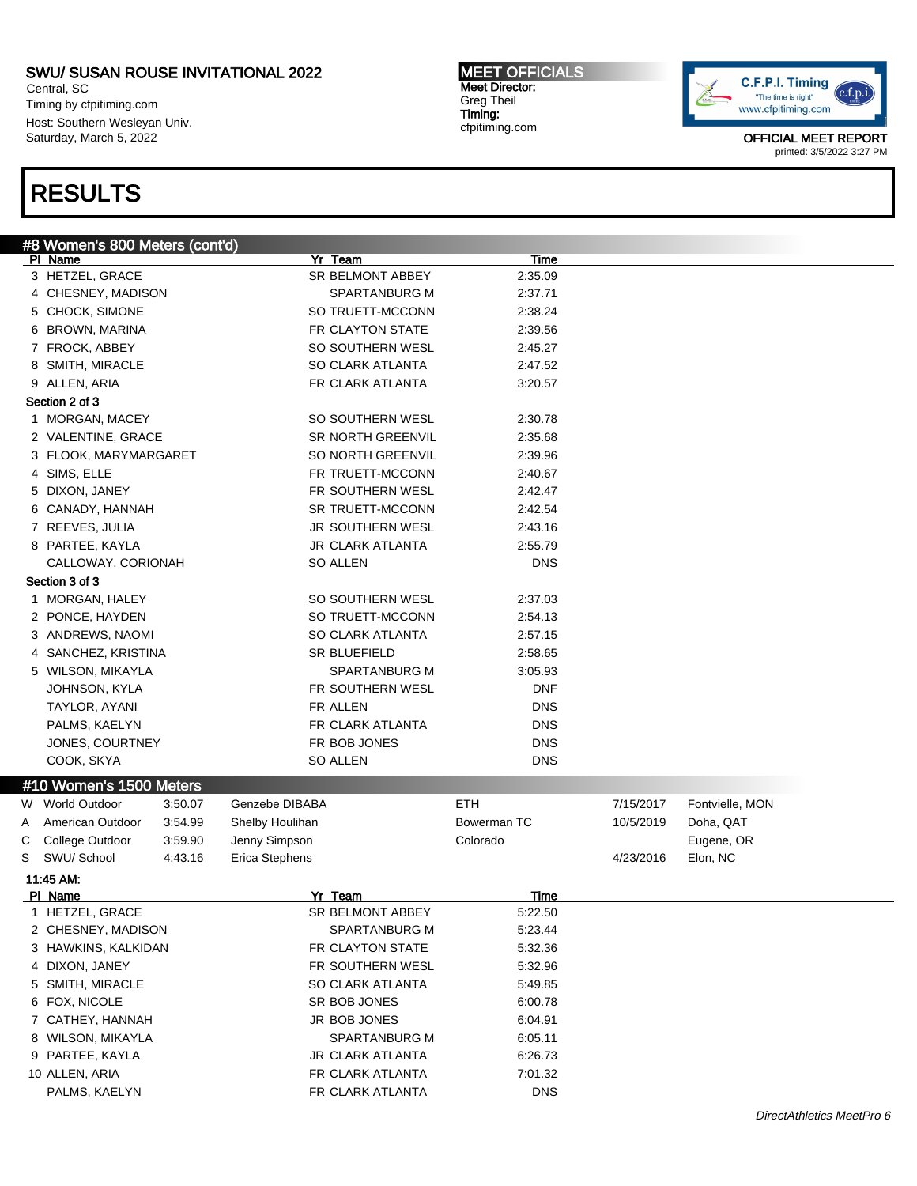SWU/ SUSAN ROUSE INVITATIONAL 2022
Central, SC
Timing by cfpitiming.com
Host: Southern Wesleyan Univ.
Saturday, March 5, 2022

MEET OFFICIALS
Meet Director:
Greg Theil
Timing:
cfpitiming.com

OFFICIAL MEET REPORT
printed: 3/5/2022 3:27 PM

# RESULTS

## #8 Women's 800 Meters (cont'd)

| Pl | Name | Yr | Team | Time |
|---|---|---|---|---|
| 3 | HETZEL, GRACE | SR | BELMONT ABBEY | 2:35.09 |
| 4 | CHESNEY, MADISON | | SPARTANBURG M | 2:37.71 |
| 5 | CHOCK, SIMONE | SO | TRUETT-MCCONN | 2:38.24 |
| 6 | BROWN, MARINA | FR | CLAYTON STATE | 2:39.56 |
| 7 | FROCK, ABBEY | SO | SOUTHERN WESL | 2:45.27 |
| 8 | SMITH, MIRACLE | SO | CLARK ATLANTA | 2:47.52 |
| 9 | ALLEN, ARIA | FR | CLARK ATLANTA | 3:20.57 |

**Section 2 of 3**

| Pl | Name | Yr | Team | Time |
|---|---|---|---|---|
| 1 | MORGAN, MACEY | SO | SOUTHERN WESL | 2:30.78 |
| 2 | VALENTINE, GRACE | SR | NORTH GREENVIL | 2:35.68 |
| 3 | FLOOK, MARYMARGARET | SO | NORTH GREENVIL | 2:39.96 |
| 4 | SIMS, ELLE | FR | TRUETT-MCCONN | 2:40.67 |
| 5 | DIXON, JANEY | FR | SOUTHERN WESL | 2:42.47 |
| 6 | CANADY, HANNAH | SR | TRUETT-MCCONN | 2:42.54 |
| 7 | REEVES, JULIA | JR | SOUTHERN WESL | 2:43.16 |
| 8 | PARTEE, KAYLA | JR | CLARK ATLANTA | 2:55.79 |
| | CALLOWAY, CORIONAH | SO | ALLEN | DNS |

**Section 3 of 3**

| Pl | Name | Yr | Team | Time |
|---|---|---|---|---|
| 1 | MORGAN, HALEY | SO | SOUTHERN WESL | 2:37.03 |
| 2 | PONCE, HAYDEN | SO | TRUETT-MCCONN | 2:54.13 |
| 3 | ANDREWS, NAOMI | SO | CLARK ATLANTA | 2:57.15 |
| 4 | SANCHEZ, KRISTINA | SR | BLUEFIELD | 2:58.65 |
| 5 | WILSON, MIKAYLA | | SPARTANBURG M | 3:05.93 |
| | JOHNSON, KYLA | FR | SOUTHERN WESL | DNF |
| | TAYLOR, AYANI | FR | ALLEN | DNS |
| | PALMS, KAELYN | FR | CLARK ATLANTA | DNS |
| | JONES, COURTNEY | FR | BOB JONES | DNS |
| | COOK, SKYA | SO | ALLEN | DNS |

## #10 Women's 1500 Meters

| | Record | Time | Name | Team | Date | Location |
|---|---|---|---|---|---|---|
| W | World Outdoor | 3:50.07 | Genzebe DIBABA | ETH | 7/15/2017 | Fontvielle, MON |
| A | American Outdoor | 3:54.99 | Shelby Houlihan | Bowerman TC | 10/5/2019 | Doha, QAT |
| C | College Outdoor | 3:59.90 | Jenny Simpson | Colorado | | Eugene, OR |
| S | SWU/ School | 4:43.16 | Erica Stephens | | 4/23/2016 | Elon, NC |

**11:45 AM:**

| Pl | Name | Yr | Team | Time |
|---|---|---|---|---|
| 1 | HETZEL, GRACE | SR | BELMONT ABBEY | 5:22.50 |
| 2 | CHESNEY, MADISON | | SPARTANBURG M | 5:23.44 |
| 3 | HAWKINS, KALKIDAN | FR | CLAYTON STATE | 5:32.36 |
| 4 | DIXON, JANEY | FR | SOUTHERN WESL | 5:32.96 |
| 5 | SMITH, MIRACLE | SO | CLARK ATLANTA | 5:49.85 |
| 6 | FOX, NICOLE | SR | BOB JONES | 6:00.78 |
| 7 | CATHEY, HANNAH | JR | BOB JONES | 6:04.91 |
| 8 | WILSON, MIKAYLA | | SPARTANBURG M | 6:05.11 |
| 9 | PARTEE, KAYLA | JR | CLARK ATLANTA | 6:26.73 |
| 10 | ALLEN, ARIA | FR | CLARK ATLANTA | 7:01.32 |
| | PALMS, KAELYN | FR | CLARK ATLANTA | DNS |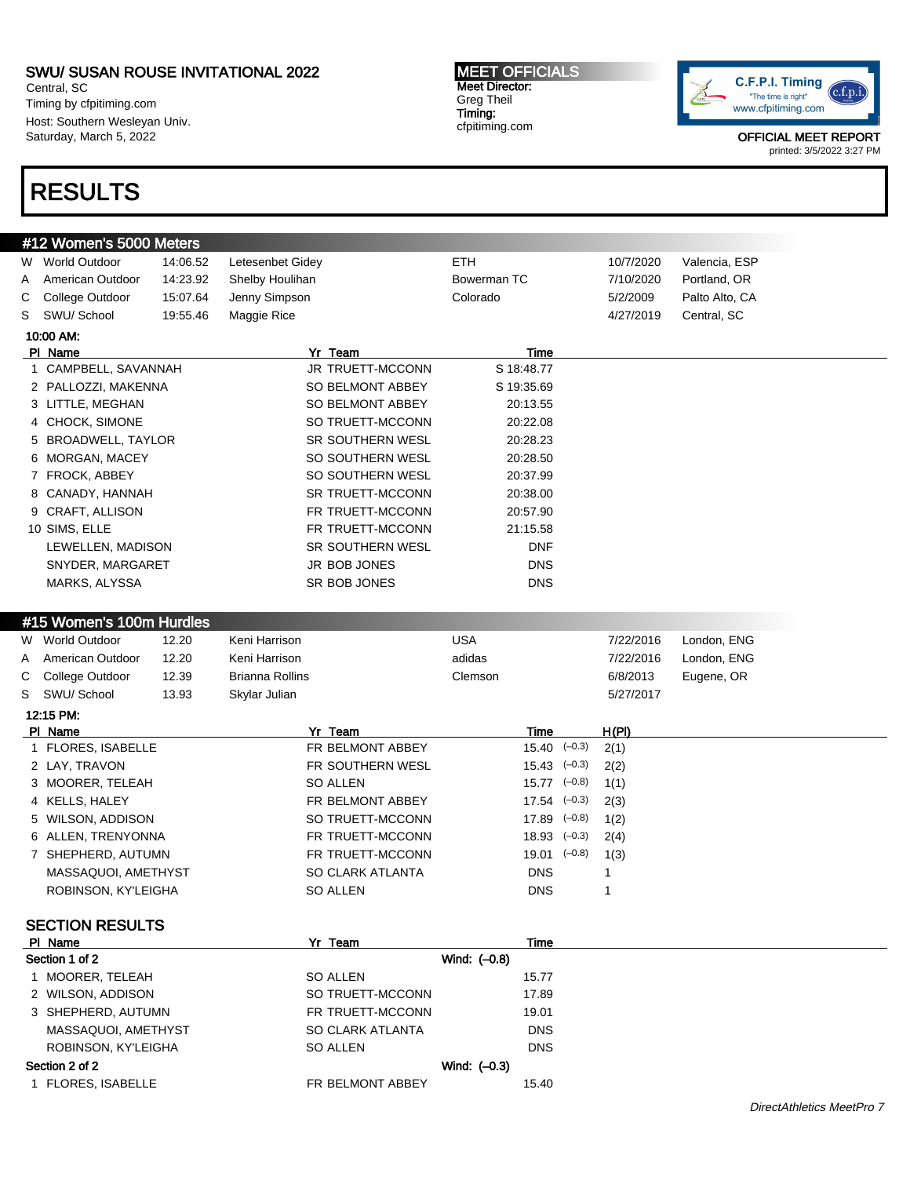SWU/ SUSAN ROUSE INVITATIONAL 2022
Central, SC
Timing by cfpitiming.com
Host: Southern Wesleyan Univ.
Saturday, March 5, 2022

MEET OFFICIALS
Meet Director:
Greg Theil
Timing:
cfpitiming.com

OFFICIAL MEET REPORT
printed: 3/5/2022 3:27 PM

# RESULTS

## #12 Women's 5000 Meters

| | | | | | | |
|---|---|---|---|---|---|---|
| W | World Outdoor | 14:06.52 | Letesenbet Gidey | ETH | 10/7/2020 | Valencia, ESP |
| A | American Outdoor | 14:23.92 | Shelby Houlihan | Bowerman TC | 7/10/2020 | Portland, OR |
| C | College Outdoor | 15:07.64 | Jenny Simpson | Colorado | 5/2/2009 | Palto Alto, CA |
| S | SWU/ School | 19:55.46 | Maggie Rice | | 4/27/2019 | Central, SC |

**10:00 AM:**

| Pl | Name | Yr | Team | Time |
|---|---|---|---|---|
| 1 | CAMPBELL, SAVANNAH | JR | TRUETT-MCCONN | S 18:48.77 |
| 2 | PALLOZZI, MAKENNA | SO | BELMONT ABBEY | S 19:35.69 |
| 3 | LITTLE, MEGHAN | SO | BELMONT ABBEY | 20:13.55 |
| 4 | CHOCK, SIMONE | SO | TRUETT-MCCONN | 20:22.08 |
| 5 | BROADWELL, TAYLOR | SR | SOUTHERN WESL | 20:28.23 |
| 6 | MORGAN, MACEY | SO | SOUTHERN WESL | 20:28.50 |
| 7 | FROCK, ABBEY | SO | SOUTHERN WESL | 20:37.99 |
| 8 | CANADY, HANNAH | SR | TRUETT-MCCONN | 20:38.00 |
| 9 | CRAFT, ALLISON | FR | TRUETT-MCCONN | 20:57.90 |
| 10 | SIMS, ELLE | FR | TRUETT-MCCONN | 21:15.58 |
| | LEWELLEN, MADISON | SR | SOUTHERN WESL | DNF |
| | SNYDER, MARGARET | JR | BOB JONES | DNS |
| | MARKS, ALYSSA | SR | BOB JONES | DNS |

## #15 Women's 100m Hurdles

| | | | | | | |
|---|---|---|---|---|---|---|
| W | World Outdoor | 12.20 | Keni Harrison | USA | 7/22/2016 | London, ENG |
| A | American Outdoor | 12.20 | Keni Harrison | adidas | 7/22/2016 | London, ENG |
| C | College Outdoor | 12.39 | Brianna Rollins | Clemson | 6/8/2013 | Eugene, OR |
| S | SWU/ School | 13.93 | Skylar Julian | | 5/27/2017 | |

**12:15 PM:**

| Pl | Name | Yr | Team | Time | Wind | H(Pl) |
|---|---|---|---|---|---|---|
| 1 | FLORES, ISABELLE | FR | BELMONT ABBEY | 15.40 | (–0.3) | 2(1) |
| 2 | LAY, TRAVON | FR | SOUTHERN WESL | 15.43 | (–0.3) | 2(2) |
| 3 | MOORER, TELEAH | SO | ALLEN | 15.77 | (–0.8) | 1(1) |
| 4 | KELLS, HALEY | FR | BELMONT ABBEY | 17.54 | (–0.3) | 2(3) |
| 5 | WILSON, ADDISON | SO | TRUETT-MCCONN | 17.89 | (–0.8) | 1(2) |
| 6 | ALLEN, TRENYONNA | FR | TRUETT-MCCONN | 18.93 | (–0.3) | 2(4) |
| 7 | SHEPHERD, AUTUMN | FR | TRUETT-MCCONN | 19.01 | (–0.8) | 1(3) |
| | MASSAQUOI, AMETHYST | SO | CLARK ATLANTA | DNS | | 1 |
| | ROBINSON, KY'LEIGHA | SO | ALLEN | DNS | | 1 |

### SECTION RESULTS

| Pl | Name | Yr | Team | Time |
|---|---|---|---|---|
| **Section 1 of 2** | | | Wind: (–0.8) | |
| 1 | MOORER, TELEAH | SO | ALLEN | 15.77 |
| 2 | WILSON, ADDISON | SO | TRUETT-MCCONN | 17.89 |
| 3 | SHEPHERD, AUTUMN | FR | TRUETT-MCCONN | 19.01 |
| | MASSAQUOI, AMETHYST | SO | CLARK ATLANTA | DNS |
| | ROBINSON, KY'LEIGHA | SO | ALLEN | DNS |
| **Section 2 of 2** | | | Wind: (–0.3) | |
| 1 | FLORES, ISABELLE | FR | BELMONT ABBEY | 15.40 |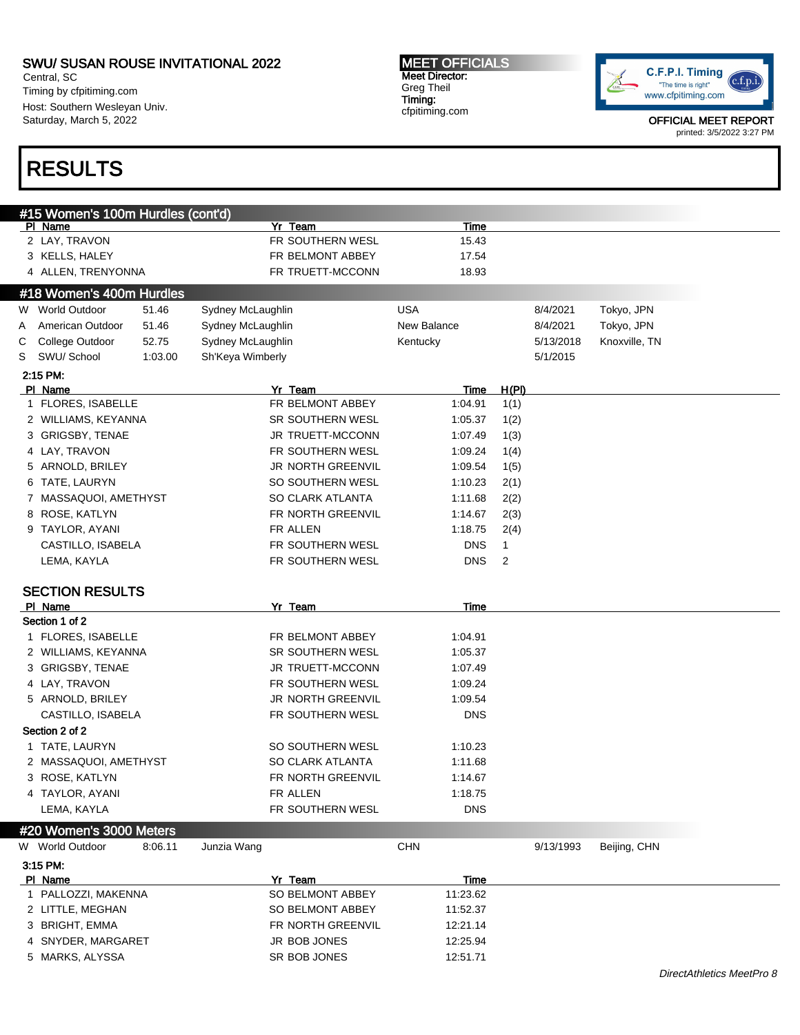SWU/ SUSAN ROUSE INVITATIONAL 2022
Central, SC
Timing by cfpitiming.com
Host: Southern Wesleyan Univ.
Saturday, March 5, 2022

MEET OFFICIALS
Meet Director:
Greg Theil
Timing:
cfpitiming.com

OFFICIAL MEET REPORT
printed: 3/5/2022 3:27 PM

# RESULTS

## #15 Women's 100m Hurdles (cont'd)

| Pl | Name | Yr | Team | Time |
|---|---|---|---|---|
| 2 | LAY, TRAVON | FR | SOUTHERN WESL | 15.43 |
| 3 | KELLS, HALEY | FR | BELMONT ABBEY | 17.54 |
| 4 | ALLEN, TRENYONNA | FR | TRUETT-MCCONN | 18.93 |

## #18 Women's 400m Hurdles

| | Record | Mark | Name | Team | Date | Location |
|---|---|---|---|---|---|---|
| W | World Outdoor | 51.46 | Sydney McLaughlin | USA | 8/4/2021 | Tokyo, JPN |
| A | American Outdoor | 51.46 | Sydney McLaughlin | New Balance | 8/4/2021 | Tokyo, JPN |
| C | College Outdoor | 52.75 | Sydney McLaughlin | Kentucky | 5/13/2018 | Knoxville, TN |
| S | SWU/ School | 1:03.00 | Sh'Keya Wimberly | | 5/1/2015 | |

2:15 PM:

| Pl | Name | Yr | Team | Time | H(Pl) |
|---|---|---|---|---|---|
| 1 | FLORES, ISABELLE | FR | BELMONT ABBEY | 1:04.91 | 1(1) |
| 2 | WILLIAMS, KEYANNA | SR | SOUTHERN WESL | 1:05.37 | 1(2) |
| 3 | GRIGSBY, TENAE | JR | TRUETT-MCCONN | 1:07.49 | 1(3) |
| 4 | LAY, TRAVON | FR | SOUTHERN WESL | 1:09.24 | 1(4) |
| 5 | ARNOLD, BRILEY | JR | NORTH GREENVIL | 1:09.54 | 1(5) |
| 6 | TATE, LAURYN | SO | SOUTHERN WESL | 1:10.23 | 2(1) |
| 7 | MASSAQUOI, AMETHYST | SO | CLARK ATLANTA | 1:11.68 | 2(2) |
| 8 | ROSE, KATLYN | FR | NORTH GREENVIL | 1:14.67 | 2(3) |
| 9 | TAYLOR, AYANI | FR | ALLEN | 1:18.75 | 2(4) |
| | CASTILLO, ISABELA | FR | SOUTHERN WESL | DNS | 1 |
| | LEMA, KAYLA | FR | SOUTHERN WESL | DNS | 2 |

### SECTION RESULTS

| Pl | Name | Yr | Team | Time |
|---|---|---|---|---|
| **Section 1 of 2** | | | | |
| 1 | FLORES, ISABELLE | FR | BELMONT ABBEY | 1:04.91 |
| 2 | WILLIAMS, KEYANNA | SR | SOUTHERN WESL | 1:05.37 |
| 3 | GRIGSBY, TENAE | JR | TRUETT-MCCONN | 1:07.49 |
| 4 | LAY, TRAVON | FR | SOUTHERN WESL | 1:09.24 |
| 5 | ARNOLD, BRILEY | JR | NORTH GREENVIL | 1:09.54 |
| | CASTILLO, ISABELA | FR | SOUTHERN WESL | DNS |
| **Section 2 of 2** | | | | |
| 1 | TATE, LAURYN | SO | SOUTHERN WESL | 1:10.23 |
| 2 | MASSAQUOI, AMETHYST | SO | CLARK ATLANTA | 1:11.68 |
| 3 | ROSE, KATLYN | FR | NORTH GREENVIL | 1:14.67 |
| 4 | TAYLOR, AYANI | FR | ALLEN | 1:18.75 |
| | LEMA, KAYLA | FR | SOUTHERN WESL | DNS |

## #20 Women's 3000 Meters

| | Record | Mark | Name | Team | Date | Location |
|---|---|---|---|---|---|---|
| W | World Outdoor | 8:06.11 | Junzia Wang | CHN | 9/13/1993 | Beijing, CHN |

3:15 PM:

| Pl | Name | Yr | Team | Time |
|---|---|---|---|---|
| 1 | PALLOZZI, MAKENNA | SO | BELMONT ABBEY | 11:23.62 |
| 2 | LITTLE, MEGHAN | SO | BELMONT ABBEY | 11:52.37 |
| 3 | BRIGHT, EMMA | FR | NORTH GREENVIL | 12:21.14 |
| 4 | SNYDER, MARGARET | JR | BOB JONES | 12:25.94 |
| 5 | MARKS, ALYSSA | SR | BOB JONES | 12:51.71 |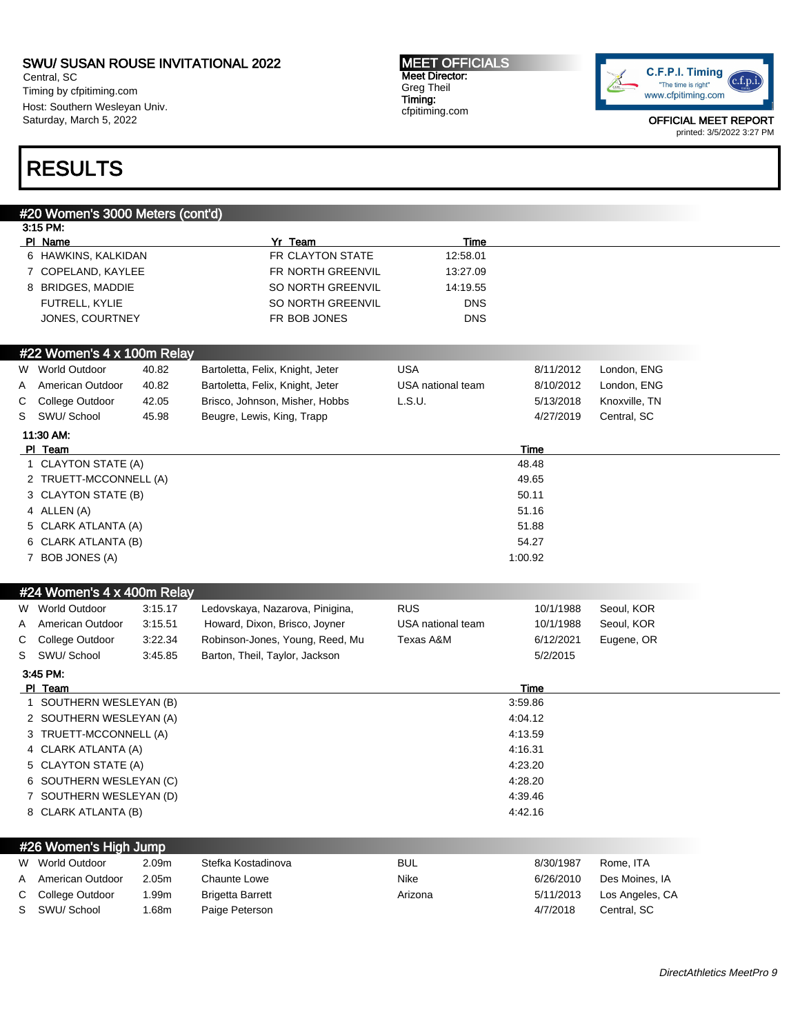SWU/ SUSAN ROUSE INVITATIONAL 2022
Central, SC
Timing by cfpitiming.com
Host: Southern Wesleyan Univ.
Saturday, March 5, 2022

MEET OFFICIALS
Meet Director:
Greg Theil
Timing:
cfpitiming.com

OFFICIAL MEET REPORT
printed: 3/5/2022 3:27 PM

# RESULTS

## #20 Women's 3000 Meters (cont'd)

3:15 PM:

| Pl | Name | Yr | Team | Time |
|---|---|---|---|---|
| 6 | HAWKINS, KALKIDAN | FR | CLAYTON STATE | 12:58.01 |
| 7 | COPELAND, KAYLEE | FR | NORTH GREENVIL | 13:27.09 |
| 8 | BRIDGES, MADDIE | SO | NORTH GREENVIL | 14:19.55 |
| | FUTRELL, KYLIE | SO | NORTH GREENVIL | DNS |
| | JONES, COURTNEY | FR | BOB JONES | DNS |

## #22 Women's 4 x 100m Relay

| | Record | Mark | Athletes | Team | Date | Location |
|---|---|---|---|---|---|---|
| W | World Outdoor | 40.82 | Bartoletta, Felix, Knight, Jeter | USA | 8/11/2012 | London, ENG |
| A | American Outdoor | 40.82 | Bartoletta, Felix, Knight, Jeter | USA national team | 8/10/2012 | London, ENG |
| C | College Outdoor | 42.05 | Brisco, Johnson, Misher, Hobbs | L.S.U. | 5/13/2018 | Knoxville, TN |
| S | SWU/ School | 45.98 | Beugre, Lewis, King, Trapp | | 4/27/2019 | Central, SC |

11:30 AM:

| Pl | Team | Time |
|---|---|---|
| 1 | CLAYTON STATE (A) | 48.48 |
| 2 | TRUETT-MCCONNELL (A) | 49.65 |
| 3 | CLAYTON STATE (B) | 50.11 |
| 4 | ALLEN (A) | 51.16 |
| 5 | CLARK ATLANTA (A) | 51.88 |
| 6 | CLARK ATLANTA (B) | 54.27 |
| 7 | BOB JONES (A) | 1:00.92 |

## #24 Women's 4 x 400m Relay

| | Record | Mark | Athletes | Team | Date | Location |
|---|---|---|---|---|---|---|
| W | World Outdoor | 3:15.17 | Ledovskaya, Nazarova, Pinigina, | RUS | 10/1/1988 | Seoul, KOR |
| A | American Outdoor | 3:15.51 | Howard, Dixon, Brisco, Joyner | USA national team | 10/1/1988 | Seoul, KOR |
| C | College Outdoor | 3:22.34 | Robinson-Jones, Young, Reed, Mu | Texas A&M | 6/12/2021 | Eugene, OR |
| S | SWU/ School | 3:45.85 | Barton, Theil, Taylor, Jackson | | 5/2/2015 | |

3:45 PM:

| Pl | Team | Time |
|---|---|---|
| 1 | SOUTHERN WESLEYAN (B) | 3:59.86 |
| 2 | SOUTHERN WESLEYAN (A) | 4:04.12 |
| 3 | TRUETT-MCCONNELL (A) | 4:13.59 |
| 4 | CLARK ATLANTA (A) | 4:16.31 |
| 5 | CLAYTON STATE (A) | 4:23.20 |
| 6 | SOUTHERN WESLEYAN (C) | 4:28.20 |
| 7 | SOUTHERN WESLEYAN (D) | 4:39.46 |
| 8 | CLARK ATLANTA (B) | 4:42.16 |

## #26 Women's High Jump

| | Record | Mark | Athlete | Team | Date | Location |
|---|---|---|---|---|---|---|
| W | World Outdoor | 2.09m | Stefka Kostadinova | BUL | 8/30/1987 | Rome, ITA |
| A | American Outdoor | 2.05m | Chaunte Lowe | Nike | 6/26/2010 | Des Moines, IA |
| C | College Outdoor | 1.99m | Brigetta Barrett | Arizona | 5/11/2013 | Los Angeles, CA |
| S | SWU/ School | 1.68m | Paige Peterson | | 4/7/2018 | Central, SC |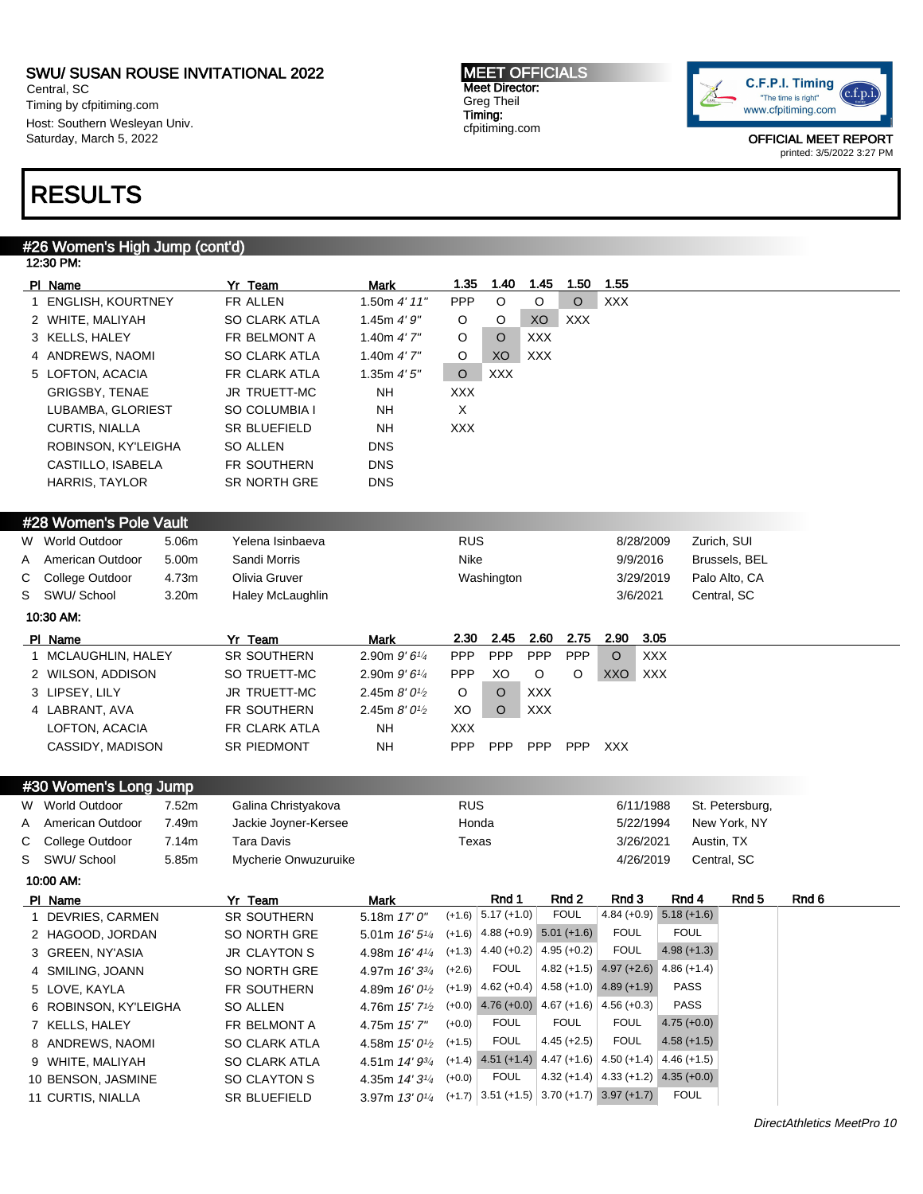SWU/ SUSAN ROUSE INVITATIONAL 2022
Central, SC
Timing by cfpitiming.com
Host: Southern Wesleyan Univ.
Saturday, March 5, 2022

**MEET OFFICIALS**
Meet Director:
Greg Theil
Timing:
cfpitiming.com

OFFICIAL MEET REPORT
printed: 3/5/2022 3:27 PM

# RESULTS

## #26 Women's High Jump (cont'd)

12:30 PM:

| Pl | Name | Yr | Team | Mark | 1.35 | 1.40 | 1.45 | 1.50 | 1.55 |
|---|---|---|---|---|---|---|---|---|---|
| 1 | ENGLISH, KOURTNEY | FR | ALLEN | 1.50m *4' 11"* | PPP | O | O | O | XXX |
| 2 | WHITE, MALIYAH | SO | CLARK ATLA | 1.45m *4' 9"* | O | O | XO | XXX | |
| 3 | KELLS, HALEY | FR | BELMONT A | 1.40m *4' 7"* | O | O | XXX | | |
| 4 | ANDREWS, NAOMI | SO | CLARK ATLA | 1.40m *4' 7"* | O | XO | XXX | | |
| 5 | LOFTON, ACACIA | FR | CLARK ATLA | 1.35m *4' 5"* | O | XXX | | | |
| | GRIGSBY, TENAE | JR | TRUETT-MC | NH | XXX | | | | |
| | LUBAMBA, GLORIEST | SO | COLUMBIA I | NH | X | | | | |
| | CURTIS, NIALLA | SR | BLUEFIELD | NH | XXX | | | | |
| | ROBINSON, KY'LEIGHA | SO | ALLEN | DNS | | | | | |
| | CASTILLO, ISABELA | FR | SOUTHERN | DNS | | | | | |
| | HARRIS, TAYLOR | SR | NORTH GRE | DNS | | | | | |

## #28 Women's Pole Vault

| | Record | Mark | Holder | Team | Date | Location |
|---|---|---|---|---|---|---|
| W | World Outdoor | 5.06m | Yelena Isinbaeva | RUS | 8/28/2009 | Zurich, SUI |
| A | American Outdoor | 5.00m | Sandi Morris | Nike | 9/9/2016 | Brussels, BEL |
| C | College Outdoor | 4.73m | Olivia Gruver | Washington | 3/29/2019 | Palo Alto, CA |
| S | SWU/ School | 3.20m | Haley McLaughlin | | 3/6/2021 | Central, SC |

10:30 AM:

| Pl | Name | Yr | Team | Mark | 2.30 | 2.45 | 2.60 | 2.75 | 2.90 | 3.05 |
|---|---|---|---|---|---|---|---|---|---|---|
| 1 | MCLAUGHLIN, HALEY | SR | SOUTHERN | 2.90m *9' 6¼* | PPP | PPP | PPP | PPP | O | XXX |
| 2 | WILSON, ADDISON | SO | TRUETT-MC | 2.90m *9' 6¼* | PPP | XO | O | O | XXO | XXX |
| 3 | LIPSEY, LILY | JR | TRUETT-MC | 2.45m *8' 0½* | O | O | XXX | | | |
| 4 | LABRANT, AVA | FR | SOUTHERN | 2.45m *8' 0½* | XO | O | XXX | | | |
| | LOFTON, ACACIA | FR | CLARK ATLA | NH | XXX | | | | | |
| | CASSIDY, MADISON | SR | PIEDMONT | NH | PPP | PPP | PPP | PPP | XXX | |

## #30 Women's Long Jump

| | Record | Mark | Holder | Team | Date | Location |
|---|---|---|---|---|---|---|
| W | World Outdoor | 7.52m | Galina Christyakova | RUS | 6/11/1988 | St. Petersburg, |
| A | American Outdoor | 7.49m | Jackie Joyner-Kersee | Honda | 5/22/1994 | New York, NY |
| C | College Outdoor | 7.14m | Tara Davis | Texas | 3/26/2021 | Austin, TX |
| S | SWU/ School | 5.85m | Mycherie Onwuzuruike | | 4/26/2019 | Central, SC |

10:00 AM:

| Pl | Name | Yr | Team | Mark | Wind | Rnd 1 | Rnd 2 | Rnd 3 | Rnd 4 | Rnd 5 | Rnd 6 |
|---|---|---|---|---|---|---|---|---|---|---|---|
| 1 | DEVRIES, CARMEN | SR | SOUTHERN | 5.18m *17' 0"* | (+1.6) | 5.17 (+1.0) | FOUL | 4.84 (+0.9) | 5.18 (+1.6) | | |
| 2 | HAGOOD, JORDAN | SO | NORTH GRE | 5.01m *16' 5¼* | (+1.6) | 4.88 (+0.9) | 5.01 (+1.6) | FOUL | FOUL | | |
| 3 | GREEN, NY'ASIA | JR | CLAYTON S | 4.98m *16' 4¼* | (+1.3) | 4.40 (+0.2) | 4.95 (+0.2) | FOUL | 4.98 (+1.3) | | |
| 4 | SMILING, JOANN | SO | NORTH GRE | 4.97m *16' 3¾* | (+2.6) | FOUL | 4.82 (+1.5) | 4.97 (+2.6) | 4.86 (+1.4) | | |
| 5 | LOVE, KAYLA | FR | SOUTHERN | 4.89m *16' 0½* | (+1.9) | 4.62 (+0.4) | 4.58 (+1.0) | 4.89 (+1.9) | PASS | | |
| 6 | ROBINSON, KY'LEIGHA | SO | ALLEN | 4.76m *15' 7½* | (+0.0) | 4.76 (+0.0) | 4.67 (+1.6) | 4.56 (+0.3) | PASS | | |
| 7 | KELLS, HALEY | FR | BELMONT A | 4.75m *15' 7"* | (+0.0) | FOUL | FOUL | FOUL | 4.75 (+0.0) | | |
| 8 | ANDREWS, NAOMI | SO | CLARK ATLA | 4.58m *15' 0¼* | (+1.5) | FOUL | 4.45 (+2.5) | FOUL | 4.58 (+1.5) | | |
| 9 | WHITE, MALIYAH | SO | CLARK ATLA | 4.51m *14' 9¾* | (+1.4) | 4.51 (+1.4) | 4.47 (+1.6) | 4.50 (+1.4) | 4.46 (+1.5) | | |
| 10 | BENSON, JASMINE | SO | CLAYTON S | 4.35m *14' 3¼* | (+0.0) | FOUL | 4.32 (+1.4) | 4.33 (+1.2) | 4.35 (+0.0) | | |
| 11 | CURTIS, NIALLA | SR | BLUEFIELD | 3.97m *13' 0¼* | (+1.7) | 3.51 (+1.5) | 3.70 (+1.7) | 3.97 (+1.7) | FOUL | | |

DirectAthletics MeetPro 10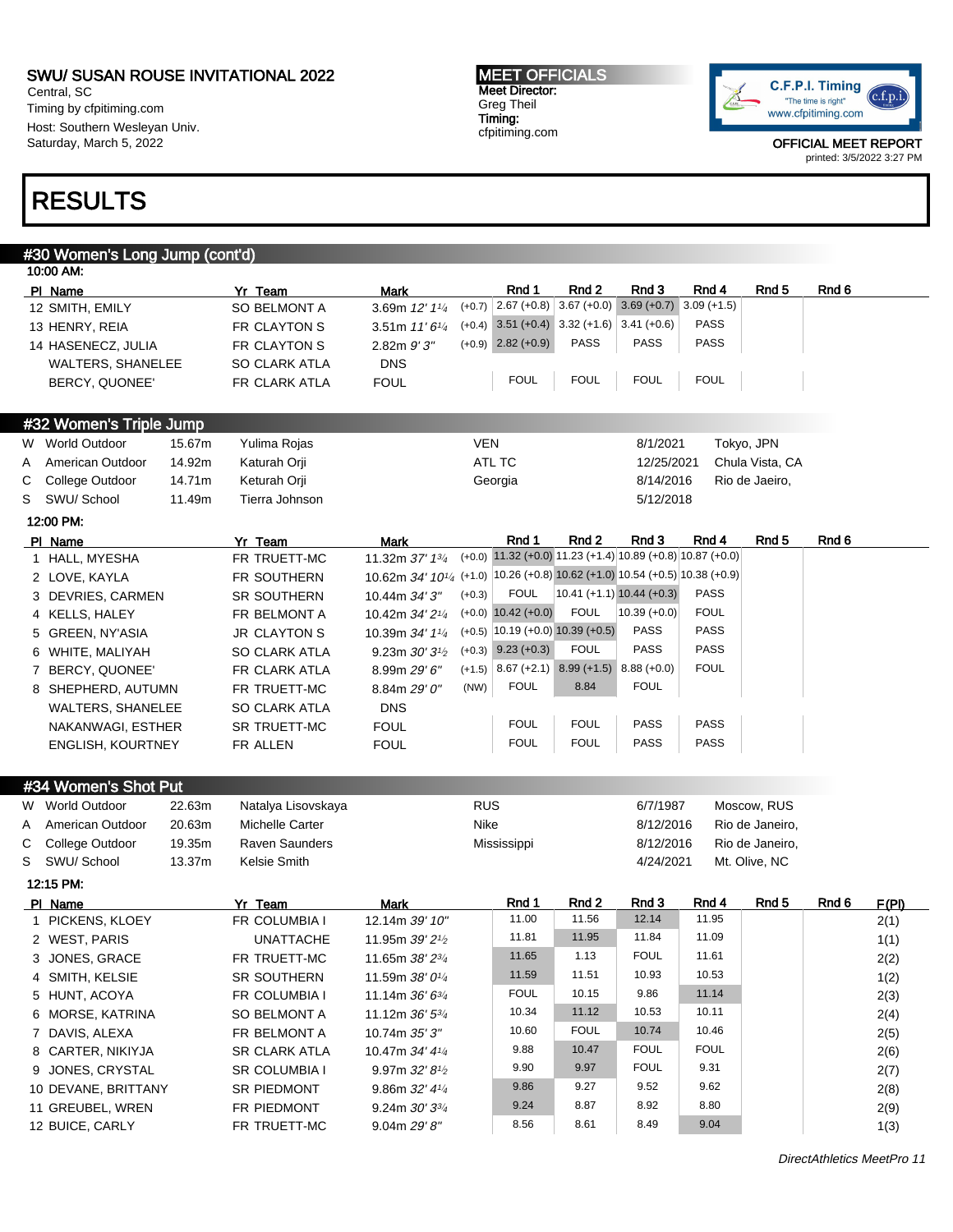SWU/ SUSAN ROUSE INVITATIONAL 2022
Central, SC
Timing by cfpitiming.com
Host: Southern Wesleyan Univ.
Saturday, March 5, 2022

MEET OFFICIALS
Meet Director:
Greg Theil
Timing:
cfpitiming.com

OFFICIAL MEET REPORT
printed: 3/5/2022 3:27 PM

# RESULTS

## #30 Women's Long Jump (cont'd)

10:00 AM:

| Pl | Name | Yr | Team | Mark | | Rnd 1 | Rnd 2 | Rnd 3 | Rnd 4 | Rnd 5 | Rnd 6 |
|---|---|---|---|---|---|---|---|---|---|---|---|
| 12 | SMITH, EMILY | SO | BELMONT A | 3.69m *12' 1¼* | (+0.7) | 2.67 (+0.8) | 3.67 (+0.0) | 3.69 (+0.7) | 3.09 (+1.5) | | |
| 13 | HENRY, REIA | FR | CLAYTON S | 3.51m *11' 6¼* | (+0.4) | 3.51 (+0.4) | 3.32 (+1.6) | 3.41 (+0.6) | PASS | | |
| 14 | HASENECZ, JULIA | FR | CLAYTON S | 2.82m *9' 3"* | (+0.9) | 2.82 (+0.9) | PASS | PASS | PASS | | |
| | WALTERS, SHANELEE | SO | CLARK ATLA | DNS | | | | | | | |
| | BERCY, QUONEE' | FR | CLARK ATLA | FOUL | | FOUL | FOUL | FOUL | FOUL | | |

## #32 Women's Triple Jump

| | | | | | | |
|---|---|---|---|---|---|---|
| W | World Outdoor | 15.67m | Yulima Rojas | VEN | 8/1/2021 | Tokyo, JPN |
| A | American Outdoor | 14.92m | Katurah Orji | ATL TC | 12/25/2021 | Chula Vista, CA |
| C | College Outdoor | 14.71m | Keturah Orji | Georgia | 8/14/2016 | Rio de Jaeiro, |
| S | SWU/ School | 11.49m | Tierra Johnson | | 5/12/2018 | |

12:00 PM:

| Pl | Name | Yr | Team | Mark | | Rnd 1 | Rnd 2 | Rnd 3 | Rnd 4 | Rnd 5 | Rnd 6 |
|---|---|---|---|---|---|---|---|---|---|---|---|
| 1 | HALL, MYESHA | FR | TRUETT-MC | 11.32m *37' 1¾* | (+0.0) | 11.32 (+0.0) | 11.23 (+1.4) | 10.89 (+0.8) | 10.87 (+0.0) | | |
| 2 | LOVE, KAYLA | FR | SOUTHERN | 10.62m *34' 10¼* | (+1.0) | 10.26 (+0.8) | 10.62 (+1.0) | 10.54 (+0.5) | 10.38 (+0.9) | | |
| 3 | DEVRIES, CARMEN | SR | SOUTHERN | 10.44m *34' 3"* | (+0.3) | FOUL | 10.41 (+1.1) | 10.44 (+0.3) | PASS | | |
| 4 | KELLS, HALEY | FR | BELMONT A | 10.42m *34' 2¼* | (+0.0) | 10.42 (+0.0) | FOUL | 10.39 (+0.0) | FOUL | | |
| 5 | GREEN, NY'ASIA | JR | CLAYTON S | 10.39m *34' 1¼* | (+0.5) | 10.19 (+0.0) | 10.39 (+0.5) | PASS | PASS | | |
| 6 | WHITE, MALIYAH | SO | CLARK ATLA | 9.23m *30' 3½* | (+0.3) | 9.23 (+0.3) | FOUL | PASS | PASS | | |
| 7 | BERCY, QUONEE' | FR | CLARK ATLA | 8.99m *29' 6"* | (+1.5) | 8.67 (+2.1) | 8.99 (+1.5) | 8.88 (+0.0) | FOUL | | |
| 8 | SHEPHERD, AUTUMN | FR | TRUETT-MC | 8.84m *29' 0"* | (NW) | FOUL | 8.84 | FOUL | | | |
| | WALTERS, SHANELEE | SO | CLARK ATLA | DNS | | | | | | | |
| | NAKANWAGI, ESTHER | SR | TRUETT-MC | FOUL | | FOUL | FOUL | PASS | PASS | | |
| | ENGLISH, KOURTNEY | FR | ALLEN | FOUL | | FOUL | FOUL | PASS | PASS | | |

## #34 Women's Shot Put

| | | | | | | |
|---|---|---|---|---|---|---|
| W | World Outdoor | 22.63m | Natalya Lisovskaya | RUS | 6/7/1987 | Moscow, RUS |
| A | American Outdoor | 20.63m | Michelle Carter | Nike | 8/12/2016 | Rio de Janeiro, |
| C | College Outdoor | 19.35m | Raven Saunders | Mississippi | 8/12/2016 | Rio de Janeiro, |
| S | SWU/ School | 13.37m | Kelsie Smith | | 4/24/2021 | Mt. Olive, NC |

12:15 PM:

| Pl | Name | Yr | Team | Mark | Rnd 1 | Rnd 2 | Rnd 3 | Rnd 4 | Rnd 5 | Rnd 6 | F(Pl) |
|---|---|---|---|---|---|---|---|---|---|---|---|
| 1 | PICKENS, KLOEY | FR | COLUMBIA I | 12.14m *39' 10"* | 11.00 | 11.56 | 12.14 | 11.95 | | | 2(1) |
| 2 | WEST, PARIS | | UNATTACHE | 11.95m *39' 2½* | 11.81 | 11.95 | 11.84 | 11.09 | | | 1(1) |
| 3 | JONES, GRACE | FR | TRUETT-MC | 11.65m *38' 2¾* | 11.65 | 1.13 | FOUL | 11.61 | | | 2(2) |
| 4 | SMITH, KELSIE | SR | SOUTHERN | 11.59m *38' 0¼* | 11.59 | 11.51 | 10.93 | 10.53 | | | 1(2) |
| 5 | HUNT, ACOYA | FR | COLUMBIA I | 11.14m *36' 6¾* | FOUL | 10.15 | 9.86 | 11.14 | | | 2(3) |
| 6 | MORSE, KATRINA | SO | BELMONT A | 11.12m *36' 5¾* | 10.34 | 11.12 | 10.53 | 10.11 | | | 2(4) |
| 7 | DAVIS, ALEXA | FR | BELMONT A | 10.74m *35' 3"* | 10.60 | FOUL | 10.74 | 10.46 | | | 2(5) |
| 8 | CARTER, NIKIYJA | SR | CLARK ATLA | 10.47m *34' 4¼* | 9.88 | 10.47 | FOUL | FOUL | | | 2(6) |
| 9 | JONES, CRYSTAL | SR | COLUMBIA I | 9.97m *32' 8½* | 9.90 | 9.97 | FOUL | 9.31 | | | 2(7) |
| 10 | DEVANE, BRITTANY | SR | PIEDMONT | 9.86m *32' 4¼* | 9.86 | 9.27 | 9.52 | 9.62 | | | 2(8) |
| 11 | GREUBEL, WREN | FR | PIEDMONT | 9.24m *30' 3¾* | 9.24 | 8.87 | 8.92 | 8.80 | | | 2(9) |
| 12 | BUICE, CARLY | FR | TRUETT-MC | 9.04m *29' 8"* | 8.56 | 8.61 | 8.49 | 9.04 | | | 1(3) |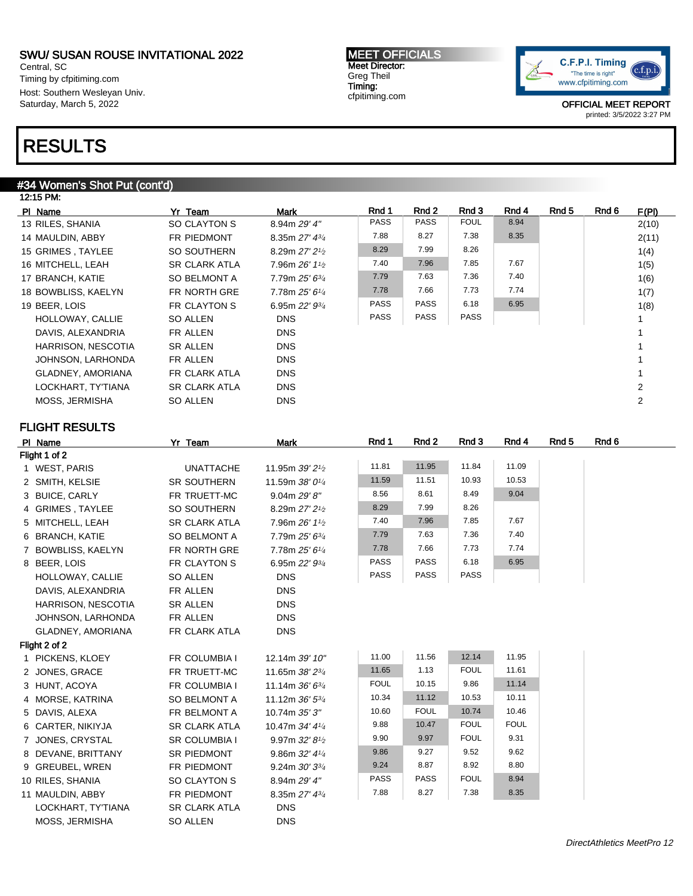SWU/ SUSAN ROUSE INVITATIONAL 2022
Central, SC
Timing by cfpitiming.com
Host: Southern Wesleyan Univ.
Saturday, March 5, 2022

MEET OFFICIALS
Meet Director:
Greg Theil
Timing:
cfpitiming.com

OFFICIAL MEET REPORT
printed: 3/5/2022 3:27 PM

# RESULTS

## #34 Women's Shot Put (cont'd)

12:15 PM:

| Pl | Name | Yr | Team | Mark | Rnd 1 | Rnd 2 | Rnd 3 | Rnd 4 | Rnd 5 | Rnd 6 | F(Pl) |
|---|---|---|---|---|---|---|---|---|---|---|---|
| 13 | RILES, SHANIA | SO | CLAYTON S | 8.94m *29' 4"* | PASS | PASS | FOUL | 8.94 | | | 2(10) |
| 14 | MAULDIN, ABBY | FR | PIEDMONT | 8.35m *27' 4¾* | 7.88 | 8.27 | 7.38 | 8.35 | | | 2(11) |
| 15 | GRIMES , TAYLEE | SO | SOUTHERN | 8.29m *27' 2½* | 8.29 | 7.99 | 8.26 | | | | 1(4) |
| 16 | MITCHELL, LEAH | SR | CLARK ATLA | 7.96m *26' 1½* | 7.40 | 7.96 | 7.85 | 7.67 | | | 1(5) |
| 17 | BRANCH, KATIE | SO | BELMONT A | 7.79m *25' 6¾* | 7.79 | 7.63 | 7.36 | 7.40 | | | 1(6) |
| 18 | BOWBLISS, KAELYN | FR | NORTH GRE | 7.78m *25' 6¼* | 7.78 | 7.66 | 7.73 | 7.74 | | | 1(7) |
| 19 | BEER, LOIS | FR | CLAYTON S | 6.95m *22' 9¾* | PASS | PASS | 6.18 | 6.95 | | | 1(8) |
| | HOLLOWAY, CALLIE | SO | ALLEN | DNS | PASS | PASS | PASS | | | | 1 |
| | DAVIS, ALEXANDRIA | FR | ALLEN | DNS | | | | | | | 1 |
| | HARRISON, NESCOTIA | SR | ALLEN | DNS | | | | | | | 1 |
| | JOHNSON, LARHONDA | FR | ALLEN | DNS | | | | | | | 1 |
| | GLADNEY, AMORIANA | FR | CLARK ATLA | DNS | | | | | | | 1 |
| | LOCKHART, TY'TIANA | SR | CLARK ATLA | DNS | | | | | | | 2 |
| | MOSS, JERMISHA | SO | ALLEN | DNS | | | | | | | 2 |

### FLIGHT RESULTS

| Pl | Name | Yr | Team | Mark | Rnd 1 | Rnd 2 | Rnd 3 | Rnd 4 | Rnd 5 | Rnd 6 |
|---|---|---|---|---|---|---|---|---|---|---|
| **Flight 1 of 2** | | | | | | | | | | |
| 1 | WEST, PARIS | | UNATTACHE | 11.95m *39' 2½* | 11.81 | 11.95 | 11.84 | 11.09 | | |
| 2 | SMITH, KELSIE | SR | SOUTHERN | 11.59m *38' 0¼* | 11.59 | 11.51 | 10.93 | 10.53 | | |
| 3 | BUICE, CARLY | FR | TRUETT-MC | 9.04m *29' 8"* | 8.56 | 8.61 | 8.49 | 9.04 | | |
| 4 | GRIMES , TAYLEE | SO | SOUTHERN | 8.29m *27' 2½* | 8.29 | 7.99 | 8.26 | | | |
| 5 | MITCHELL, LEAH | SR | CLARK ATLA | 7.96m *26' 1½* | 7.40 | 7.96 | 7.85 | 7.67 | | |
| 6 | BRANCH, KATIE | SO | BELMONT A | 7.79m *25' 6¾* | 7.79 | 7.63 | 7.36 | 7.40 | | |
| 7 | BOWBLISS, KAELYN | FR | NORTH GRE | 7.78m *25' 6¼* | 7.78 | 7.66 | 7.73 | 7.74 | | |
| 8 | BEER, LOIS | FR | CLAYTON S | 6.95m *22' 9¾* | PASS | PASS | 6.18 | 6.95 | | |
| | HOLLOWAY, CALLIE | SO | ALLEN | DNS | PASS | PASS | PASS | | | |
| | DAVIS, ALEXANDRIA | FR | ALLEN | DNS | | | | | | |
| | HARRISON, NESCOTIA | SR | ALLEN | DNS | | | | | | |
| | JOHNSON, LARHONDA | FR | ALLEN | DNS | | | | | | |
| | GLADNEY, AMORIANA | FR | CLARK ATLA | DNS | | | | | | |
| **Flight 2 of 2** | | | | | | | | | | |
| 1 | PICKENS, KLOEY | FR | COLUMBIA I | 12.14m *39' 10"* | 11.00 | 11.56 | 12.14 | 11.95 | | |
| 2 | JONES, GRACE | FR | TRUETT-MC | 11.65m *38' 2¾* | 11.65 | 1.13 | FOUL | 11.61 | | |
| 3 | HUNT, ACOYA | FR | COLUMBIA I | 11.14m *36' 6¾* | FOUL | 10.15 | 9.86 | 11.14 | | |
| 4 | MORSE, KATRINA | SO | BELMONT A | 11.12m *36' 5¾* | 10.34 | 11.12 | 10.53 | 10.11 | | |
| 5 | DAVIS, ALEXA | FR | BELMONT A | 10.74m *35' 3"* | 10.60 | FOUL | 10.74 | 10.46 | | |
| 6 | CARTER, NIKIYJA | SR | CLARK ATLA | 10.47m *34' 4¼* | 9.88 | 10.47 | FOUL | FOUL | | |
| 7 | JONES, CRYSTAL | SR | COLUMBIA I | 9.97m *32' 8½* | 9.90 | 9.97 | FOUL | 9.31 | | |
| 8 | DEVANE, BRITTANY | SR | PIEDMONT | 9.86m *32' 4¼* | 9.86 | 9.27 | 9.52 | 9.62 | | |
| 9 | GREUBEL, WREN | FR | PIEDMONT | 9.24m *30' 3¾* | 9.24 | 8.87 | 8.92 | 8.80 | | |
| 10 | RILES, SHANIA | SO | CLAYTON S | 8.94m *29' 4"* | PASS | PASS | FOUL | 8.94 | | |
| 11 | MAULDIN, ABBY | FR | PIEDMONT | 8.35m *27' 4¾* | 7.88 | 8.27 | 7.38 | 8.35 | | |
| | LOCKHART, TY'TIANA | SR | CLARK ATLA | DNS | | | | | | |
| | MOSS, JERMISHA | SO | ALLEN | DNS | | | | | | |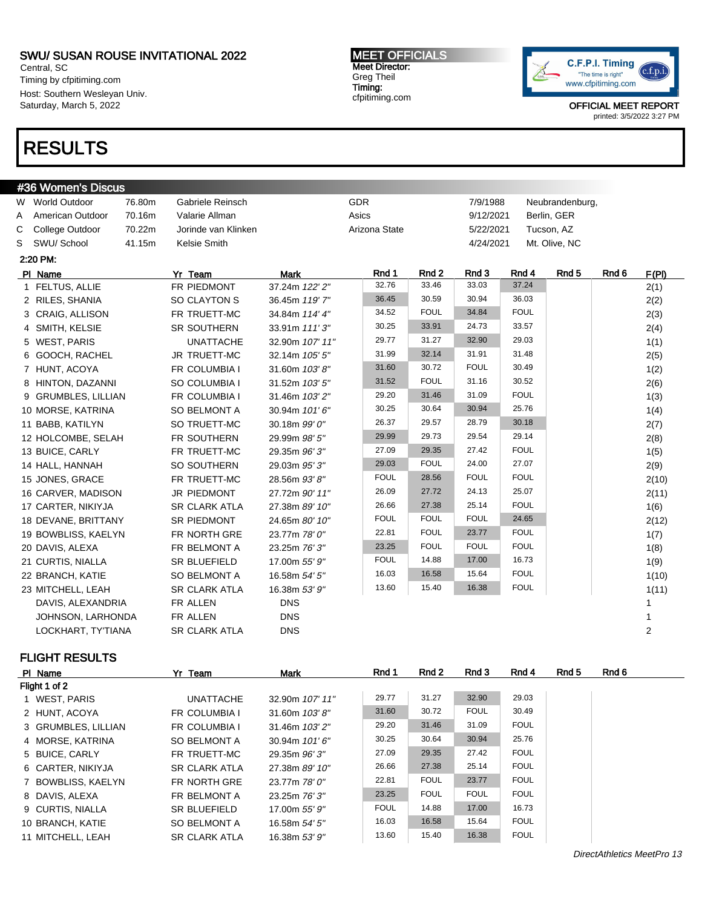SWU/ SUSAN ROUSE INVITATIONAL 2022
Central, SC
Timing by cfpitiming.com
Host: Southern Wesleyan Univ.
Saturday, March 5, 2022

**MEET OFFICIALS**
Meet Director:
Greg Theil
Timing:
cfpitiming.com

C.F.P.I. Timing "The time is right" www.cfpitiming.com

OFFICIAL MEET REPORT
printed: 3/5/2022 3:27 PM

# RESULTS

## #36 Women's Discus

| | | | | | | |
|---|---|---|---|---|---|---|
| W | World Outdoor | 76.80m | Gabriele Reinsch | GDR | 7/9/1988 | Neubrandenburg, |
| A | American Outdoor | 70.16m | Valarie Allman | Asics | 9/12/2021 | Berlin, GER |
| C | College Outdoor | 70.22m | Jorinde van Klinken | Arizona State | 5/22/2021 | Tucson, AZ |
| S | SWU/ School | 41.15m | Kelsie Smith | | 4/24/2021 | Mt. Olive, NC |

2:20 PM:

| Pl | Name | Yr | Team | Mark | Rnd 1 | Rnd 2 | Rnd 3 | Rnd 4 | Rnd 5 | Rnd 6 | F(Pl) |
|---|---|---|---|---|---|---|---|---|---|---|---|
| 1 | FELTUS, ALLIE | FR | PIEDMONT | 37.24m *122' 2"* | 32.76 | 33.46 | 33.03 | 37.24 | | | 2(1) |
| 2 | RILES, SHANIA | SO | CLAYTON S | 36.45m *119' 7"* | 36.45 | 30.59 | 30.94 | 36.03 | | | 2(2) |
| 3 | CRAIG, ALLISON | FR | TRUETT-MC | 34.84m *114' 4"* | 34.52 | FOUL | 34.84 | FOUL | | | 2(3) |
| 4 | SMITH, KELSIE | SR | SOUTHERN | 33.91m *111' 3"* | 30.25 | 33.91 | 24.73 | 33.57 | | | 2(4) |
| 5 | WEST, PARIS | | UNATTACHE | 32.90m *107' 11"* | 29.77 | 31.27 | 32.90 | 29.03 | | | 1(1) |
| 6 | GOOCH, RACHEL | JR | TRUETT-MC | 32.14m *105' 5"* | 31.99 | 32.14 | 31.91 | 31.48 | | | 2(5) |
| 7 | HUNT, ACOYA | FR | COLUMBIA I | 31.60m *103' 8"* | 31.60 | 30.72 | FOUL | 30.49 | | | 1(2) |
| 8 | HINTON, DAZANNI | SO | COLUMBIA I | 31.52m *103' 5"* | 31.52 | FOUL | 31.16 | 30.52 | | | 2(6) |
| 9 | GRUMBLES, LILLIAN | FR | COLUMBIA I | 31.46m *103' 2"* | 29.20 | 31.46 | 31.09 | FOUL | | | 1(3) |
| 10 | MORSE, KATRINA | SO | BELMONT A | 30.94m *101' 6"* | 30.25 | 30.64 | 30.94 | 25.76 | | | 1(4) |
| 11 | BABB, KATILYN | SO | TRUETT-MC | 30.18m *99' 0"* | 26.37 | 29.57 | 28.79 | 30.18 | | | 2(7) |
| 12 | HOLCOMBE, SELAH | FR | SOUTHERN | 29.99m *98' 5"* | 29.99 | 29.73 | 29.54 | 29.14 | | | 2(8) |
| 13 | BUICE, CARLY | FR | TRUETT-MC | 29.35m *96' 3"* | 27.09 | 29.35 | 27.42 | FOUL | | | 1(5) |
| 14 | HALL, HANNAH | SO | SOUTHERN | 29.03m *95' 3"* | 29.03 | FOUL | 24.00 | 27.07 | | | 2(9) |
| 15 | JONES, GRACE | FR | TRUETT-MC | 28.56m *93' 8"* | FOUL | 28.56 | FOUL | FOUL | | | 2(10) |
| 16 | CARVER, MADISON | JR | PIEDMONT | 27.72m *90' 11"* | 26.09 | 27.72 | 24.13 | 25.07 | | | 2(11) |
| 17 | CARTER, NIKIYJA | SR | CLARK ATLA | 27.38m *89' 10"* | 26.66 | 27.38 | 25.14 | FOUL | | | 1(6) |
| 18 | DEVANE, BRITTANY | SR | PIEDMONT | 24.65m *80' 10"* | FOUL | FOUL | FOUL | 24.65 | | | 2(12) |
| 19 | BOWBLISS, KAELYN | FR | NORTH GRE | 23.77m *78' 0"* | 22.81 | FOUL | 23.77 | FOUL | | | 1(7) |
| 20 | DAVIS, ALEXA | FR | BELMONT A | 23.25m *76' 3"* | 23.25 | FOUL | FOUL | FOUL | | | 1(8) |
| 21 | CURTIS, NIALLA | SR | BLUEFIELD | 17.00m *55' 9"* | FOUL | 14.88 | 17.00 | 16.73 | | | 1(9) |
| 22 | BRANCH, KATIE | SO | BELMONT A | 16.58m *54' 5"* | 16.03 | 16.58 | 15.64 | FOUL | | | 1(10) |
| 23 | MITCHELL, LEAH | SR | CLARK ATLA | 16.38m *53' 9"* | 13.60 | 15.40 | 16.38 | FOUL | | | 1(11) |
| | DAVIS, ALEXANDRIA | FR | ALLEN | DNS | | | | | | | 1 |
| | JOHNSON, LARHONDA | FR | ALLEN | DNS | | | | | | | 1 |
| | LOCKHART, TY'TIANA | SR | CLARK ATLA | DNS | | | | | | | 2 |

## FLIGHT RESULTS

Flight 1 of 2

| Pl | Name | Yr | Team | Mark | Rnd 1 | Rnd 2 | Rnd 3 | Rnd 4 | Rnd 5 | Rnd 6 |
|---|---|---|---|---|---|---|---|---|---|---|
| 1 | WEST, PARIS | | UNATTACHE | 32.90m *107' 11"* | 29.77 | 31.27 | 32.90 | 29.03 | | |
| 2 | HUNT, ACOYA | FR | COLUMBIA I | 31.60m *103' 8"* | 31.60 | 30.72 | FOUL | 30.49 | | |
| 3 | GRUMBLES, LILLIAN | FR | COLUMBIA I | 31.46m *103' 2"* | 29.20 | 31.46 | 31.09 | FOUL | | |
| 4 | MORSE, KATRINA | SO | BELMONT A | 30.94m *101' 6"* | 30.25 | 30.64 | 30.94 | 25.76 | | |
| 5 | BUICE, CARLY | FR | TRUETT-MC | 29.35m *96' 3"* | 27.09 | 29.35 | 27.42 | FOUL | | |
| 6 | CARTER, NIKIYJA | SR | CLARK ATLA | 27.38m *89' 10"* | 26.66 | 27.38 | 25.14 | FOUL | | |
| 7 | BOWBLISS, KAELYN | FR | NORTH GRE | 23.77m *78' 0"* | 22.81 | FOUL | 23.77 | FOUL | | |
| 8 | DAVIS, ALEXA | FR | BELMONT A | 23.25m *76' 3"* | 23.25 | FOUL | FOUL | FOUL | | |
| 9 | CURTIS, NIALLA | SR | BLUEFIELD | 17.00m *55' 9"* | FOUL | 14.88 | 17.00 | 16.73 | | |
| 10 | BRANCH, KATIE | SO | BELMONT A | 16.58m *54' 5"* | 16.03 | 16.58 | 15.64 | FOUL | | |
| 11 | MITCHELL, LEAH | SR | CLARK ATLA | 16.38m *53' 9"* | 13.60 | 15.40 | 16.38 | FOUL | | |

*DirectAthletics MeetPro 13*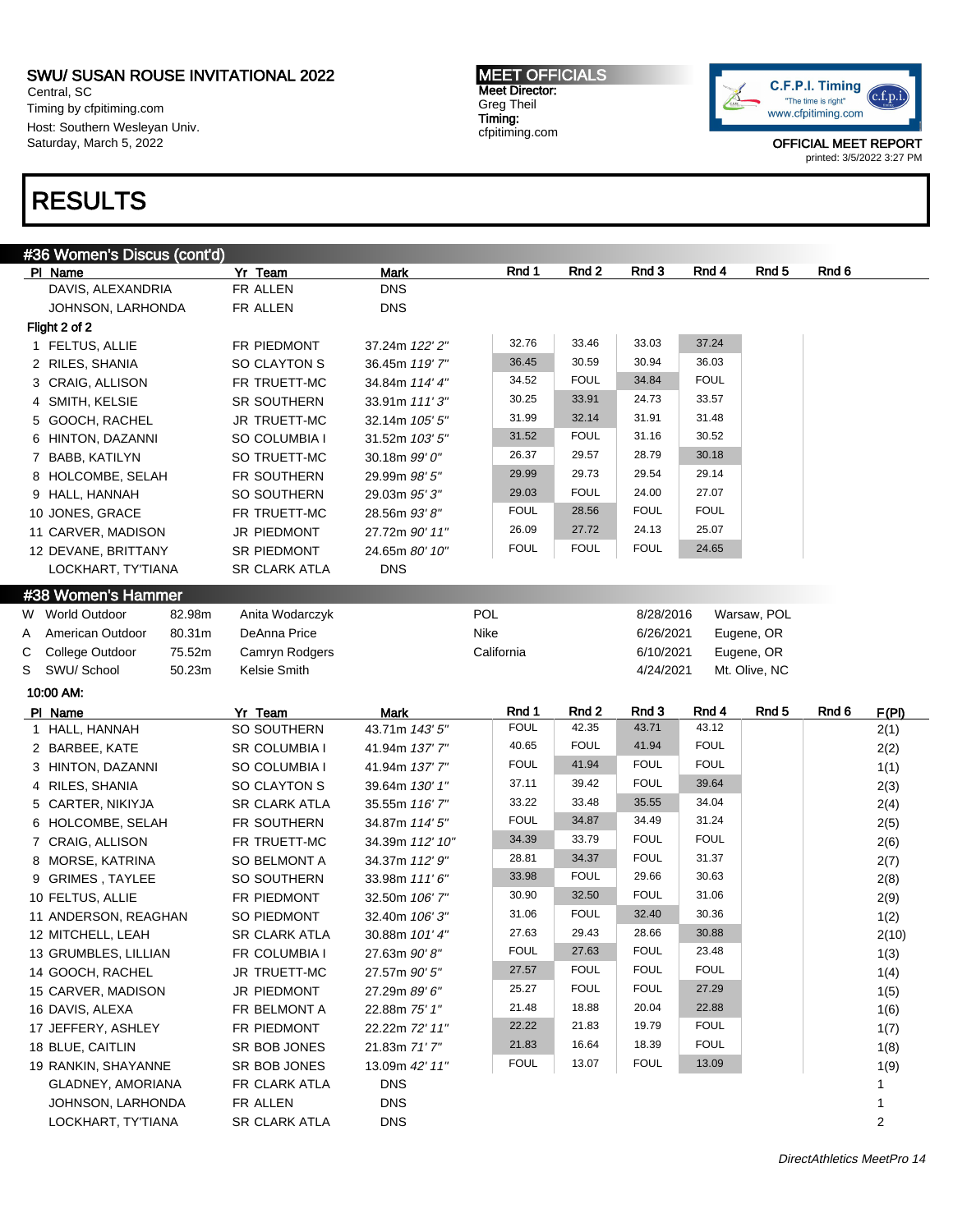SWU/ SUSAN ROUSE INVITATIONAL 2022
Central, SC
Timing by cfpitiming.com
Host: Southern Wesleyan Univ.
Saturday, March 5, 2022

MEET OFFICIALS
Meet Director:
Greg Theil
Timing:
cfpitiming.com

OFFICIAL MEET REPORT
printed: 3/5/2022 3:27 PM

# RESULTS

## #36 Women's Discus (cont'd)

| Pl | Name | Yr | Team | Mark | Rnd 1 | Rnd 2 | Rnd 3 | Rnd 4 | Rnd 5 | Rnd 6 |
|---|---|---|---|---|---|---|---|---|---|---|
| | DAVIS, ALEXANDRIA | FR | ALLEN | DNS | | | | | | |
| | JOHNSON, LARHONDA | FR | ALLEN | DNS | | | | | | |
| **Flight 2 of 2** | | | | | | | | | | |
| 1 | FELTUS, ALLIE | FR | PIEDMONT | 37.24m *122' 2"* | 32.76 | 33.46 | 33.03 | 37.24 | | |
| 2 | RILES, SHANIA | SO | CLAYTON S | 36.45m *119' 7"* | 36.45 | 30.59 | 30.94 | 36.03 | | |
| 3 | CRAIG, ALLISON | FR | TRUETT-MC | 34.84m *114' 4"* | 34.52 | FOUL | 34.84 | FOUL | | |
| 4 | SMITH, KELSIE | SR | SOUTHERN | 33.91m *111' 3"* | 30.25 | 33.91 | 24.73 | 33.57 | | |
| 5 | GOOCH, RACHEL | JR | TRUETT-MC | 32.14m *105' 5"* | 31.99 | 32.14 | 31.91 | 31.48 | | |
| 6 | HINTON, DAZANNI | SO | COLUMBIA I | 31.52m *103' 5"* | 31.52 | FOUL | 31.16 | 30.52 | | |
| 7 | BABB, KATILYN | SO | TRUETT-MC | 30.18m *99' 0"* | 26.37 | 29.57 | 28.79 | 30.18 | | |
| 8 | HOLCOMBE, SELAH | FR | SOUTHERN | 29.99m *98' 5"* | 29.99 | 29.73 | 29.54 | 29.14 | | |
| 9 | HALL, HANNAH | SO | SOUTHERN | 29.03m *95' 3"* | 29.03 | FOUL | 24.00 | 27.07 | | |
| 10 | JONES, GRACE | FR | TRUETT-MC | 28.56m *93' 8"* | FOUL | 28.56 | FOUL | FOUL | | |
| 11 | CARVER, MADISON | JR | PIEDMONT | 27.72m *90' 11"* | 26.09 | 27.72 | 24.13 | 25.07 | | |
| 12 | DEVANE, BRITTANY | SR | PIEDMONT | 24.65m *80' 10"* | FOUL | FOUL | FOUL | 24.65 | | |
| | LOCKHART, TY'TIANA | SR | CLARK ATLA | DNS | | | | | | |

## #38 Women's Hammer

| | Record | Mark | Holder | Team | Date | Location |
|---|---|---|---|---|---|---|
| W | World Outdoor | 82.98m | Anita Wodarczyk | POL | 8/28/2016 | Warsaw, POL |
| A | American Outdoor | 80.31m | DeAnna Price | Nike | 6/26/2021 | Eugene, OR |
| C | College Outdoor | 75.52m | Camryn Rodgers | California | 6/10/2021 | Eugene, OR |
| S | SWU/ School | 50.23m | Kelsie Smith | | 4/24/2021 | Mt. Olive, NC |

10:00 AM:

| Pl | Name | Yr | Team | Mark | Rnd 1 | Rnd 2 | Rnd 3 | Rnd 4 | Rnd 5 | Rnd 6 | F(Pl) |
|---|---|---|---|---|---|---|---|---|---|---|---|
| 1 | HALL, HANNAH | SO | SOUTHERN | 43.71m *143' 5"* | FOUL | 42.35 | 43.71 | 43.12 | | | 2(1) |
| 2 | BARBEE, KATE | SR | COLUMBIA I | 41.94m *137' 7"* | 40.65 | FOUL | 41.94 | FOUL | | | 2(2) |
| 3 | HINTON, DAZANNI | SO | COLUMBIA I | 41.94m *137' 7"* | FOUL | 41.94 | FOUL | FOUL | | | 1(1) |
| 4 | RILES, SHANIA | SO | CLAYTON S | 39.64m *130' 1"* | 37.11 | 39.42 | FOUL | 39.64 | | | 2(3) |
| 5 | CARTER, NIKIYJA | SR | CLARK ATLA | 35.55m *116' 7"* | 33.22 | 33.48 | 35.55 | 34.04 | | | 2(4) |
| 6 | HOLCOMBE, SELAH | FR | SOUTHERN | 34.87m *114' 5"* | FOUL | 34.87 | 34.49 | 31.24 | | | 2(5) |
| 7 | CRAIG, ALLISON | FR | TRUETT-MC | 34.39m *112' 10"* | 34.39 | 33.79 | FOUL | FOUL | | | 2(6) |
| 8 | MORSE, KATRINA | SO | BELMONT A | 34.37m *112' 9"* | 28.81 | 34.37 | FOUL | 31.37 | | | 2(7) |
| 9 | GRIMES , TAYLEE | SO | SOUTHERN | 33.98m *111' 6"* | 33.98 | FOUL | 29.66 | 30.63 | | | 2(8) |
| 10 | FELTUS, ALLIE | FR | PIEDMONT | 32.50m *106' 7"* | 30.90 | 32.50 | FOUL | 31.06 | | | 2(9) |
| 11 | ANDERSON, REAGHAN | SO | PIEDMONT | 32.40m *106' 3"* | 31.06 | FOUL | 32.40 | 30.36 | | | 1(2) |
| 12 | MITCHELL, LEAH | SR | CLARK ATLA | 30.88m *101' 4"* | 27.63 | 29.43 | 28.66 | 30.88 | | | 2(10) |
| 13 | GRUMBLES, LILLIAN | FR | COLUMBIA I | 27.63m *90' 8"* | FOUL | 27.63 | FOUL | 23.48 | | | 1(3) |
| 14 | GOOCH, RACHEL | JR | TRUETT-MC | 27.57m *90' 5"* | 27.57 | FOUL | FOUL | FOUL | | | 1(4) |
| 15 | CARVER, MADISON | JR | PIEDMONT | 27.29m *89' 6"* | 25.27 | FOUL | FOUL | 27.29 | | | 1(5) |
| 16 | DAVIS, ALEXA | FR | BELMONT A | 22.88m *75' 1"* | 21.48 | 18.88 | 20.04 | 22.88 | | | 1(6) |
| 17 | JEFFERY, ASHLEY | FR | PIEDMONT | 22.22m *72' 11"* | 22.22 | 21.83 | 19.79 | FOUL | | | 1(7) |
| 18 | BLUE, CAITLIN | SR | BOB JONES | 21.83m *71' 7"* | 21.83 | 16.64 | 18.39 | FOUL | | | 1(8) |
| 19 | RANKIN, SHAYANNE | SR | BOB JONES | 13.09m *42' 11"* | FOUL | 13.07 | FOUL | 13.09 | | | 1(9) |
| | GLADNEY, AMORIANA | FR | CLARK ATLA | DNS | | | | | | | 1 |
| | JOHNSON, LARHONDA | FR | ALLEN | DNS | | | | | | | 1 |
| | LOCKHART, TY'TIANA | SR | CLARK ATLA | DNS | | | | | | | 2 |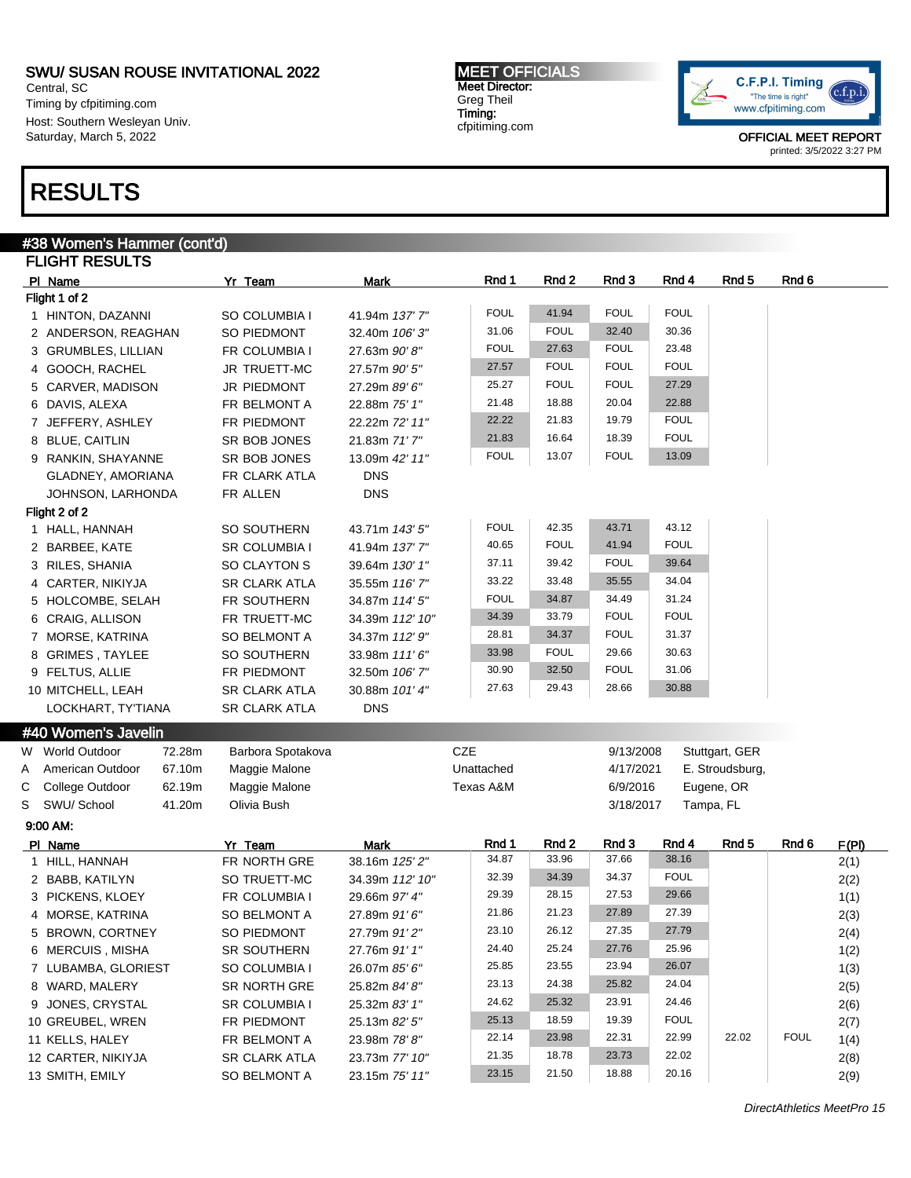SWU/ SUSAN ROUSE INVITATIONAL 2022
Central, SC
Timing by cfpitiming.com
Host: Southern Wesleyan Univ.
Saturday, March 5, 2022

MEET OFFICIALS
Meet Director:
Greg Theil
Timing:
cfpitiming.com

OFFICIAL MEET REPORT
printed: 3/5/2022 3:27 PM

# RESULTS

## #38 Women's Hammer (cont'd)

### FLIGHT RESULTS

| Pl | Name | Yr | Team | Mark | Rnd 1 | Rnd 2 | Rnd 3 | Rnd 4 | Rnd 5 | Rnd 6 |
|---|---|---|---|---|---|---|---|---|---|---|
| **Flight 1 of 2** | | | | | | | | | | |
| 1 | HINTON, DAZANNI | SO | COLUMBIA I | 41.94m *137' 7"* | FOUL | 41.94 | FOUL | FOUL | | |
| 2 | ANDERSON, REAGHAN | SO | PIEDMONT | 32.40m *106' 3"* | 31.06 | FOUL | 32.40 | 30.36 | | |
| 3 | GRUMBLES, LILLIAN | FR | COLUMBIA I | 27.63m *90' 8"* | FOUL | 27.63 | FOUL | 23.48 | | |
| 4 | GOOCH, RACHEL | JR | TRUETT-MC | 27.57m *90' 5"* | 27.57 | FOUL | FOUL | FOUL | | |
| 5 | CARVER, MADISON | JR | PIEDMONT | 27.29m *89' 6"* | 25.27 | FOUL | FOUL | 27.29 | | |
| 6 | DAVIS, ALEXA | FR | BELMONT A | 22.88m *75' 1"* | 21.48 | 18.88 | 20.04 | 22.88 | | |
| 7 | JEFFERY, ASHLEY | FR | PIEDMONT | 22.22m *72' 11"* | 22.22 | 21.83 | 19.79 | FOUL | | |
| 8 | BLUE, CAITLIN | SR | BOB JONES | 21.83m *71' 7"* | 21.83 | 16.64 | 18.39 | FOUL | | |
| 9 | RANKIN, SHAYANNE | SR | BOB JONES | 13.09m *42' 11"* | FOUL | 13.07 | FOUL | 13.09 | | |
| | GLADNEY, AMORIANA | FR | CLARK ATLA | DNS | | | | | | |
| | JOHNSON, LARHONDA | FR | ALLEN | DNS | | | | | | |
| **Flight 2 of 2** | | | | | | | | | | |
| 1 | HALL, HANNAH | SO | SOUTHERN | 43.71m *143' 5"* | FOUL | 42.35 | 43.71 | 43.12 | | |
| 2 | BARBEE, KATE | SR | COLUMBIA I | 41.94m *137' 7"* | 40.65 | FOUL | 41.94 | FOUL | | |
| 3 | RILES, SHANIA | SO | CLAYTON S | 39.64m *130' 1"* | 37.11 | 39.42 | FOUL | 39.64 | | |
| 4 | CARTER, NIKIYJA | SR | CLARK ATLA | 35.55m *116' 7"* | 33.22 | 33.48 | 35.55 | 34.04 | | |
| 5 | HOLCOMBE, SELAH | FR | SOUTHERN | 34.87m *114' 5"* | FOUL | 34.87 | 34.49 | 31.24 | | |
| 6 | CRAIG, ALLISON | FR | TRUETT-MC | 34.39m *112' 10"* | 34.39 | 33.79 | FOUL | FOUL | | |
| 7 | MORSE, KATRINA | SO | BELMONT A | 34.37m *112' 9"* | 28.81 | 34.37 | FOUL | 31.37 | | |
| 8 | GRIMES , TAYLEE | SO | SOUTHERN | 33.98m *111' 6"* | 33.98 | FOUL | 29.66 | 30.63 | | |
| 9 | FELTUS, ALLIE | FR | PIEDMONT | 32.50m *106' 7"* | 30.90 | 32.50 | FOUL | 31.06 | | |
| 10 | MITCHELL, LEAH | SR | CLARK ATLA | 30.88m *101' 4"* | 27.63 | 29.43 | 28.66 | 30.88 | | |
| | LOCKHART, TY'TIANA | SR | CLARK ATLA | DNS | | | | | | |

## #40 Women's Javelin

| | Record | Mark | Holder | Team | Date | Location |
|---|---|---|---|---|---|---|
| W | World Outdoor | 72.28m | Barbora Spotakova | CZE | 9/13/2008 | Stuttgart, GER |
| A | American Outdoor | 67.10m | Maggie Malone | Unattached | 4/17/2021 | E. Stroudsburg, |
| C | College Outdoor | 62.19m | Maggie Malone | Texas A&M | 6/9/2016 | Eugene, OR |
| S | SWU/ School | 41.20m | Olivia Bush | | 3/18/2017 | Tampa, FL |

**9:00 AM:**

| Pl | Name | Yr | Team | Mark | Rnd 1 | Rnd 2 | Rnd 3 | Rnd 4 | Rnd 5 | Rnd 6 | F(Pl) |
|---|---|---|---|---|---|---|---|---|---|---|---|
| 1 | HILL, HANNAH | FR | NORTH GRE | 38.16m *125' 2"* | 34.87 | 33.96 | 37.66 | 38.16 | | | 2(1) |
| 2 | BABB, KATILYN | SO | TRUETT-MC | 34.39m *112' 10"* | 32.39 | 34.39 | 34.37 | FOUL | | | 2(2) |
| 3 | PICKENS, KLOEY | FR | COLUMBIA I | 29.66m *97' 4"* | 29.39 | 28.15 | 27.53 | 29.66 | | | 1(1) |
| 4 | MORSE, KATRINA | SO | BELMONT A | 27.89m *91' 6"* | 21.86 | 21.23 | 27.89 | 27.39 | | | 2(3) |
| 5 | BROWN, CORTNEY | SO | PIEDMONT | 27.79m *91' 2"* | 23.10 | 26.12 | 27.35 | 27.79 | | | 2(4) |
| 6 | MERCUIS , MISHA | SR | SOUTHERN | 27.76m *91' 1"* | 24.40 | 25.24 | 27.76 | 25.96 | | | 1(2) |
| 7 | LUBAMBA, GLORIEST | SO | COLUMBIA I | 26.07m *85' 6"* | 25.85 | 23.55 | 23.94 | 26.07 | | | 1(3) |
| 8 | WARD, MALERY | SR | NORTH GRE | 25.82m *84' 8"* | 23.13 | 24.38 | 25.82 | 24.04 | | | 2(5) |
| 9 | JONES, CRYSTAL | SR | COLUMBIA I | 25.32m *83' 1"* | 24.62 | 25.32 | 23.91 | 24.46 | | | 2(6) |
| 10 | GREUBEL, WREN | FR | PIEDMONT | 25.13m *82' 5"* | 25.13 | 18.59 | 19.39 | FOUL | | | 2(7) |
| 11 | KELLS, HALEY | FR | BELMONT A | 23.98m *78' 8"* | 22.14 | 23.98 | 22.31 | 22.99 | 22.02 | FOUL | 1(4) |
| 12 | CARTER, NIKIYJA | SR | CLARK ATLA | 23.73m *77' 10"* | 21.35 | 18.78 | 23.73 | 22.02 | | | 2(8) |
| 13 | SMITH, EMILY | SO | BELMONT A | 23.15m *75' 11"* | 23.15 | 21.50 | 18.88 | 20.16 | | | 2(9) |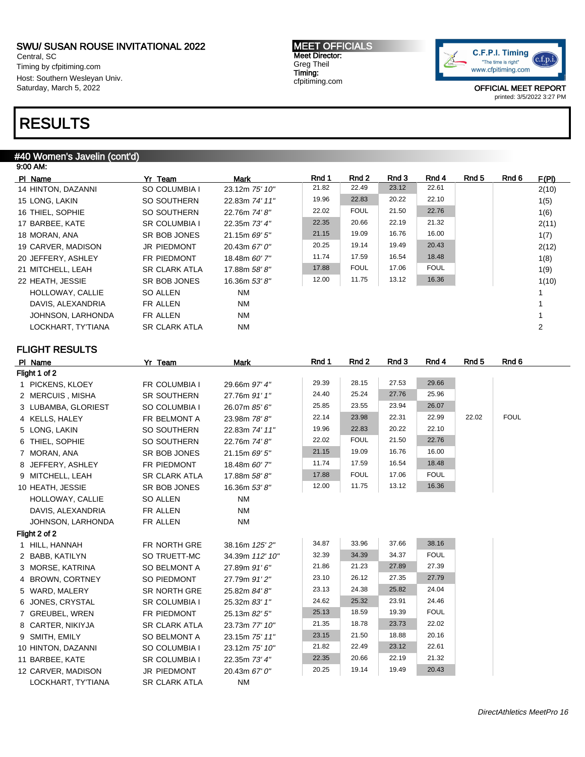SWU/ SUSAN ROUSE INVITATIONAL 2022
Central, SC
Timing by cfpitiming.com
Host: Southern Wesleyan Univ.
Saturday, March 5, 2022

MEET OFFICIALS
Meet Director:
Greg Theil
Timing:
cfpitiming.com

OFFICIAL MEET REPORT
printed: 3/5/2022 3:27 PM

# RESULTS

## #40 Women's Javelin (cont'd)

9:00 AM:

| Pl | Name | Yr | Team | Mark | Rnd 1 | Rnd 2 | Rnd 3 | Rnd 4 | Rnd 5 | Rnd 6 | F(Pl) |
|---|---|---|---|---|---|---|---|---|---|---|---|
| 14 | HINTON, DAZANNI | SO | COLUMBIA I | 23.12m *75' 10"* | 21.82 | 22.49 | 23.12 | 22.61 | | | 2(10) |
| 15 | LONG, LAKIN | SO | SOUTHERN | 22.83m *74' 11"* | 19.96 | 22.83 | 20.22 | 22.10 | | | 1(5) |
| 16 | THIEL, SOPHIE | SO | SOUTHERN | 22.76m *74' 8"* | 22.02 | FOUL | 21.50 | 22.76 | | | 1(6) |
| 17 | BARBEE, KATE | SR | COLUMBIA I | 22.35m *73' 4"* | 22.35 | 20.66 | 22.19 | 21.32 | | | 2(11) |
| 18 | MORAN, ANA | SR | BOB JONES | 21.15m *69' 5"* | 21.15 | 19.09 | 16.76 | 16.00 | | | 1(7) |
| 19 | CARVER, MADISON | JR | PIEDMONT | 20.43m *67' 0"* | 20.25 | 19.14 | 19.49 | 20.43 | | | 2(12) |
| 20 | JEFFERY, ASHLEY | FR | PIEDMONT | 18.48m *60' 7"* | 11.74 | 17.59 | 16.54 | 18.48 | | | 1(8) |
| 21 | MITCHELL, LEAH | SR | CLARK ATLA | 17.88m *58' 8"* | 17.88 | FOUL | 17.06 | FOUL | | | 1(9) |
| 22 | HEATH, JESSIE | SR | BOB JONES | 16.36m *53' 8"* | 12.00 | 11.75 | 13.12 | 16.36 | | | 1(10) |
| | HOLLOWAY, CALLIE | SO | ALLEN | NM | | | | | | | 1 |
| | DAVIS, ALEXANDRIA | FR | ALLEN | NM | | | | | | | 1 |
| | JOHNSON, LARHONDA | FR | ALLEN | NM | | | | | | | 1 |
| | LOCKHART, TY'TIANA | SR | CLARK ATLA | NM | | | | | | | 2 |

### FLIGHT RESULTS

| Pl | Name | Yr | Team | Mark | Rnd 1 | Rnd 2 | Rnd 3 | Rnd 4 | Rnd 5 | Rnd 6 |
|---|---|---|---|---|---|---|---|---|---|---|
| **Flight 1 of 2** | | | | | | | | | | |
| 1 | PICKENS, KLOEY | FR | COLUMBIA I | 29.66m *97' 4"* | 29.39 | 28.15 | 27.53 | 29.66 | | |
| 2 | MERCUIS , MISHA | SR | SOUTHERN | 27.76m *91' 1"* | 24.40 | 25.24 | 27.76 | 25.96 | | |
| 3 | LUBAMBA, GLORIEST | SO | COLUMBIA I | 26.07m *85' 6"* | 25.85 | 23.55 | 23.94 | 26.07 | | |
| 4 | KELLS, HALEY | FR | BELMONT A | 23.98m *78' 8"* | 22.14 | 23.98 | 22.31 | 22.99 | 22.02 | FOUL |
| 5 | LONG, LAKIN | SO | SOUTHERN | 22.83m *74' 11"* | 19.96 | 22.83 | 20.22 | 22.10 | | |
| 6 | THIEL, SOPHIE | SO | SOUTHERN | 22.76m *74' 8"* | 22.02 | FOUL | 21.50 | 22.76 | | |
| 7 | MORAN, ANA | SR | BOB JONES | 21.15m *69' 5"* | 21.15 | 19.09 | 16.76 | 16.00 | | |
| 8 | JEFFERY, ASHLEY | FR | PIEDMONT | 18.48m *60' 7"* | 11.74 | 17.59 | 16.54 | 18.48 | | |
| 9 | MITCHELL, LEAH | SR | CLARK ATLA | 17.88m *58' 8"* | 17.88 | FOUL | 17.06 | FOUL | | |
| 10 | HEATH, JESSIE | SR | BOB JONES | 16.36m *53' 8"* | 12.00 | 11.75 | 13.12 | 16.36 | | |
| | HOLLOWAY, CALLIE | SO | ALLEN | NM | | | | | | |
| | DAVIS, ALEXANDRIA | FR | ALLEN | NM | | | | | | |
| | JOHNSON, LARHONDA | FR | ALLEN | NM | | | | | | |
| **Flight 2 of 2** | | | | | | | | | | |
| 1 | HILL, HANNAH | FR | NORTH GRE | 38.16m *125' 2"* | 34.87 | 33.96 | 37.66 | 38.16 | | |
| 2 | BABB, KATILYN | SO | TRUETT-MC | 34.39m *112' 10"* | 32.39 | 34.39 | 34.37 | FOUL | | |
| 3 | MORSE, KATRINA | SO | BELMONT A | 27.89m *91' 6"* | 21.86 | 21.23 | 27.89 | 27.39 | | |
| 4 | BROWN, CORTNEY | SO | PIEDMONT | 27.79m *91' 2"* | 23.10 | 26.12 | 27.35 | 27.79 | | |
| 5 | WARD, MALERY | SR | NORTH GRE | 25.82m *84' 8"* | 23.13 | 24.38 | 25.82 | 24.04 | | |
| 6 | JONES, CRYSTAL | SR | COLUMBIA I | 25.32m *83' 1"* | 24.62 | 25.32 | 23.91 | 24.46 | | |
| 7 | GREUBEL, WREN | FR | PIEDMONT | 25.13m *82' 5"* | 25.13 | 18.59 | 19.39 | FOUL | | |
| 8 | CARTER, NIKIYJA | SR | CLARK ATLA | 23.73m *77' 10"* | 21.35 | 18.78 | 23.73 | 22.02 | | |
| 9 | SMITH, EMILY | SO | BELMONT A | 23.15m *75' 11"* | 23.15 | 21.50 | 18.88 | 20.16 | | |
| 10 | HINTON, DAZANNI | SO | COLUMBIA I | 23.12m *75' 10"* | 21.82 | 22.49 | 23.12 | 22.61 | | |
| 11 | BARBEE, KATE | SR | COLUMBIA I | 22.35m *73' 4"* | 22.35 | 20.66 | 22.19 | 21.32 | | |
| 12 | CARVER, MADISON | JR | PIEDMONT | 20.43m *67' 0"* | 20.25 | 19.14 | 19.49 | 20.43 | | |
| | LOCKHART, TY'TIANA | SR | CLARK ATLA | NM | | | | | | |

*DirectAthletics MeetPro 16*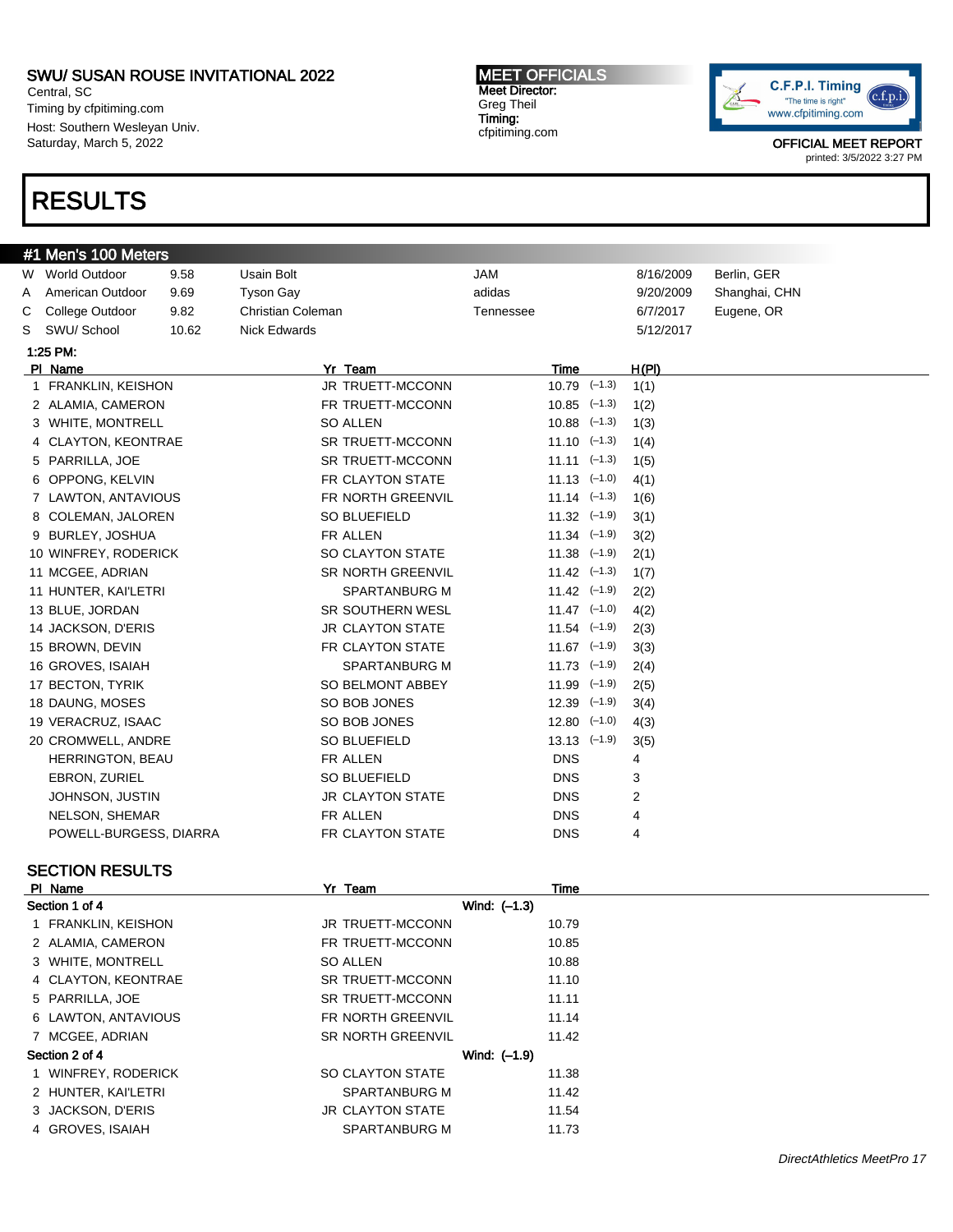SWU/ SUSAN ROUSE INVITATIONAL 2022
Central, SC
Timing by cfpitiming.com
Host: Southern Wesleyan Univ.
Saturday, March 5, 2022

MEET OFFICIALS
Meet Director:
Greg Theil
Timing:
cfpitiming.com

OFFICIAL MEET REPORT
printed: 3/5/2022 3:27 PM

# RESULTS

## #1 Men's 100 Meters

| | | | | | | |
|---|---|---|---|---|---|---|
| W | World Outdoor | 9.58 | Usain Bolt | JAM | 8/16/2009 | Berlin, GER |
| A | American Outdoor | 9.69 | Tyson Gay | adidas | 9/20/2009 | Shanghai, CHN |
| C | College Outdoor | 9.82 | Christian Coleman | Tennessee | 6/7/2017 | Eugene, OR |
| S | SWU/ School | 10.62 | Nick Edwards | | 5/12/2017 | |

**1:25 PM:**

| Pl | Name | Yr | Team | Time | Wind | H(Pl) |
|---|---|---|---|---|---|---|
| 1 | FRANKLIN, KEISHON | JR | TRUETT-MCCONN | 10.79 | (−1.3) | 1(1) |
| 2 | ALAMIA, CAMERON | FR | TRUETT-MCCONN | 10.85 | (−1.3) | 1(2) |
| 3 | WHITE, MONTRELL | SO | ALLEN | 10.88 | (−1.3) | 1(3) |
| 4 | CLAYTON, KEONTRAE | SR | TRUETT-MCCONN | 11.10 | (−1.3) | 1(4) |
| 5 | PARRILLA, JOE | SR | TRUETT-MCCONN | 11.11 | (−1.3) | 1(5) |
| 6 | OPPONG, KELVIN | FR | CLAYTON STATE | 11.13 | (−1.0) | 4(1) |
| 7 | LAWTON, ANTAVIOUS | FR | NORTH GREENVIL | 11.14 | (−1.3) | 1(6) |
| 8 | COLEMAN, JALOREN | SO | BLUEFIELD | 11.32 | (−1.9) | 3(1) |
| 9 | BURLEY, JOSHUA | FR | ALLEN | 11.34 | (−1.9) | 3(2) |
| 10 | WINFREY, RODERICK | SO | CLAYTON STATE | 11.38 | (−1.9) | 2(1) |
| 11 | MCGEE, ADRIAN | SR | NORTH GREENVIL | 11.42 | (−1.3) | 1(7) |
| 11 | HUNTER, KAI'LETRI | | SPARTANBURG M | 11.42 | (−1.9) | 2(2) |
| 13 | BLUE, JORDAN | SR | SOUTHERN WESL | 11.47 | (−1.0) | 4(2) |
| 14 | JACKSON, D'ERIS | JR | CLAYTON STATE | 11.54 | (−1.9) | 2(3) |
| 15 | BROWN, DEVIN | FR | CLAYTON STATE | 11.67 | (−1.9) | 3(3) |
| 16 | GROVES, ISAIAH | | SPARTANBURG M | 11.73 | (−1.9) | 2(4) |
| 17 | BECTON, TYRIK | SO | BELMONT ABBEY | 11.99 | (−1.9) | 2(5) |
| 18 | DAUNG, MOSES | SO | BOB JONES | 12.39 | (−1.9) | 3(4) |
| 19 | VERACRUZ, ISAAC | SO | BOB JONES | 12.80 | (−1.0) | 4(3) |
| 20 | CROMWELL, ANDRE | SO | BLUEFIELD | 13.13 | (−1.9) | 3(5) |
| | HERRINGTON, BEAU | FR | ALLEN | DNS | | 4 |
| | EBRON, ZURIEL | SO | BLUEFIELD | DNS | | 3 |
| | JOHNSON, JUSTIN | JR | CLAYTON STATE | DNS | | 2 |
| | NELSON, SHEMAR | FR | ALLEN | DNS | | 4 |
| | POWELL-BURGESS, DIARRA | FR | CLAYTON STATE | DNS | | 4 |

### SECTION RESULTS

| Pl | Name | Yr | Team | Time |
|---|---|---|---|---|
| **Section 1 of 4** | | | Wind: (−1.3) | |
| 1 | FRANKLIN, KEISHON | JR | TRUETT-MCCONN | 10.79 |
| 2 | ALAMIA, CAMERON | FR | TRUETT-MCCONN | 10.85 |
| 3 | WHITE, MONTRELL | SO | ALLEN | 10.88 |
| 4 | CLAYTON, KEONTRAE | SR | TRUETT-MCCONN | 11.10 |
| 5 | PARRILLA, JOE | SR | TRUETT-MCCONN | 11.11 |
| 6 | LAWTON, ANTAVIOUS | FR | NORTH GREENVIL | 11.14 |
| 7 | MCGEE, ADRIAN | SR | NORTH GREENVIL | 11.42 |
| **Section 2 of 4** | | | Wind: (−1.9) | |
| 1 | WINFREY, RODERICK | SO | CLAYTON STATE | 11.38 |
| 2 | HUNTER, KAI'LETRI | | SPARTANBURG M | 11.42 |
| 3 | JACKSON, D'ERIS | JR | CLAYTON STATE | 11.54 |
| 4 | GROVES, ISAIAH | | SPARTANBURG M | 11.73 |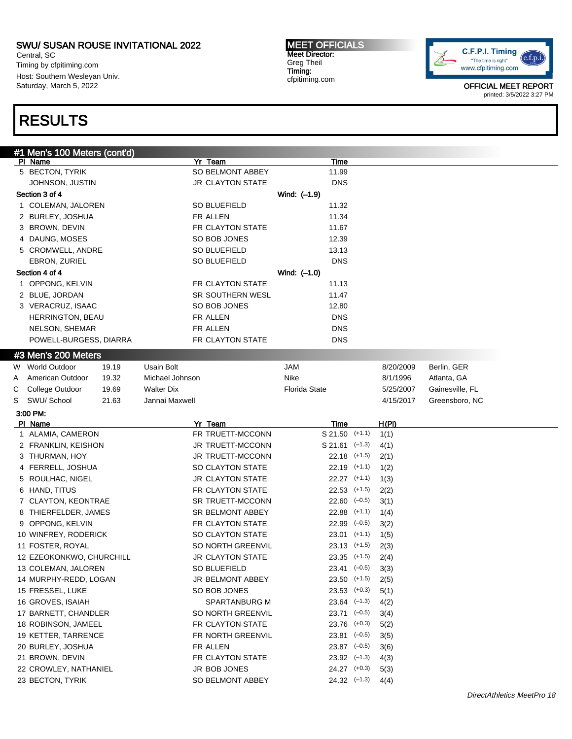# SWU/ SUSAN ROUSE INVITATIONAL 2022

Central, SC
Timing by cfpitiming.com
Host: Southern Wesleyan Univ.
Saturday, March 5, 2022

**MEET OFFICIALS**
**Meet Director:**
Greg Theil
**Timing:**
cfpitiming.com

OFFICIAL MEET REPORT
printed: 3/5/2022 3:27 PM

# RESULTS

## #1 Men's 100 Meters (cont'd)

| Pl | Name | Yr | Team | Time |
|---|---|---|---|---|
| 5 | BECTON, TYRIK | SO | BELMONT ABBEY | 11.99 |
| | JOHNSON, JUSTIN | JR | CLAYTON STATE | DNS |

**Section 3 of 4** Wind: (–1.9)

| Pl | Name | Yr | Team | Time |
|---|---|---|---|---|
| 1 | COLEMAN, JALOREN | SO | BLUEFIELD | 11.32 |
| 2 | BURLEY, JOSHUA | FR | ALLEN | 11.34 |
| 3 | BROWN, DEVIN | FR | CLAYTON STATE | 11.67 |
| 4 | DAUNG, MOSES | SO | BOB JONES | 12.39 |
| 5 | CROMWELL, ANDRE | SO | BLUEFIELD | 13.13 |
| | EBRON, ZURIEL | SO | BLUEFIELD | DNS |

**Section 4 of 4** Wind: (–1.0)

| Pl | Name | Yr | Team | Time |
|---|---|---|---|---|
| 1 | OPPONG, KELVIN | FR | CLAYTON STATE | 11.13 |
| 2 | BLUE, JORDAN | SR | SOUTHERN WESL | 11.47 |
| 3 | VERACRUZ, ISAAC | SO | BOB JONES | 12.80 |
| | HERRINGTON, BEAU | FR | ALLEN | DNS |
| | NELSON, SHEMAR | FR | ALLEN | DNS |
| | POWELL-BURGESS, DIARRA | FR | CLAYTON STATE | DNS |

## #3 Men's 200 Meters

| | Record | Mark | Name | Team | Date | Location |
|---|---|---|---|---|---|---|
| W | World Outdoor | 19.19 | Usain Bolt | JAM | 8/20/2009 | Berlin, GER |
| A | American Outdoor | 19.32 | Michael Johnson | Nike | 8/1/1996 | Atlanta, GA |
| C | College Outdoor | 19.69 | Walter Dix | Florida State | 5/25/2007 | Gainesville, FL |
| S | SWU/ School | 21.63 | Jannai Maxwell | | 4/15/2017 | Greensboro, NC |

**3:00 PM:**

| Pl | Name | Yr | Team | Time | Wind | H(Pl) |
|---|---|---|---|---|---|---|
| 1 | ALAMIA, CAMERON | FR | TRUETT-MCCONN | S 21.50 | (+1.1) | 1(1) |
| 2 | FRANKLIN, KEISHON | JR | TRUETT-MCCONN | S 21.61 | (–1.3) | 4(1) |
| 3 | THURMAN, HOY | JR | TRUETT-MCCONN | 22.18 | (+1.5) | 2(1) |
| 4 | FERRELL, JOSHUA | SO | CLAYTON STATE | 22.19 | (+1.1) | 1(2) |
| 5 | ROULHAC, NIGEL | JR | CLAYTON STATE | 22.27 | (+1.1) | 1(3) |
| 6 | HAND, TITUS | FR | CLAYTON STATE | 22.53 | (+1.5) | 2(2) |
| 7 | CLAYTON, KEONTRAE | SR | TRUETT-MCCONN | 22.60 | (–0.5) | 3(1) |
| 8 | THIERFELDER, JAMES | SR | BELMONT ABBEY | 22.88 | (+1.1) | 1(4) |
| 9 | OPPONG, KELVIN | FR | CLAYTON STATE | 22.99 | (–0.5) | 3(2) |
| 10 | WINFREY, RODERICK | SO | CLAYTON STATE | 23.01 | (+1.1) | 1(5) |
| 11 | FOSTER, ROYAL | SO | NORTH GREENVIL | 23.13 | (+1.5) | 2(3) |
| 12 | EZEOKONKWO, CHURCHILL | JR | CLAYTON STATE | 23.35 | (+1.5) | 2(4) |
| 13 | COLEMAN, JALOREN | SO | BLUEFIELD | 23.41 | (–0.5) | 3(3) |
| 14 | MURPHY-REDD, LOGAN | JR | BELMONT ABBEY | 23.50 | (+1.5) | 2(5) |
| 15 | FRESSEL, LUKE | SO | BOB JONES | 23.53 | (+0.3) | 5(1) |
| 16 | GROVES, ISAIAH | | SPARTANBURG M | 23.64 | (–1.3) | 4(2) |
| 17 | BARNETT, CHANDLER | SO | NORTH GREENVIL | 23.71 | (–0.5) | 3(4) |
| 18 | ROBINSON, JAMEEL | FR | CLAYTON STATE | 23.76 | (+0.3) | 5(2) |
| 19 | KETTER, TARRENCE | FR | NORTH GREENVIL | 23.81 | (–0.5) | 3(5) |
| 20 | BURLEY, JOSHUA | FR | ALLEN | 23.87 | (–0.5) | 3(6) |
| 21 | BROWN, DEVIN | FR | CLAYTON STATE | 23.92 | (–1.3) | 4(3) |
| 22 | CROWLEY, NATHANIEL | JR | BOB JONES | 24.27 | (+0.3) | 5(3) |
| 23 | BECTON, TYRIK | SO | BELMONT ABBEY | 24.32 | (–1.3) | 4(4) |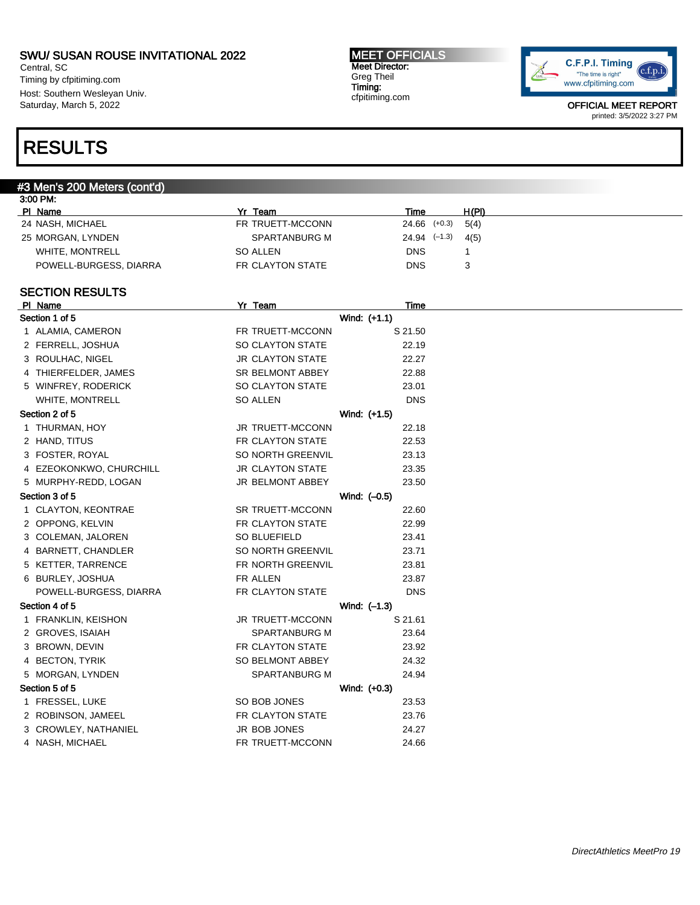SWU/ SUSAN ROUSE INVITATIONAL 2022
Central, SC
Timing by cfpitiming.com
Host: Southern Wesleyan Univ.
Saturday, March 5, 2022

MEET OFFICIALS
Meet Director:
Greg Theil
Timing:
cfpitiming.com

OFFICIAL MEET REPORT
printed: 3/5/2022 3:27 PM

# RESULTS

## #3 Men's 200 Meters (cont'd)

3:00 PM:

| Pl | Name | Yr | Team | Time | Wind | H(Pl) |
|---|---|---|---|---|---|---|
| 24 | NASH, MICHAEL | FR | TRUETT-MCCONN | 24.66 | (+0.3) | 5(4) |
| 25 | MORGAN, LYNDEN | | SPARTANBURG M | 24.94 | (–1.3) | 4(5) |
| | WHITE, MONTRELL | SO | ALLEN | DNS | | 1 |
| | POWELL-BURGESS, DIARRA | FR | CLAYTON STATE | DNS | | 3 |

### SECTION RESULTS

| Pl | Name | Yr | Team | Time |
|---|---|---|---|---|
| **Section 1 of 5** | | | Wind: (+1.1) | |
| 1 | ALAMIA, CAMERON | FR | TRUETT-MCCONN | S 21.50 |
| 2 | FERRELL, JOSHUA | SO | CLAYTON STATE | 22.19 |
| 3 | ROULHAC, NIGEL | JR | CLAYTON STATE | 22.27 |
| 4 | THIERFELDER, JAMES | SR | BELMONT ABBEY | 22.88 |
| 5 | WINFREY, RODERICK | SO | CLAYTON STATE | 23.01 |
| | WHITE, MONTRELL | SO | ALLEN | DNS |
| **Section 2 of 5** | | | Wind: (+1.5) | |
| 1 | THURMAN, HOY | JR | TRUETT-MCCONN | 22.18 |
| 2 | HAND, TITUS | FR | CLAYTON STATE | 22.53 |
| 3 | FOSTER, ROYAL | SO | NORTH GREENVIL | 23.13 |
| 4 | EZEOKONKWO, CHURCHILL | JR | CLAYTON STATE | 23.35 |
| 5 | MURPHY-REDD, LOGAN | JR | BELMONT ABBEY | 23.50 |
| **Section 3 of 5** | | | Wind: (–0.5) | |
| 1 | CLAYTON, KEONTRAE | SR | TRUETT-MCCONN | 22.60 |
| 2 | OPPONG, KELVIN | FR | CLAYTON STATE | 22.99 |
| 3 | COLEMAN, JALOREN | SO | BLUEFIELD | 23.41 |
| 4 | BARNETT, CHANDLER | SO | NORTH GREENVIL | 23.71 |
| 5 | KETTER, TARRENCE | FR | NORTH GREENVIL | 23.81 |
| 6 | BURLEY, JOSHUA | FR | ALLEN | 23.87 |
| | POWELL-BURGESS, DIARRA | FR | CLAYTON STATE | DNS |
| **Section 4 of 5** | | | Wind: (–1.3) | |
| 1 | FRANKLIN, KEISHON | JR | TRUETT-MCCONN | S 21.61 |
| 2 | GROVES, ISAIAH | | SPARTANBURG M | 23.64 |
| 3 | BROWN, DEVIN | FR | CLAYTON STATE | 23.92 |
| 4 | BECTON, TYRIK | SO | BELMONT ABBEY | 24.32 |
| 5 | MORGAN, LYNDEN | | SPARTANBURG M | 24.94 |
| **Section 5 of 5** | | | Wind: (+0.3) | |
| 1 | FRESSEL, LUKE | SO | BOB JONES | 23.53 |
| 2 | ROBINSON, JAMEEL | FR | CLAYTON STATE | 23.76 |
| 3 | CROWLEY, NATHANIEL | JR | BOB JONES | 24.27 |
| 4 | NASH, MICHAEL | FR | TRUETT-MCCONN | 24.66 |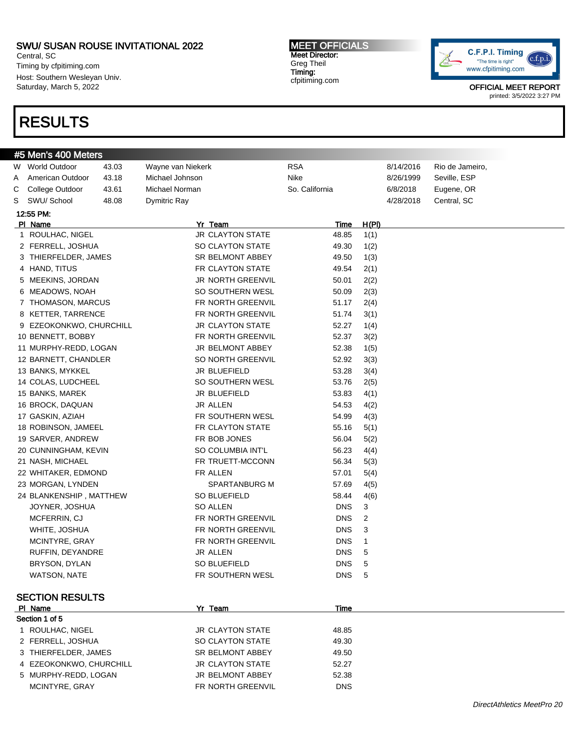# SWU/ SUSAN ROUSE INVITATIONAL 2022

Central, SC
Timing by cfpitiming.com
Host: Southern Wesleyan Univ.
Saturday, March 5, 2022

**MEET OFFICIALS**
**Meet Director:**
Greg Theil
**Timing:**
cfpitiming.com

C.F.P.I. Timing
"The time is right"
www.cfpitiming.com

OFFICIAL MEET REPORT
printed: 3/5/2022 3:27 PM

# RESULTS

## #5 Men's 400 Meters

| | | | | | | |
|---|---|---|---|---|---|---|
| W | World Outdoor | 43.03 | Wayne van Niekerk | RSA | 8/14/2016 | Rio de Jameiro, |
| A | American Outdoor | 43.18 | Michael Johnson | Nike | 8/26/1999 | Seville, ESP |
| C | College Outdoor | 43.61 | Michael Norman | So. California | 6/8/2018 | Eugene, OR |
| S | SWU/ School | 48.08 | Dymitric Ray | | 4/28/2018 | Central, SC |

**12:55 PM:**

| Pl | Name | Yr | Team | Time | H(Pl) |
|---|---|---|---|---|---|
| 1 | ROULHAC, NIGEL | JR | CLAYTON STATE | 48.85 | 1(1) |
| 2 | FERRELL, JOSHUA | SO | CLAYTON STATE | 49.30 | 1(2) |
| 3 | THIERFELDER, JAMES | SR | BELMONT ABBEY | 49.50 | 1(3) |
| 4 | HAND, TITUS | FR | CLAYTON STATE | 49.54 | 2(1) |
| 5 | MEEKINS, JORDAN | JR | NORTH GREENVIL | 50.01 | 2(2) |
| 6 | MEADOWS, NOAH | SO | SOUTHERN WESL | 50.09 | 2(3) |
| 7 | THOMASON, MARCUS | FR | NORTH GREENVIL | 51.17 | 2(4) |
| 8 | KETTER, TARRENCE | FR | NORTH GREENVIL | 51.74 | 3(1) |
| 9 | EZEOKONKWO, CHURCHILL | JR | CLAYTON STATE | 52.27 | 1(4) |
| 10 | BENNETT, BOBBY | FR | NORTH GREENVIL | 52.37 | 3(2) |
| 11 | MURPHY-REDD, LOGAN | JR | BELMONT ABBEY | 52.38 | 1(5) |
| 12 | BARNETT, CHANDLER | SO | NORTH GREENVIL | 52.92 | 3(3) |
| 13 | BANKS, MYKKEL | JR | BLUEFIELD | 53.28 | 3(4) |
| 14 | COLAS, LUDCHEEL | SO | SOUTHERN WESL | 53.76 | 2(5) |
| 15 | BANKS, MAREK | JR | BLUEFIELD | 53.83 | 4(1) |
| 16 | BROCK, DAQUAN | JR | ALLEN | 54.53 | 4(2) |
| 17 | GASKIN, AZIAH | FR | SOUTHERN WESL | 54.99 | 4(3) |
| 18 | ROBINSON, JAMEEL | FR | CLAYTON STATE | 55.16 | 5(1) |
| 19 | SARVER, ANDREW | FR | BOB JONES | 56.04 | 5(2) |
| 20 | CUNNINGHAM, KEVIN | SO | COLUMBIA INT'L | 56.23 | 4(4) |
| 21 | NASH, MICHAEL | FR | TRUETT-MCCONN | 56.34 | 5(3) |
| 22 | WHITAKER, EDMOND | FR | ALLEN | 57.01 | 5(4) |
| 23 | MORGAN, LYNDEN | | SPARTANBURG M | 57.69 | 4(5) |
| 24 | BLANKENSHIP , MATTHEW | SO | BLUEFIELD | 58.44 | 4(6) |
| | JOYNER, JOSHUA | SO | ALLEN | DNS | 3 |
| | MCFERRIN, CJ | FR | NORTH GREENVIL | DNS | 2 |
| | WHITE, JOSHUA | FR | NORTH GREENVIL | DNS | 3 |
| | MCINTYRE, GRAY | FR | NORTH GREENVIL | DNS | 1 |
| | RUFFIN, DEYANDRE | JR | ALLEN | DNS | 5 |
| | BRYSON, DYLAN | SO | BLUEFIELD | DNS | 5 |
| | WATSON, NATE | FR | SOUTHERN WESL | DNS | 5 |

### SECTION RESULTS

**Section 1 of 5**

| Pl | Name | Yr | Team | Time |
|---|---|---|---|---|
| 1 | ROULHAC, NIGEL | JR | CLAYTON STATE | 48.85 |
| 2 | FERRELL, JOSHUA | SO | CLAYTON STATE | 49.30 |
| 3 | THIERFELDER, JAMES | SR | BELMONT ABBEY | 49.50 |
| 4 | EZEOKONKWO, CHURCHILL | JR | CLAYTON STATE | 52.27 |
| 5 | MURPHY-REDD, LOGAN | JR | BELMONT ABBEY | 52.38 |
| | MCINTYRE, GRAY | FR | NORTH GREENVIL | DNS |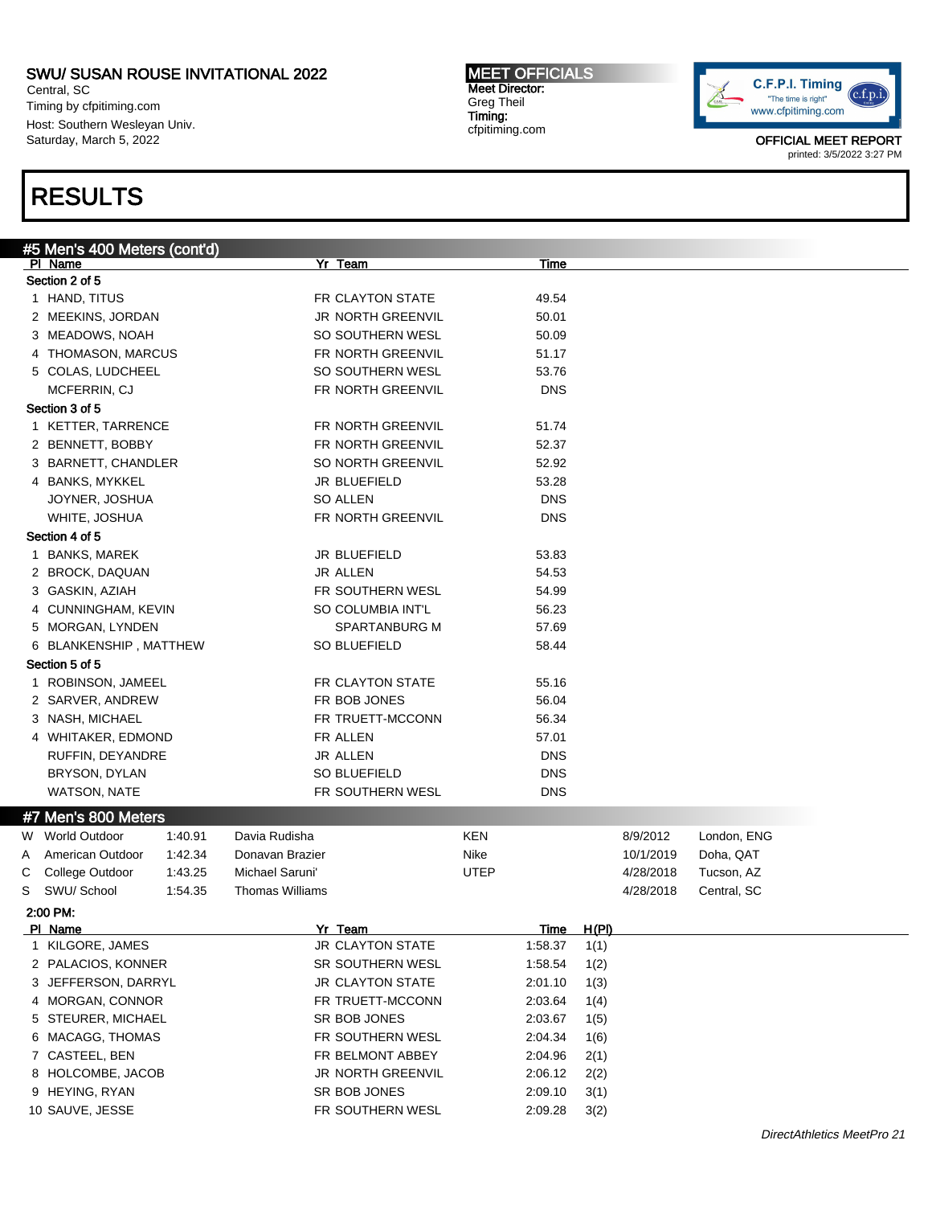# SWU/ SUSAN ROUSE INVITATIONAL 2022

Central, SC
Timing by cfpitiming.com
Host: Southern Wesleyan Univ.
Saturday, March 5, 2022

**MEET OFFICIALS**
Meet Director:
Greg Theil
Timing:
cfpitiming.com

OFFICIAL MEET REPORT
printed: 3/5/2022 3:27 PM

# RESULTS

## #5 Men's 400 Meters (cont'd)

| Pl | Name | Yr | Team | Time |
|---|---|---|---|---|
| **Section 2 of 5** | | | | |
| 1 | HAND, TITUS | FR | CLAYTON STATE | 49.54 |
| 2 | MEEKINS, JORDAN | JR | NORTH GREENVIL | 50.01 |
| 3 | MEADOWS, NOAH | SO | SOUTHERN WESL | 50.09 |
| 4 | THOMASON, MARCUS | FR | NORTH GREENVIL | 51.17 |
| 5 | COLAS, LUDCHEEL | SO | SOUTHERN WESL | 53.76 |
| | MCFERRIN, CJ | FR | NORTH GREENVIL | DNS |
| **Section 3 of 5** | | | | |
| 1 | KETTER, TARRENCE | FR | NORTH GREENVIL | 51.74 |
| 2 | BENNETT, BOBBY | FR | NORTH GREENVIL | 52.37 |
| 3 | BARNETT, CHANDLER | SO | NORTH GREENVIL | 52.92 |
| 4 | BANKS, MYKKEL | JR | BLUEFIELD | 53.28 |
| | JOYNER, JOSHUA | SO | ALLEN | DNS |
| | WHITE, JOSHUA | FR | NORTH GREENVIL | DNS |
| **Section 4 of 5** | | | | |
| 1 | BANKS, MAREK | JR | BLUEFIELD | 53.83 |
| 2 | BROCK, DAQUAN | JR | ALLEN | 54.53 |
| 3 | GASKIN, AZIAH | FR | SOUTHERN WESL | 54.99 |
| 4 | CUNNINGHAM, KEVIN | SO | COLUMBIA INT'L | 56.23 |
| 5 | MORGAN, LYNDEN | | SPARTANBURG M | 57.69 |
| 6 | BLANKENSHIP , MATTHEW | SO | BLUEFIELD | 58.44 |
| **Section 5 of 5** | | | | |
| 1 | ROBINSON, JAMEEL | FR | CLAYTON STATE | 55.16 |
| 2 | SARVER, ANDREW | FR | BOB JONES | 56.04 |
| 3 | NASH, MICHAEL | FR | TRUETT-MCCONN | 56.34 |
| 4 | WHITAKER, EDMOND | FR | ALLEN | 57.01 |
| | RUFFIN, DEYANDRE | JR | ALLEN | DNS |
| | BRYSON, DYLAN | SO | BLUEFIELD | DNS |
| | WATSON, NATE | FR | SOUTHERN WESL | DNS |

## #7 Men's 800 Meters

| | Record | Time | Name | Team | Date | Location |
|---|---|---|---|---|---|---|
| W | World Outdoor | 1:40.91 | Davia Rudisha | KEN | 8/9/2012 | London, ENG |
| A | American Outdoor | 1:42.34 | Donavan Brazier | Nike | 10/1/2019 | Doha, QAT |
| C | College Outdoor | 1:43.25 | Michael Saruni' | UTEP | 4/28/2018 | Tucson, AZ |
| S | SWU/ School | 1:54.35 | Thomas Williams | | 4/28/2018 | Central, SC |

2:00 PM:

| Pl | Name | Yr | Team | Time | H(Pl) |
|---|---|---|---|---|---|
| 1 | KILGORE, JAMES | JR | CLAYTON STATE | 1:58.37 | 1(1) |
| 2 | PALACIOS, KONNER | SR | SOUTHERN WESL | 1:58.54 | 1(2) |
| 3 | JEFFERSON, DARRYL | JR | CLAYTON STATE | 2:01.10 | 1(3) |
| 4 | MORGAN, CONNOR | FR | TRUETT-MCCONN | 2:03.64 | 1(4) |
| 5 | STEURER, MICHAEL | SR | BOB JONES | 2:03.67 | 1(5) |
| 6 | MACAGG, THOMAS | FR | SOUTHERN WESL | 2:04.34 | 1(6) |
| 7 | CASTEEL, BEN | FR | BELMONT ABBEY | 2:04.96 | 2(1) |
| 8 | HOLCOMBE, JACOB | JR | NORTH GREENVIL | 2:06.12 | 2(2) |
| 9 | HEYING, RYAN | SR | BOB JONES | 2:09.10 | 3(1) |
| 10 | SAUVE, JESSE | FR | SOUTHERN WESL | 2:09.28 | 3(2) |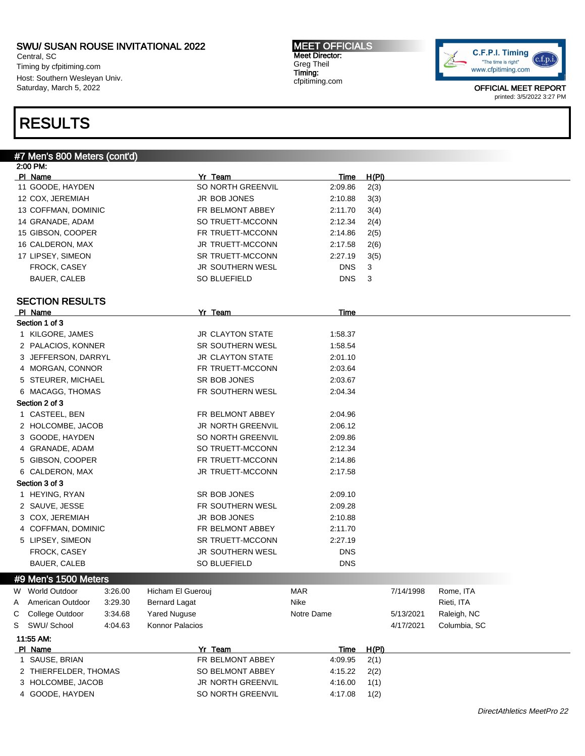# SWU/ SUSAN ROUSE INVITATIONAL 2022

Central, SC
Timing by cfpitiming.com
Host: Southern Wesleyan Univ.
Saturday, March 5, 2022

**MEET OFFICIALS**
**Meet Director:**
Greg Theil
**Timing:**
cfpitiming.com

OFFICIAL MEET REPORT
printed: 3/5/2022 3:27 PM

# RESULTS

## #7 Men's 800 Meters (cont'd)

2:00 PM:

| Pl | Name | Yr | Team | Time | H(Pl) |
|---|---|---|---|---|---|
| 11 | GOODE, HAYDEN | SO | NORTH GREENVIL | 2:09.86 | 2(3) |
| 12 | COX, JEREMIAH | JR | BOB JONES | 2:10.88 | 3(3) |
| 13 | COFFMAN, DOMINIC | FR | BELMONT ABBEY | 2:11.70 | 3(4) |
| 14 | GRANADE, ADAM | SO | TRUETT-MCCONN | 2:12.34 | 2(4) |
| 15 | GIBSON, COOPER | FR | TRUETT-MCCONN | 2:14.86 | 2(5) |
| 16 | CALDERON, MAX | JR | TRUETT-MCCONN | 2:17.58 | 2(6) |
| 17 | LIPSEY, SIMEON | SR | TRUETT-MCCONN | 2:27.19 | 3(5) |
| | FROCK, CASEY | JR | SOUTHERN WESL | DNS | 3 |
| | BAUER, CALEB | SO | BLUEFIELD | DNS | 3 |

### SECTION RESULTS

| Pl | Name | Yr | Team | Time |
|---|---|---|---|---|
| **Section 1 of 3** | | | | |
| 1 | KILGORE, JAMES | JR | CLAYTON STATE | 1:58.37 |
| 2 | PALACIOS, KONNER | SR | SOUTHERN WESL | 1:58.54 |
| 3 | JEFFERSON, DARRYL | JR | CLAYTON STATE | 2:01.10 |
| 4 | MORGAN, CONNOR | FR | TRUETT-MCCONN | 2:03.64 |
| 5 | STEURER, MICHAEL | SR | BOB JONES | 2:03.67 |
| 6 | MACAGG, THOMAS | FR | SOUTHERN WESL | 2:04.34 |
| **Section 2 of 3** | | | | |
| 1 | CASTEEL, BEN | FR | BELMONT ABBEY | 2:04.96 |
| 2 | HOLCOMBE, JACOB | JR | NORTH GREENVIL | 2:06.12 |
| 3 | GOODE, HAYDEN | SO | NORTH GREENVIL | 2:09.86 |
| 4 | GRANADE, ADAM | SO | TRUETT-MCCONN | 2:12.34 |
| 5 | GIBSON, COOPER | FR | TRUETT-MCCONN | 2:14.86 |
| 6 | CALDERON, MAX | JR | TRUETT-MCCONN | 2:17.58 |
| **Section 3 of 3** | | | | |
| 1 | HEYING, RYAN | SR | BOB JONES | 2:09.10 |
| 2 | SAUVE, JESSE | FR | SOUTHERN WESL | 2:09.28 |
| 3 | COX, JEREMIAH | JR | BOB JONES | 2:10.88 |
| 4 | COFFMAN, DOMINIC | FR | BELMONT ABBEY | 2:11.70 |
| 5 | LIPSEY, SIMEON | SR | TRUETT-MCCONN | 2:27.19 |
| | FROCK, CASEY | JR | SOUTHERN WESL | DNS |
| | BAUER, CALEB | SO | BLUEFIELD | DNS |

## #9 Men's 1500 Meters

| | Record | Time | Name | Team | Date | Location |
|---|---|---|---|---|---|---|
| W | World Outdoor | 3:26.00 | Hicham El Guerouj | MAR | 7/14/1998 | Rome, ITA |
| A | American Outdoor | 3:29.30 | Bernard Lagat | Nike | | Rieti, ITA |
| C | College Outdoor | 3:34.68 | Yared Nuguse | Notre Dame | 5/13/2021 | Raleigh, NC |
| S | SWU/ School | 4:04.63 | Konnor Palacios | | 4/17/2021 | Columbia, SC |

11:55 AM:

| Pl | Name | Yr | Team | Time | H(Pl) |
|---|---|---|---|---|---|
| 1 | SAUSE, BRIAN | FR | BELMONT ABBEY | 4:09.95 | 2(1) |
| 2 | THIERFELDER, THOMAS | SO | BELMONT ABBEY | 4:15.22 | 2(2) |
| 3 | HOLCOMBE, JACOB | JR | NORTH GREENVIL | 4:16.00 | 1(1) |
| 4 | GOODE, HAYDEN | SO | NORTH GREENVIL | 4:17.08 | 1(2) |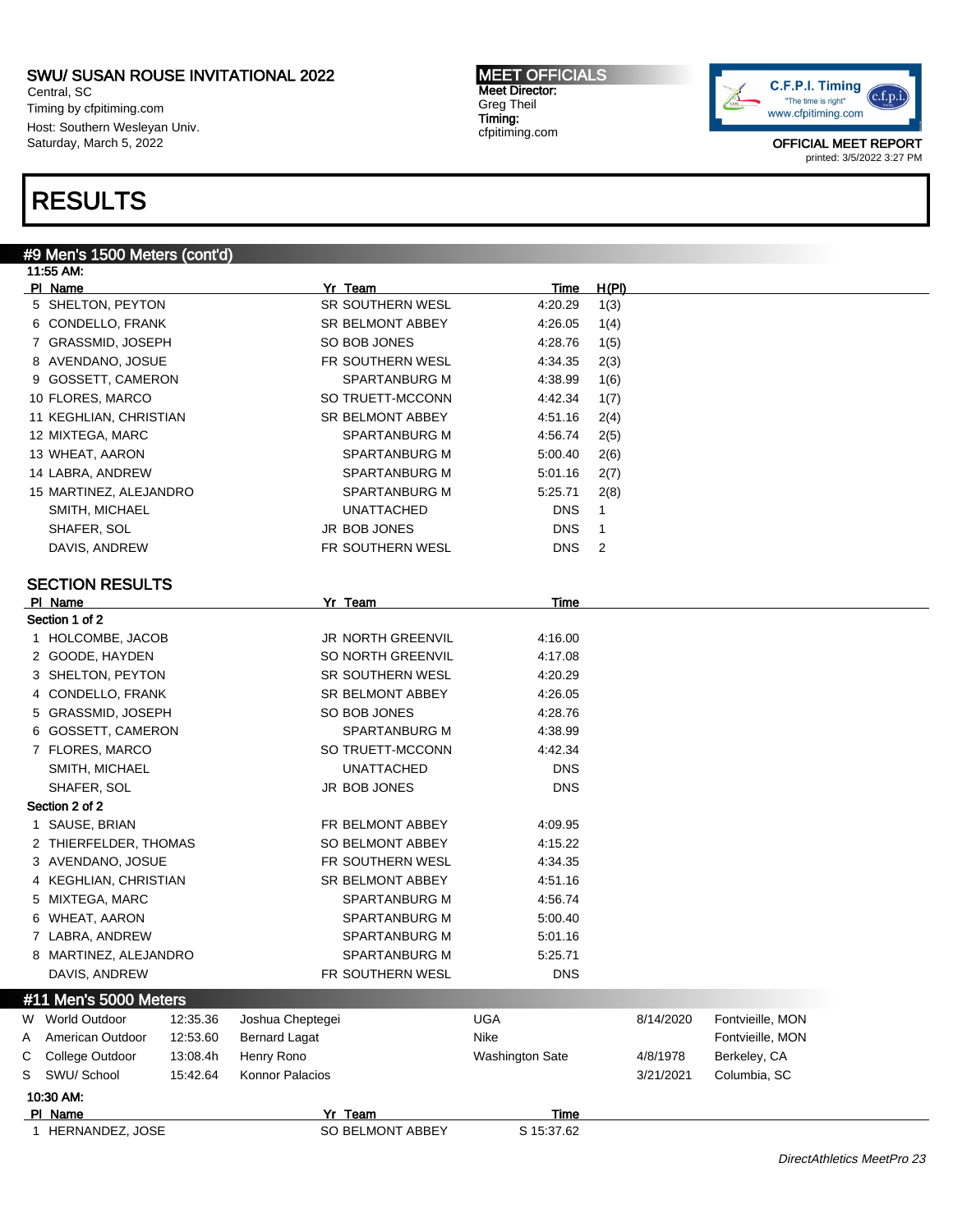# RESULTS

## #9 Men's 1500 Meters (cont'd)

11:55 AM:

| Pl | Name | Yr | Team | Time | H(Pl) |
|---|---|---|---|---|---|
| 5 | SHELTON, PEYTON | SR | SOUTHERN WESL | 4:20.29 | 1(3) |
| 6 | CONDELLO, FRANK | SR | BELMONT ABBEY | 4:26.05 | 1(4) |
| 7 | GRASSMID, JOSEPH | SO | BOB JONES | 4:28.76 | 1(5) |
| 8 | AVENDANO, JOSUE | FR | SOUTHERN WESL | 4:34.35 | 2(3) |
| 9 | GOSSETT, CAMERON | | SPARTANBURG M | 4:38.99 | 1(6) |
| 10 | FLORES, MARCO | SO | TRUETT-MCCONN | 4:42.34 | 1(7) |
| 11 | KEGHLIAN, CHRISTIAN | SR | BELMONT ABBEY | 4:51.16 | 2(4) |
| 12 | MIXTEGA, MARC | | SPARTANBURG M | 4:56.74 | 2(5) |
| 13 | WHEAT, AARON | | SPARTANBURG M | 5:00.40 | 2(6) |
| 14 | LABRA, ANDREW | | SPARTANBURG M | 5:01.16 | 2(7) |
| 15 | MARTINEZ, ALEJANDRO | | SPARTANBURG M | 5:25.71 | 2(8) |
| | SMITH, MICHAEL | | UNATTACHED | DNS | 1 |
| | SHAFER, SOL | JR | BOB JONES | DNS | 1 |
| | DAVIS, ANDREW | FR | SOUTHERN WESL | DNS | 2 |

### SECTION RESULTS

| Pl | Name | Yr | Team | Time |
|---|---|---|---|---|
| **Section 1 of 2** | | | | |
| 1 | HOLCOMBE, JACOB | JR | NORTH GREENVIL | 4:16.00 |
| 2 | GOODE, HAYDEN | SO | NORTH GREENVIL | 4:17.08 |
| 3 | SHELTON, PEYTON | SR | SOUTHERN WESL | 4:20.29 |
| 4 | CONDELLO, FRANK | SR | BELMONT ABBEY | 4:26.05 |
| 5 | GRASSMID, JOSEPH | SO | BOB JONES | 4:28.76 |
| 6 | GOSSETT, CAMERON | | SPARTANBURG M | 4:38.99 |
| 7 | FLORES, MARCO | SO | TRUETT-MCCONN | 4:42.34 |
| | SMITH, MICHAEL | | UNATTACHED | DNS |
| | SHAFER, SOL | JR | BOB JONES | DNS |
| **Section 2 of 2** | | | | |
| 1 | SAUSE, BRIAN | FR | BELMONT ABBEY | 4:09.95 |
| 2 | THIERFELDER, THOMAS | SO | BELMONT ABBEY | 4:15.22 |
| 3 | AVENDANO, JOSUE | FR | SOUTHERN WESL | 4:34.35 |
| 4 | KEGHLIAN, CHRISTIAN | SR | BELMONT ABBEY | 4:51.16 |
| 5 | MIXTEGA, MARC | | SPARTANBURG M | 4:56.74 |
| 6 | WHEAT, AARON | | SPARTANBURG M | 5:00.40 |
| 7 | LABRA, ANDREW | | SPARTANBURG M | 5:01.16 |
| 8 | MARTINEZ, ALEJANDRO | | SPARTANBURG M | 5:25.71 |
| | DAVIS, ANDREW | FR | SOUTHERN WESL | DNS |

## #11 Men's 5000 Meters

| | Record | Mark | Holder | Team | Date | Location |
|---|---|---|---|---|---|---|
| W | World Outdoor | 12:35.36 | Joshua Cheptegei | UGA | 8/14/2020 | Fontvieille, MON |
| A | American Outdoor | 12:53.60 | Bernard Lagat | Nike | | Fontvieille, MON |
| C | College Outdoor | 13:08.4h | Henry Rono | Washington Sate | 4/8/1978 | Berkeley, CA |
| S | SWU/ School | 15:42.64 | Konnor Palacios | | 3/21/2021 | Columbia, SC |

10:30 AM:

| Pl | Name | Yr | Team | Time |
|---|---|---|---|---|
| 1 | HERNANDEZ, JOSE | SO | BELMONT ABBEY | S 15:37.62 |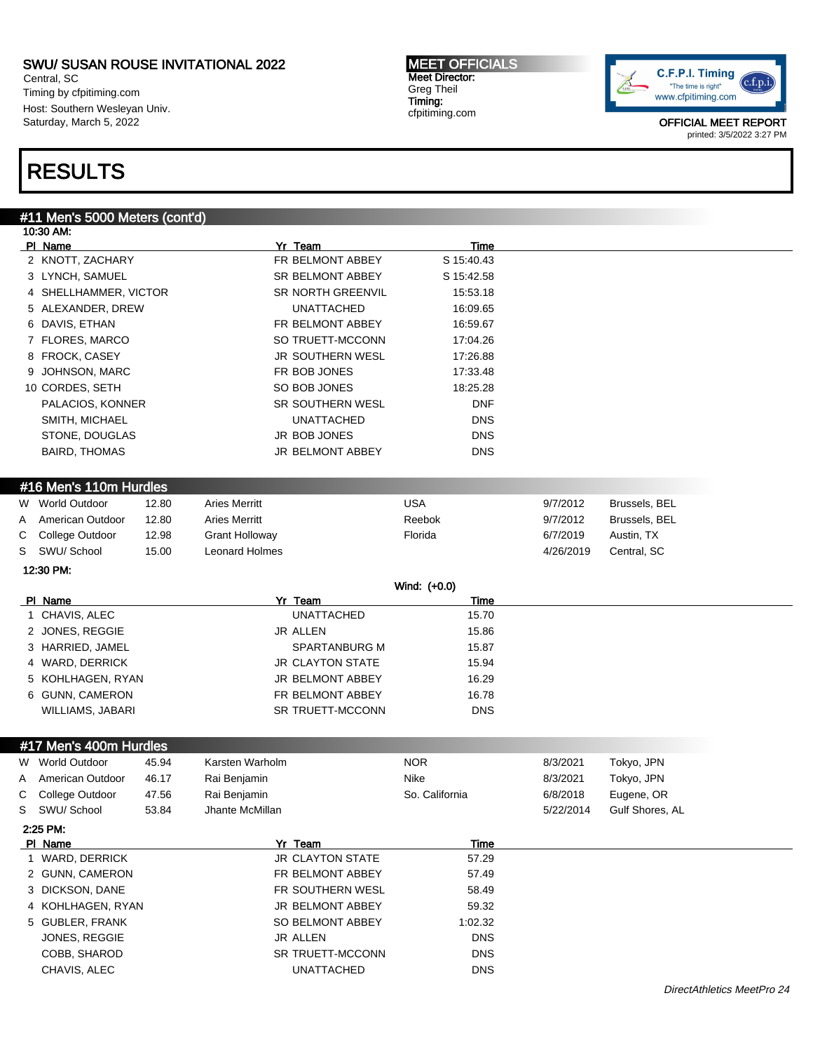# RESULTS

## #11 Men's 5000 Meters (cont'd)

10:30 AM:

| Pl | Name | Yr | Team | Time |
|---|---|---|---|---|
| 2 | KNOTT, ZACHARY | FR | BELMONT ABBEY | S 15:40.43 |
| 3 | LYNCH, SAMUEL | SR | BELMONT ABBEY | S 15:42.58 |
| 4 | SHELLHAMMER, VICTOR | SR | NORTH GREENVIL | 15:53.18 |
| 5 | ALEXANDER, DREW | | UNATTACHED | 16:09.65 |
| 6 | DAVIS, ETHAN | FR | BELMONT ABBEY | 16:59.67 |
| 7 | FLORES, MARCO | SO | TRUETT-MCCONN | 17:04.26 |
| 8 | FROCK, CASEY | JR | SOUTHERN WESL | 17:26.88 |
| 9 | JOHNSON, MARC | FR | BOB JONES | 17:33.48 |
| 10 | CORDES, SETH | SO | BOB JONES | 18:25.28 |
| | PALACIOS, KONNER | SR | SOUTHERN WESL | DNF |
| | SMITH, MICHAEL | | UNATTACHED | DNS |
| | STONE, DOUGLAS | JR | BOB JONES | DNS |
| | BAIRD, THOMAS | JR | BELMONT ABBEY | DNS |

## #16 Men's 110m Hurdles

| | Record | Mark | Name | Affiliation | Date | Location |
|---|---|---|---|---|---|---|
| W | World Outdoor | 12.80 | Aries Merritt | USA | 9/7/2012 | Brussels, BEL |
| A | American Outdoor | 12.80 | Aries Merritt | Reebok | 9/7/2012 | Brussels, BEL |
| C | College Outdoor | 12.98 | Grant Holloway | Florida | 6/7/2019 | Austin, TX |
| S | SWU/ School | 15.00 | Leonard Holmes | | 4/26/2019 | Central, SC |

12:30 PM:

Wind: (+0.0)

| Pl | Name | Yr | Team | Time |
|---|---|---|---|---|
| 1 | CHAVIS, ALEC | | UNATTACHED | 15.70 |
| 2 | JONES, REGGIE | JR | ALLEN | 15.86 |
| 3 | HARRIED, JAMEL | | SPARTANBURG M | 15.87 |
| 4 | WARD, DERRICK | JR | CLAYTON STATE | 15.94 |
| 5 | KOHLHAGEN, RYAN | JR | BELMONT ABBEY | 16.29 |
| 6 | GUNN, CAMERON | FR | BELMONT ABBEY | 16.78 |
| | WILLIAMS, JABARI | SR | TRUETT-MCCONN | DNS |

## #17 Men's 400m Hurdles

| | Record | Mark | Name | Affiliation | Date | Location |
|---|---|---|---|---|---|---|
| W | World Outdoor | 45.94 | Karsten Warholm | NOR | 8/3/2021 | Tokyo, JPN |
| A | American Outdoor | 46.17 | Rai Benjamin | Nike | 8/3/2021 | Tokyo, JPN |
| C | College Outdoor | 47.56 | Rai Benjamin | So. California | 6/8/2018 | Eugene, OR |
| S | SWU/ School | 53.84 | Jhante McMillan | | 5/22/2014 | Gulf Shores, AL |

2:25 PM:

| Pl | Name | Yr | Team | Time |
|---|---|---|---|---|
| 1 | WARD, DERRICK | JR | CLAYTON STATE | 57.29 |
| 2 | GUNN, CAMERON | FR | BELMONT ABBEY | 57.49 |
| 3 | DICKSON, DANE | FR | SOUTHERN WESL | 58.49 |
| 4 | KOHLHAGEN, RYAN | JR | BELMONT ABBEY | 59.32 |
| 5 | GUBLER, FRANK | SO | BELMONT ABBEY | 1:02.32 |
| | JONES, REGGIE | JR | ALLEN | DNS |
| | COBB, SHAROD | SR | TRUETT-MCCONN | DNS |
| | CHAVIS, ALEC | | UNATTACHED | DNS |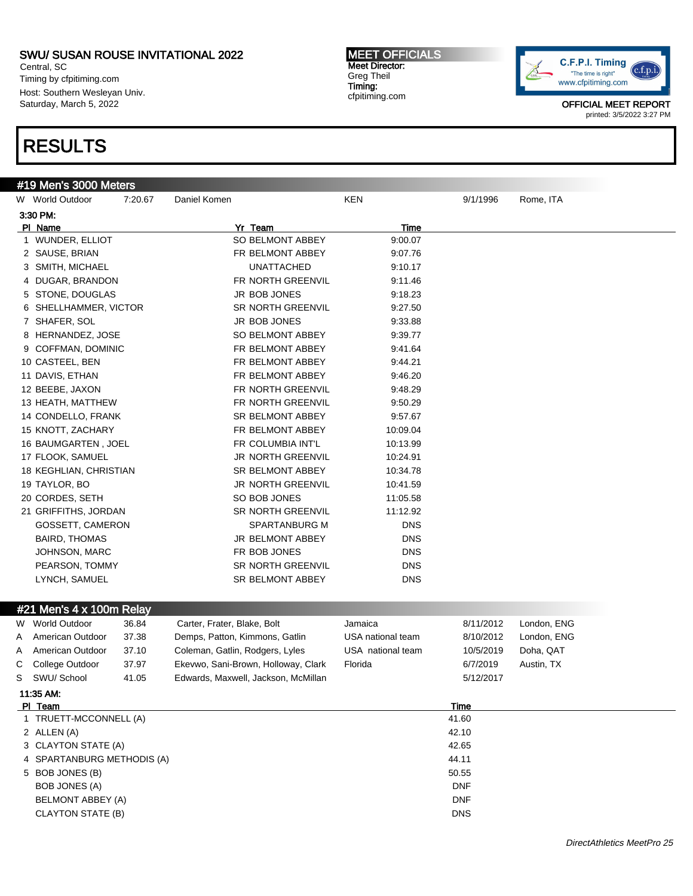SWU/ SUSAN ROUSE INVITATIONAL 2022
Central, SC
Timing by cfpitiming.com
Host: Southern Wesleyan Univ.
Saturday, March 5, 2022

**MEET OFFICIALS**
Meet Director:
Greg Theil
Timing:
cfpitiming.com

OFFICIAL MEET REPORT
printed: 3/5/2022 3:27 PM

# RESULTS

## #19 Men's 3000 Meters

| | | | | | | |
|---|---|---|---|---|---|---|
| W | World Outdoor | 7:20.67 | Daniel Komen | KEN | 9/1/1996 | Rome, ITA |

**3:30 PM:**

| Pl | Name | Yr | Team | Time |
|---|---|---|---|---|
| 1 | WUNDER, ELLIOT | SO | BELMONT ABBEY | 9:00.07 |
| 2 | SAUSE, BRIAN | FR | BELMONT ABBEY | 9:07.76 |
| 3 | SMITH, MICHAEL | | UNATTACHED | 9:10.17 |
| 4 | DUGAR, BRANDON | FR | NORTH GREENVIL | 9:11.46 |
| 5 | STONE, DOUGLAS | JR | BOB JONES | 9:18.23 |
| 6 | SHELLHAMMER, VICTOR | SR | NORTH GREENVIL | 9:27.50 |
| 7 | SHAFER, SOL | JR | BOB JONES | 9:33.88 |
| 8 | HERNANDEZ, JOSE | SO | BELMONT ABBEY | 9:39.77 |
| 9 | COFFMAN, DOMINIC | FR | BELMONT ABBEY | 9:41.64 |
| 10 | CASTEEL, BEN | FR | BELMONT ABBEY | 9:44.21 |
| 11 | DAVIS, ETHAN | FR | BELMONT ABBEY | 9:46.20 |
| 12 | BEEBE, JAXON | FR | NORTH GREENVIL | 9:48.29 |
| 13 | HEATH, MATTHEW | FR | NORTH GREENVIL | 9:50.29 |
| 14 | CONDELLO, FRANK | SR | BELMONT ABBEY | 9:57.67 |
| 15 | KNOTT, ZACHARY | FR | BELMONT ABBEY | 10:09.04 |
| 16 | BAUMGARTEN , JOEL | FR | COLUMBIA INT'L | 10:13.99 |
| 17 | FLOOK, SAMUEL | JR | NORTH GREENVIL | 10:24.91 |
| 18 | KEGHLIAN, CHRISTIAN | SR | BELMONT ABBEY | 10:34.78 |
| 19 | TAYLOR, BO | JR | NORTH GREENVIL | 10:41.59 |
| 20 | CORDES, SETH | SO | BOB JONES | 11:05.58 |
| 21 | GRIFFITHS, JORDAN | SR | NORTH GREENVIL | 11:12.92 |
| | GOSSETT, CAMERON | | SPARTANBURG M | DNS |
| | BAIRD, THOMAS | JR | BELMONT ABBEY | DNS |
| | JOHNSON, MARC | FR | BOB JONES | DNS |
| | PEARSON, TOMMY | SR | NORTH GREENVIL | DNS |
| | LYNCH, SAMUEL | SR | BELMONT ABBEY | DNS |

## #21 Men's 4 x 100m Relay

| | | | | | | |
|---|---|---|---|---|---|---|
| W | World Outdoor | 36.84 | Carter, Frater, Blake, Bolt | Jamaica | 8/11/2012 | London, ENG |
| A | American Outdoor | 37.38 | Demps, Patton, Kimmons, Gatlin | USA national team | 8/10/2012 | London, ENG |
| A | American Outdoor | 37.10 | Coleman, Gatlin, Rodgers, Lyles | USA national team | 10/5/2019 | Doha, QAT |
| C | College Outdoor | 37.97 | Ekevwo, Sani-Brown, Holloway, Clark | Florida | 6/7/2019 | Austin, TX |
| S | SWU/ School | 41.05 | Edwards, Maxwell, Jackson, McMillan | | 5/12/2017 | |

**11:35 AM:**

| Pl | Team | Time |
|---|---|---|
| 1 | TRUETT-MCCONNELL (A) | 41.60 |
| 2 | ALLEN (A) | 42.10 |
| 3 | CLAYTON STATE (A) | 42.65 |
| 4 | SPARTANBURG METHODIS (A) | 44.11 |
| 5 | BOB JONES (B) | 50.55 |
| | BOB JONES (A) | DNF |
| | BELMONT ABBEY (A) | DNF |
| | CLAYTON STATE (B) | DNS |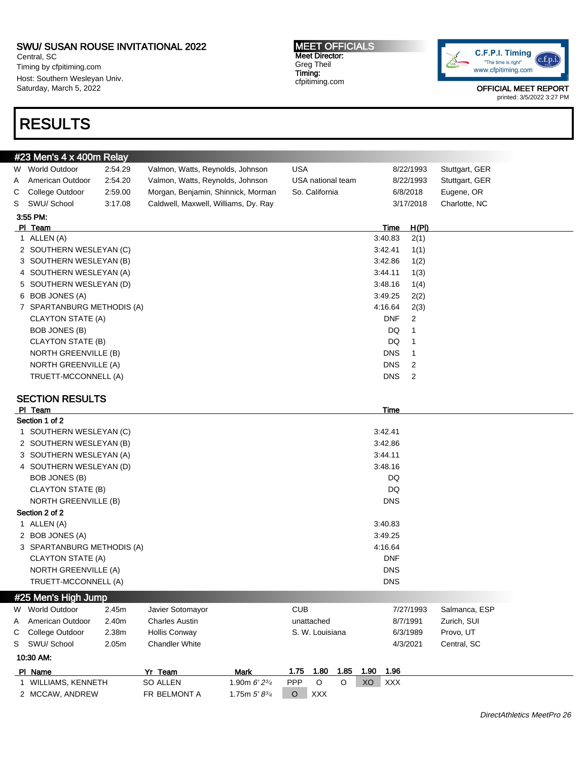**SWU/ SUSAN ROUSE INVITATIONAL 2022**
Central, SC
Timing by cfpitiming.com
Host: Southern Wesleyan Univ.
Saturday, March 5, 2022

**MEET OFFICIALS**
**Meet Director:** Greg Theil
**Timing:** cfpitiming.com

OFFICIAL MEET REPORT
printed: 3/5/2022 3:27 PM

# RESULTS

## #23 Men's 4 x 400m Relay

| | | | | | | |
|---|---|---|---|---|---|---|
| W | World Outdoor | 2:54.29 | Valmon, Watts, Reynolds, Johnson | USA | 8/22/1993 | Stuttgart, GER |
| A | American Outdoor | 2:54.20 | Valmon, Watts, Reynolds, Johnson | USA national team | 8/22/1993 | Stuttgart, GER |
| C | College Outdoor | 2:59.00 | Morgan, Benjamin, Shinnick, Morman | So. California | 6/8/2018 | Eugene, OR |
| S | SWU/ School | 3:17.08 | Caldwell, Maxwell, Williams, Dy. Ray | | 3/17/2018 | Charlotte, NC |

**3:55 PM:**

| Pl | Team | Time | H(Pl) |
|---|---|---|---|
| 1 | ALLEN (A) | 3:40.83 | 2(1) |
| 2 | SOUTHERN WESLEYAN (C) | 3:42.41 | 1(1) |
| 3 | SOUTHERN WESLEYAN (B) | 3:42.86 | 1(2) |
| 4 | SOUTHERN WESLEYAN (A) | 3:44.11 | 1(3) |
| 5 | SOUTHERN WESLEYAN (D) | 3:48.16 | 1(4) |
| 6 | BOB JONES (A) | 3:49.25 | 2(2) |
| 7 | SPARTANBURG METHODIS (A) | 4:16.64 | 2(3) |
| | CLAYTON STATE (A) | DNF | 2 |
| | BOB JONES (B) | DQ | 1 |
| | CLAYTON STATE (B) | DQ | 1 |
| | NORTH GREENVILLE (B) | DNS | 1 |
| | NORTH GREENVILLE (A) | DNS | 2 |
| | TRUETT-MCCONNELL (A) | DNS | 2 |

### SECTION RESULTS

| Pl | Team | Time |
|---|---|---|
| **Section 1 of 2** | | |
| 1 | SOUTHERN WESLEYAN (C) | 3:42.41 |
| 2 | SOUTHERN WESLEYAN (B) | 3:42.86 |
| 3 | SOUTHERN WESLEYAN (A) | 3:44.11 |
| 4 | SOUTHERN WESLEYAN (D) | 3:48.16 |
| | BOB JONES (B) | DQ |
| | CLAYTON STATE (B) | DQ |
| | NORTH GREENVILLE (B) | DNS |
| **Section 2 of 2** | | |
| 1 | ALLEN (A) | 3:40.83 |
| 2 | BOB JONES (A) | 3:49.25 |
| 3 | SPARTANBURG METHODIS (A) | 4:16.64 |
| | CLAYTON STATE (A) | DNF |
| | NORTH GREENVILLE (A) | DNS |
| | TRUETT-MCCONNELL (A) | DNS |

## #25 Men's High Jump

| | | | | | | |
|---|---|---|---|---|---|---|
| W | World Outdoor | 2.45m | Javier Sotomayor | CUB | 7/27/1993 | Salmanca, ESP |
| A | American Outdoor | 2.40m | Charles Austin | unattached | 8/7/1991 | Zurich, SUI |
| C | College Outdoor | 2.38m | Hollis Conway | S. W. Louisiana | 6/3/1989 | Provo, UT |
| S | SWU/ School | 2.05m | Chandler White | | 4/3/2021 | Central, SC |

**10:30 AM:**

| Pl | Name | Yr | Team | Mark | 1.75 | 1.80 | 1.85 | 1.90 | 1.96 |
|---|---|---|---|---|---|---|---|---|---|
| 1 | WILLIAMS, KENNETH | SO | ALLEN | 1.90m *6' 2¾* | PPP | O | O | XO | XXX |
| 2 | MCCAW, ANDREW | FR | BELMONT A | 1.75m *5' 8¾* | O | XXX | | | |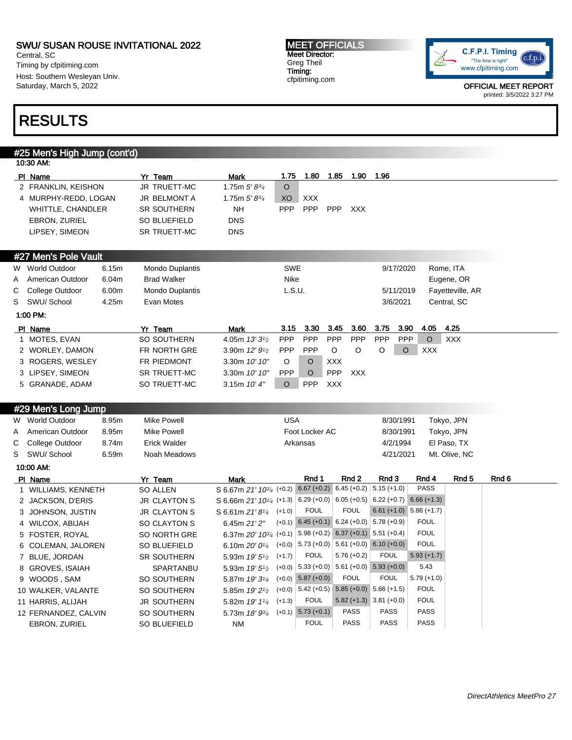SWU/ SUSAN ROUSE INVITATIONAL 2022
Central, SC
Timing by cfpitiming.com
Host: Southern Wesleyan Univ.
Saturday, March 5, 2022

**MEET OFFICIALS**
Meet Director:
Greg Theil
Timing:
cfpitiming.com

OFFICIAL MEET REPORT
printed: 3/5/2022 3:27 PM

# RESULTS

## #25 Men's High Jump (cont'd)

10:30 AM:

| Pl | Name | Yr | Team | Mark | 1.75 | 1.80 | 1.85 | 1.90 | 1.96 |
|---|---|---|---|---|---|---|---|---|---|
| 2 | FRANKLIN, KEISHON | JR | TRUETT-MC | 1.75m 5' 8¾ | O | | | | |
| 4 | MURPHY-REDD, LOGAN | JR | BELMONT A | 1.75m 5' 8¾ | XO | XXX | | | |
| | WHITTLE, CHANDLER | SR | SOUTHERN | NH | PPP | PPP | PPP | XXX | |
| | EBRON, ZURIEL | SO | BLUEFIELD | DNS | | | | | |
| | LIPSEY, SIMEON | SR | TRUETT-MC | DNS | | | | | |

## #27 Men's Pole Vault

| | Record | Mark | Holder | Team | Date | Location |
|---|---|---|---|---|---|---|
| W | World Outdoor | 6.15m | Mondo Duplantis | SWE | 9/17/2020 | Rome, ITA |
| A | American Outdoor | 6.04m | Brad Walker | Nike | | Eugene, OR |
| C | College Outdoor | 6.00m | Mondo Duplantis | L.S.U. | 5/11/2019 | Fayetteville, AR |
| S | SWU/ School | 4.25m | Evan Motes | | 3/6/2021 | Central, SC |

1:00 PM:

| Pl | Name | Yr | Team | Mark | 3.15 | 3.30 | 3.45 | 3.60 | 3.75 | 3.90 | 4.05 | 4.25 |
|---|---|---|---|---|---|---|---|---|---|---|---|---|
| 1 | MOTES, EVAN | SO | SOUTHERN | 4.05m 13' 3½ | PPP | PPP | PPP | PPP | PPP | PPP | O | XXX |
| 2 | WORLEY, DAMON | FR | NORTH GRE | 3.90m 12' 9½ | PPP | PPP | O | O | O | O | XXX | |
| 3 | ROGERS, WESLEY | FR | PIEDMONT | 3.30m 10' 10" | O | O | XXX | | | | | |
| 3 | LIPSEY, SIMEON | SR | TRUETT-MC | 3.30m 10' 10" | PPP | O | PPP | XXX | | | | |
| 5 | GRANADE, ADAM | SO | TRUETT-MC | 3.15m 10' 4" | O | PPP | XXX | | | | | |

## #29 Men's Long Jump

| | Record | Mark | Holder | Team | Date | Location |
|---|---|---|---|---|---|---|
| W | World Outdoor | 8.95m | Mike Powell | USA | 8/30/1991 | Tokyo, JPN |
| A | American Outdoor | 8.95m | Mike Powell | Foot Locker AC | 8/30/1991 | Tokyo, JPN |
| C | College Outdoor | 8.74m | Erick Walder | Arkansas | 4/2/1994 | El Paso, TX |
| S | SWU/ School | 6.59m | Noah Meadows | | 4/21/2021 | Mt. Olive, NC |

10:00 AM:

| Pl | Name | Yr | Team | Mark | Wind | Rnd 1 | Rnd 2 | Rnd 3 | Rnd 4 | Rnd 5 | Rnd 6 |
|---|---|---|---|---|---|---|---|---|---|---|---|
| 1 | WILLIAMS, KENNETH | SO | ALLEN | S 6.67m 21' 10¾ | (+0.2) | 6.67 (+0.2) | 6.45 (+0.2) | 5.15 (+1.0) | PASS | | |
| 2 | JACKSON, D'ERIS | JR | CLAYTON S | S 6.66m 21' 10¼ | (+1.3) | 6.29 (+0.0) | 6.05 (+0.5) | 6.22 (+0.7) | 6.66 (+1.3) | | |
| 3 | JOHNSON, JUSTIN | JR | CLAYTON S | S 6.61m 21' 8¼ | (+1.0) | FOUL | FOUL | 6.61 (+1.0) | 5.86 (+1.7) | | |
| 4 | WILCOX, ABIJAH | SO | CLAYTON S | 6.45m 21' 2" | (+0.1) | 6.45 (+0.1) | 6.24 (+0.0) | 5.78 (+0.9) | FOUL | | |
| 5 | FOSTER, ROYAL | SO | NORTH GRE | 6.37m 20' 10¾ | (+0.1) | 5.98 (+0.2) | 6.37 (+0.1) | 5.51 (+0.4) | FOUL | | |
| 6 | COLEMAN, JALOREN | SO | BLUEFIELD | 6.10m 20' 0¼ | (+0.0) | 5.73 (+0.0) | 5.61 (+0.0) | 6.10 (+0.0) | FOUL | | |
| 7 | BLUE, JORDAN | SR | SOUTHERN | 5.93m 19' 5½ | (+1.7) | FOUL | 5.76 (+0.2) | FOUL | 5.93 (+1.7) | | |
| 8 | GROVES, ISAIAH | | SPARTANBU | 5.93m 19' 5½ | (+0.0) | 5.33 (+0.0) | 5.61 (+0.0) | 5.93 (+0.0) | 5.43 | | |
| 9 | WOODS , SAM | SO | SOUTHERN | 5.87m 19' 3¼ | (+0.0) | 5.87 (+0.0) | FOUL | FOUL | 5.79 (+1.0) | | |
| 10 | WALKER, VALANTE | SO | SOUTHERN | 5.85m 19' 2½ | (+0.0) | 5.42 (+0.5) | 5.85 (+0.0) | 5.66 (+1.5) | FOUL | | |
| 11 | HARRIS, ALIJAH | JR | SOUTHERN | 5.82m 19' 1¼ | (+1.3) | FOUL | 5.82 (+1.3) | 3.81 (+0.0) | FOUL | | |
| 12 | FERNANDEZ, CALVIN | SO | SOUTHERN | 5.73m 18' 9¾ | (+0.1) | 5.73 (+0.1) | PASS | PASS | PASS | | |
| | EBRON, ZURIEL | SO | BLUEFIELD | NM | | FOUL | PASS | PASS | PASS | | |

DirectAthletics MeetPro 27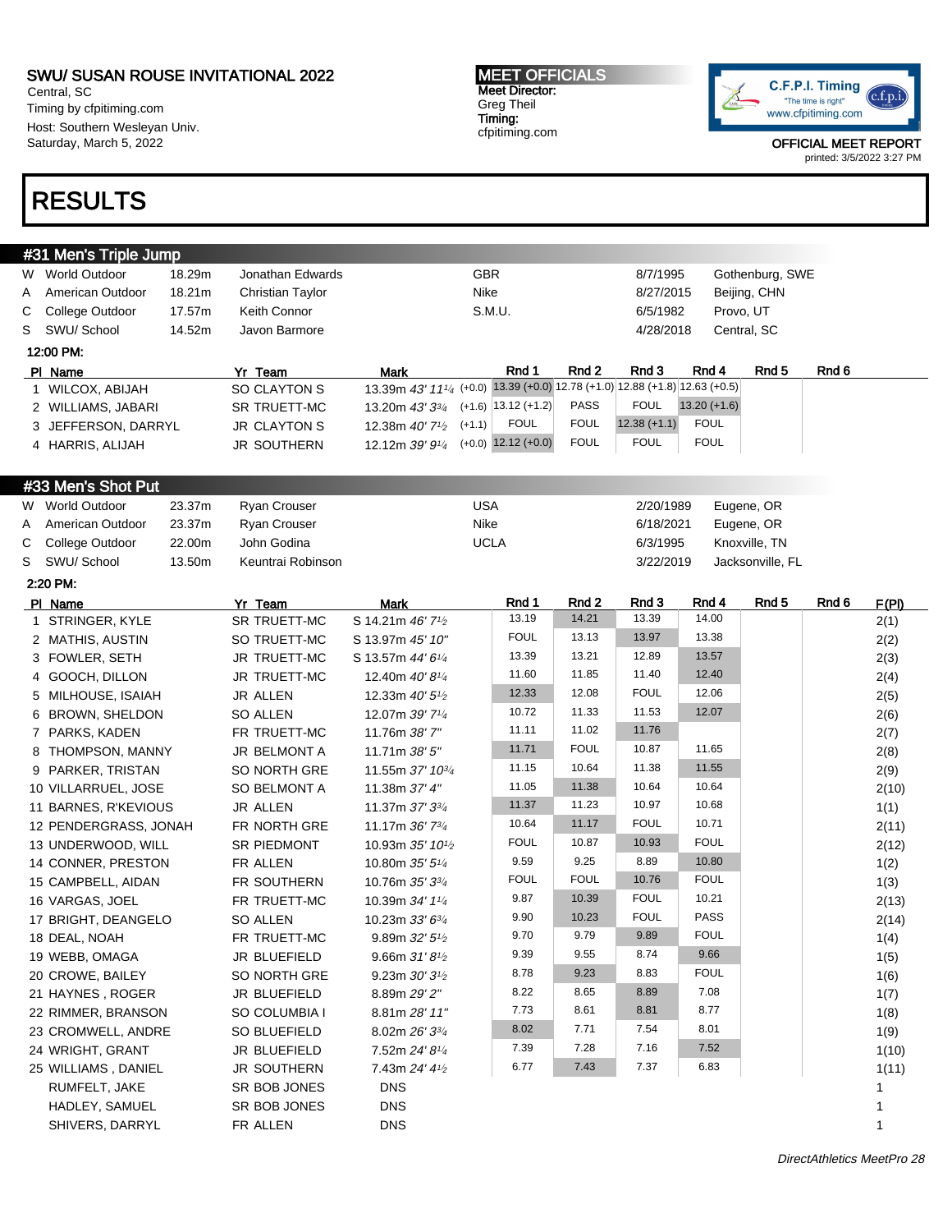SWU/ SUSAN ROUSE INVITATIONAL 2022
Central, SC
Timing by cfpitiming.com
Host: Southern Wesleyan Univ.
Saturday, March 5, 2022

MEET OFFICIALS
Meet Director:
Greg Theil
Timing:
cfpitiming.com

OFFICIAL MEET REPORT
printed: 3/5/2022 3:27 PM

# RESULTS

## #31 Men's Triple Jump

| | | | | | | |
|---|---|---|---|---|---|---|
| W | World Outdoor | 18.29m | Jonathan Edwards | GBR | 8/7/1995 | Gothenburg, SWE |
| A | American Outdoor | 18.21m | Christian Taylor | Nike | 8/27/2015 | Beijing, CHN |
| C | College Outdoor | 17.57m | Keith Connor | S.M.U. | 6/5/1982 | Provo, UT |
| S | SWU/ School | 14.52m | Javon Barmore | | 4/28/2018 | Central, SC |

12:00 PM:

| Pl | Name | Yr | Team | Mark | Rnd 1 | Rnd 2 | Rnd 3 | Rnd 4 | Rnd 5 | Rnd 6 |
|---|---|---|---|---|---|---|---|---|---|---|
| 1 | WILCOX, ABIJAH | SO | CLAYTON S | 13.39m 43' 11¼ (+0.0) | 13.39 (+0.0) | 12.78 (+1.0) | 12.88 (+1.8) | 12.63 (+0.5) | | |
| 2 | WILLIAMS, JABARI | SR | TRUETT-MC | 13.20m 43' 3¾ (+1.6) | 13.12 (+1.2) | PASS | FOUL | 13.20 (+1.6) | | |
| 3 | JEFFERSON, DARRYL | JR | CLAYTON S | 12.38m 40' 7½ (+1.1) | FOUL | FOUL | 12.38 (+1.1) | FOUL | | |
| 4 | HARRIS, ALIJAH | JR | SOUTHERN | 12.12m 39' 9¼ (+0.0) | 12.12 (+0.0) | FOUL | FOUL | FOUL | | |

## #33 Men's Shot Put

| | | | | | | |
|---|---|---|---|---|---|---|
| W | World Outdoor | 23.37m | Ryan Crouser | USA | 2/20/1989 | Eugene, OR |
| A | American Outdoor | 23.37m | Ryan Crouser | Nike | 6/18/2021 | Eugene, OR |
| C | College Outdoor | 22.00m | John Godina | UCLA | 6/3/1995 | Knoxville, TN |
| S | SWU/ School | 13.50m | Keuntrai Robinson | | 3/22/2019 | Jacksonville, FL |

2:20 PM:

| Pl | Name | Yr | Team | Mark | Rnd 1 | Rnd 2 | Rnd 3 | Rnd 4 | Rnd 5 | Rnd 6 | F(Pl) |
|---|---|---|---|---|---|---|---|---|---|---|---|
| 1 | STRINGER, KYLE | SR | TRUETT-MC | S 14.21m 46' 7½ | 13.19 | 14.21 | 13.39 | 14.00 | | | 2(1) |
| 2 | MATHIS, AUSTIN | SO | TRUETT-MC | S 13.97m 45' 10" | FOUL | 13.13 | 13.97 | 13.38 | | | 2(2) |
| 3 | FOWLER, SETH | JR | TRUETT-MC | S 13.57m 44' 6¼ | 13.39 | 13.21 | 12.89 | 13.57 | | | 2(3) |
| 4 | GOOCH, DILLON | JR | TRUETT-MC | 12.40m 40' 8¼ | 11.60 | 11.85 | 11.40 | 12.40 | | | 2(4) |
| 5 | MILHOUSE, ISAIAH | JR | ALLEN | 12.33m 40' 5½ | 12.33 | 12.08 | FOUL | 12.06 | | | 2(5) |
| 6 | BROWN, SHELDON | SO | ALLEN | 12.07m 39' 7¼ | 10.72 | 11.33 | 11.53 | 12.07 | | | 2(6) |
| 7 | PARKS, KADEN | FR | TRUETT-MC | 11.76m 38' 7" | 11.11 | 11.02 | 11.76 | | | | 2(7) |
| 8 | THOMPSON, MANNY | JR | BELMONT A | 11.71m 38' 5" | 11.71 | FOUL | 10.87 | 11.65 | | | 2(8) |
| 9 | PARKER, TRISTAN | SO | NORTH GRE | 11.55m 37' 10¾ | 11.15 | 10.64 | 11.38 | 11.55 | | | 2(9) |
| 10 | VILLARRUEL, JOSE | SO | BELMONT A | 11.38m 37' 4" | 11.05 | 11.38 | 10.64 | 10.64 | | | 2(10) |
| 11 | BARNES, R'KEVIOUS | JR | ALLEN | 11.37m 37' 3¾ | 11.37 | 11.23 | 10.97 | 10.68 | | | 1(1) |
| 12 | PENDERGRASS, JONAH | FR | NORTH GRE | 11.17m 36' 7¾ | 10.64 | 11.17 | FOUL | 10.71 | | | 2(11) |
| 13 | UNDERWOOD, WILL | SR | PIEDMONT | 10.93m 35' 10½ | FOUL | 10.87 | 10.93 | FOUL | | | 2(12) |
| 14 | CONNER, PRESTON | FR | ALLEN | 10.80m 35' 5¼ | 9.59 | 9.25 | 8.89 | 10.80 | | | 1(2) |
| 15 | CAMPBELL, AIDAN | FR | SOUTHERN | 10.76m 35' 3¾ | FOUL | FOUL | 10.76 | FOUL | | | 1(3) |
| 16 | VARGAS, JOEL | FR | TRUETT-MC | 10.39m 34' 1¼ | 9.87 | 10.39 | FOUL | 10.21 | | | 2(13) |
| 17 | BRIGHT, DEANGELO | SO | ALLEN | 10.23m 33' 6¾ | 9.90 | 10.23 | FOUL | PASS | | | 2(14) |
| 18 | DEAL, NOAH | FR | TRUETT-MC | 9.89m 32' 5½ | 9.70 | 9.79 | 9.89 | FOUL | | | 1(4) |
| 19 | WEBB, OMAGA | JR | BLUEFIELD | 9.66m 31' 8½ | 9.39 | 9.55 | 8.74 | 9.66 | | | 1(5) |
| 20 | CROWE, BAILEY | SO | NORTH GRE | 9.23m 30' 3½ | 8.78 | 9.23 | 8.83 | FOUL | | | 1(6) |
| 21 | HAYNES , ROGER | JR | BLUEFIELD | 8.89m 29' 2" | 8.22 | 8.65 | 8.89 | 7.08 | | | 1(7) |
| 22 | RIMMER, BRANSON | SO | COLUMBIA I | 8.81m 28' 11" | 7.73 | 8.61 | 8.81 | 8.77 | | | 1(8) |
| 23 | CROMWELL, ANDRE | SO | BLUEFIELD | 8.02m 26' 3¾ | 8.02 | 7.71 | 7.54 | 8.01 | | | 1(9) |
| 24 | WRIGHT, GRANT | JR | BLUEFIELD | 7.52m 24' 8¼ | 7.39 | 7.28 | 7.16 | 7.52 | | | 1(10) |
| 25 | WILLIAMS , DANIEL | JR | SOUTHERN | 7.43m 24' 4½ | 6.77 | 7.43 | 7.37 | 6.83 | | | 1(11) |
| | RUMFELT, JAKE | SR | BOB JONES | DNS | | | | | | | 1 |
| | HADLEY, SAMUEL | SR | BOB JONES | DNS | | | | | | | 1 |
| | SHIVERS, DARRYL | FR | ALLEN | DNS | | | | | | | 1 |

DirectAthletics MeetPro 28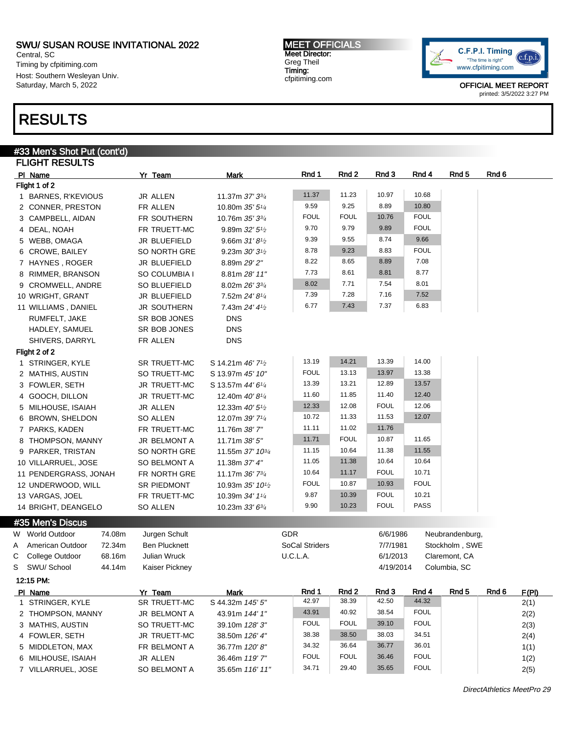SWU/ SUSAN ROUSE INVITATIONAL 2022
Central, SC
Timing by cfpitiming.com
Host: Southern Wesleyan Univ.
Saturday, March 5, 2022

**MEET OFFICIALS**
Meet Director:
Greg Theil
Timing:
cfpitiming.com

OFFICIAL MEET REPORT
printed: 3/5/2022 3:27 PM

# RESULTS

## #33 Men's Shot Put (cont'd)

### FLIGHT RESULTS

| Pl | Name | Yr | Team | Mark | Rnd 1 | Rnd 2 | Rnd 3 | Rnd 4 | Rnd 5 | Rnd 6 |
|---|---|---|---|---|---|---|---|---|---|---|
| **Flight 1 of 2** | | | | | | | | | | |
| 1 | BARNES, R'KEVIOUS | JR | ALLEN | 11.37m *37' 3¾* | 11.37 | 11.23 | 10.97 | 10.68 | | |
| 2 | CONNER, PRESTON | FR | ALLEN | 10.80m *35' 5¼* | 9.59 | 9.25 | 8.89 | 10.80 | | |
| 3 | CAMPBELL, AIDAN | FR | SOUTHERN | 10.76m *35' 3¾* | FOUL | FOUL | 10.76 | FOUL | | |
| 4 | DEAL, NOAH | FR | TRUETT-MC | 9.89m *32' 5½* | 9.70 | 9.79 | 9.89 | FOUL | | |
| 5 | WEBB, OMAGA | JR | BLUEFIELD | 9.66m *31' 8½* | 9.39 | 9.55 | 8.74 | 9.66 | | |
| 6 | CROWE, BAILEY | SO | NORTH GRE | 9.23m *30' 3½* | 8.78 | 9.23 | 8.83 | FOUL | | |
| 7 | HAYNES , ROGER | JR | BLUEFIELD | 8.89m *29' 2"* | 8.22 | 8.65 | 8.89 | 7.08 | | |
| 8 | RIMMER, BRANSON | SO | COLUMBIA I | 8.81m *28' 11"* | 7.73 | 8.61 | 8.81 | 8.77 | | |
| 9 | CROMWELL, ANDRE | SO | BLUEFIELD | 8.02m *26' 3¾* | 8.02 | 7.71 | 7.54 | 8.01 | | |
| 10 | WRIGHT, GRANT | JR | BLUEFIELD | 7.52m *24' 8¼* | 7.39 | 7.28 | 7.16 | 7.52 | | |
| 11 | WILLIAMS , DANIEL | JR | SOUTHERN | 7.43m *24' 4½* | 6.77 | 7.43 | 7.37 | 6.83 | | |
| | RUMFELT, JAKE | SR | BOB JONES | DNS | | | | | | |
| | HADLEY, SAMUEL | SR | BOB JONES | DNS | | | | | | |
| | SHIVERS, DARRYL | FR | ALLEN | DNS | | | | | | |
| **Flight 2 of 2** | | | | | | | | | | |
| 1 | STRINGER, KYLE | SR | TRUETT-MC | S 14.21m *46' 7½* | 13.19 | 14.21 | 13.39 | 14.00 | | |
| 2 | MATHIS, AUSTIN | SO | TRUETT-MC | S 13.97m *45' 10"* | FOUL | 13.13 | 13.97 | 13.38 | | |
| 3 | FOWLER, SETH | JR | TRUETT-MC | S 13.57m *44' 6¼* | 13.39 | 13.21 | 12.89 | 13.57 | | |
| 4 | GOOCH, DILLON | JR | TRUETT-MC | 12.40m *40' 8¼* | 11.60 | 11.85 | 11.40 | 12.40 | | |
| 5 | MILHOUSE, ISAIAH | JR | ALLEN | 12.33m *40' 5½* | 12.33 | 12.08 | FOUL | 12.06 | | |
| 6 | BROWN, SHELDON | SO | ALLEN | 12.07m *39' 7¼* | 10.72 | 11.33 | 11.53 | 12.07 | | |
| 7 | PARKS, KADEN | FR | TRUETT-MC | 11.76m *38' 7"* | 11.11 | 11.02 | 11.76 | | | |
| 8 | THOMPSON, MANNY | JR | BELMONT A | 11.71m *38' 5"* | 11.71 | FOUL | 10.87 | 11.65 | | |
| 9 | PARKER, TRISTAN | SO | NORTH GRE | 11.55m *37' 10¾* | 11.15 | 10.64 | 11.38 | 11.55 | | |
| 10 | VILLARRUEL, JOSE | SO | BELMONT A | 11.38m *37' 4"* | 11.05 | 11.38 | 10.64 | 10.64 | | |
| 11 | PENDERGRASS, JONAH | FR | NORTH GRE | 11.17m *36' 7¾* | 10.64 | 11.17 | FOUL | 10.71 | | |
| 12 | UNDERWOOD, WILL | SR | PIEDMONT | 10.93m *35' 10½* | FOUL | 10.87 | 10.93 | FOUL | | |
| 13 | VARGAS, JOEL | FR | TRUETT-MC | 10.39m *34' 1¼* | 9.87 | 10.39 | FOUL | 10.21 | | |
| 14 | BRIGHT, DEANGELO | SO | ALLEN | 10.23m *33' 6¾* | 9.90 | 10.23 | FOUL | PASS | | |

## #35 Men's Discus

| | Record | Mark | Holder | Team | Date | Location |
|---|---|---|---|---|---|---|
| W | World Outdoor | 74.08m | Jurgen Schult | GDR | 6/6/1986 | Neubrandenburg, |
| A | American Outdoor | 72.34m | Ben Plucknett | SoCal Striders | 7/7/1981 | Stockholm , SWE |
| C | College Outdoor | 68.16m | Julian Wruck | U.C.L.A. | 6/1/2013 | Claremont, CA |
| S | SWU/ School | 44.14m | Kaiser Pickney | | 4/19/2014 | Columbia, SC |

12:15 PM:

| Pl | Name | Yr | Team | Mark | Rnd 1 | Rnd 2 | Rnd 3 | Rnd 4 | Rnd 5 | Rnd 6 | F(Pl) |
|---|---|---|---|---|---|---|---|---|---|---|---|
| 1 | STRINGER, KYLE | SR | TRUETT-MC | S 44.32m *145' 5"* | 42.97 | 38.39 | 42.50 | 44.32 | | | 2(1) |
| 2 | THOMPSON, MANNY | JR | BELMONT A | 43.91m *144' 1"* | 43.91 | 40.92 | 38.54 | FOUL | | | 2(2) |
| 3 | MATHIS, AUSTIN | SO | TRUETT-MC | 39.10m *128' 3"* | FOUL | FOUL | 39.10 | FOUL | | | 2(3) |
| 4 | FOWLER, SETH | JR | TRUETT-MC | 38.50m *126' 4"* | 38.38 | 38.50 | 38.03 | 34.51 | | | 2(4) |
| 5 | MIDDLETON, MAX | FR | BELMONT A | 36.77m *120' 8"* | 34.32 | 36.64 | 36.77 | 36.01 | | | 1(1) |
| 6 | MILHOUSE, ISAIAH | JR | ALLEN | 36.46m *119' 7"* | FOUL | FOUL | 36.46 | FOUL | | | 1(2) |
| 7 | VILLARRUEL, JOSE | SO | BELMONT A | 35.65m *116' 11"* | 34.71 | 29.40 | 35.65 | FOUL | | | 2(5) |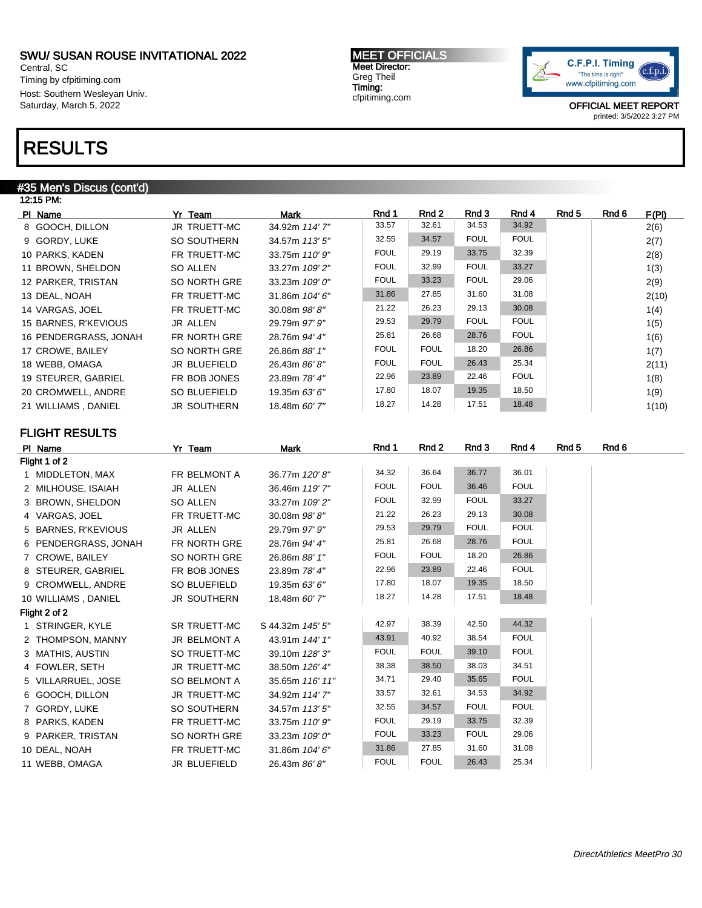SWU/ SUSAN ROUSE INVITATIONAL 2022
Central, SC
Timing by cfpitiming.com
Host: Southern Wesleyan Univ.
Saturday, March 5, 2022

MEET OFFICIALS
Meet Director:
Greg Theil
Timing:
cfpitiming.com

OFFICIAL MEET REPORT
printed: 3/5/2022 3:27 PM

# RESULTS

## #35 Men's Discus (cont'd)

12:15 PM:

| Pl | Name | Yr | Team | Mark | Rnd 1 | Rnd 2 | Rnd 3 | Rnd 4 | Rnd 5 | Rnd 6 | F(Pl) |
|---|---|---|---|---|---|---|---|---|---|---|---|
| 8 | GOOCH, DILLON | JR | TRUETT-MC | 34.92m *114' 7"* | 33.57 | 32.61 | 34.53 | 34.92 | | | 2(6) |
| 9 | GORDY, LUKE | SO | SOUTHERN | 34.57m *113' 5"* | 32.55 | 34.57 | FOUL | FOUL | | | 2(7) |
| 10 | PARKS, KADEN | FR | TRUETT-MC | 33.75m *110' 9"* | FOUL | 29.19 | 33.75 | 32.39 | | | 2(8) |
| 11 | BROWN, SHELDON | SO | ALLEN | 33.27m *109' 2"* | FOUL | 32.99 | FOUL | 33.27 | | | 1(3) |
| 12 | PARKER, TRISTAN | SO | NORTH GRE | 33.23m *109' 0"* | FOUL | 33.23 | FOUL | 29.06 | | | 2(9) |
| 13 | DEAL, NOAH | FR | TRUETT-MC | 31.86m *104' 6"* | 31.86 | 27.85 | 31.60 | 31.08 | | | 2(10) |
| 14 | VARGAS, JOEL | FR | TRUETT-MC | 30.08m *98' 8"* | 21.22 | 26.23 | 29.13 | 30.08 | | | 1(4) |
| 15 | BARNES, R'KEVIOUS | JR | ALLEN | 29.79m *97' 9"* | 29.53 | 29.79 | FOUL | FOUL | | | 1(5) |
| 16 | PENDERGRASS, JONAH | FR | NORTH GRE | 28.76m *94' 4"* | 25.81 | 26.68 | 28.76 | FOUL | | | 1(6) |
| 17 | CROWE, BAILEY | SO | NORTH GRE | 26.86m *88' 1"* | FOUL | FOUL | 18.20 | 26.86 | | | 1(7) |
| 18 | WEBB, OMAGA | JR | BLUEFIELD | 26.43m *86' 8"* | FOUL | FOUL | 26.43 | 25.34 | | | 2(11) |
| 19 | STEURER, GABRIEL | FR | BOB JONES | 23.89m *78' 4"* | 22.96 | 23.89 | 22.46 | FOUL | | | 1(8) |
| 20 | CROMWELL, ANDRE | SO | BLUEFIELD | 19.35m *63' 6"* | 17.80 | 18.07 | 19.35 | 18.50 | | | 1(9) |
| 21 | WILLIAMS , DANIEL | JR | SOUTHERN | 18.48m *60' 7"* | 18.27 | 14.28 | 17.51 | 18.48 | | | 1(10) |

### FLIGHT RESULTS

| Pl | Name | Yr | Team | Mark | Rnd 1 | Rnd 2 | Rnd 3 | Rnd 4 | Rnd 5 | Rnd 6 |
|---|---|---|---|---|---|---|---|---|---|---|
| **Flight 1 of 2** | | | | | | | | | | |
| 1 | MIDDLETON, MAX | FR | BELMONT A | 36.77m *120' 8"* | 34.32 | 36.64 | 36.77 | 36.01 | | |
| 2 | MILHOUSE, ISAIAH | JR | ALLEN | 36.46m *119' 7"* | FOUL | FOUL | 36.46 | FOUL | | |
| 3 | BROWN, SHELDON | SO | ALLEN | 33.27m *109' 2"* | FOUL | 32.99 | FOUL | 33.27 | | |
| 4 | VARGAS, JOEL | FR | TRUETT-MC | 30.08m *98' 8"* | 21.22 | 26.23 | 29.13 | 30.08 | | |
| 5 | BARNES, R'KEVIOUS | JR | ALLEN | 29.79m *97' 9"* | 29.53 | 29.79 | FOUL | FOUL | | |
| 6 | PENDERGRASS, JONAH | FR | NORTH GRE | 28.76m *94' 4"* | 25.81 | 26.68 | 28.76 | FOUL | | |
| 7 | CROWE, BAILEY | SO | NORTH GRE | 26.86m *88' 1"* | FOUL | FOUL | 18.20 | 26.86 | | |
| 8 | STEURER, GABRIEL | FR | BOB JONES | 23.89m *78' 4"* | 22.96 | 23.89 | 22.46 | FOUL | | |
| 9 | CROMWELL, ANDRE | SO | BLUEFIELD | 19.35m *63' 6"* | 17.80 | 18.07 | 19.35 | 18.50 | | |
| 10 | WILLIAMS , DANIEL | JR | SOUTHERN | 18.48m *60' 7"* | 18.27 | 14.28 | 17.51 | 18.48 | | |
| **Flight 2 of 2** | | | | | | | | | | |
| 1 | STRINGER, KYLE | SR | TRUETT-MC | S 44.32m *145' 5"* | 42.97 | 38.39 | 42.50 | 44.32 | | |
| 2 | THOMPSON, MANNY | JR | BELMONT A | 43.91m *144' 1"* | 43.91 | 40.92 | 38.54 | FOUL | | |
| 3 | MATHIS, AUSTIN | SO | TRUETT-MC | 39.10m *128' 3"* | FOUL | FOUL | 39.10 | FOUL | | |
| 4 | FOWLER, SETH | JR | TRUETT-MC | 38.50m *126' 4"* | 38.38 | 38.50 | 38.03 | 34.51 | | |
| 5 | VILLARRUEL, JOSE | SO | BELMONT A | 35.65m *116' 11"* | 34.71 | 29.40 | 35.65 | FOUL | | |
| 6 | GOOCH, DILLON | JR | TRUETT-MC | 34.92m *114' 7"* | 33.57 | 32.61 | 34.53 | 34.92 | | |
| 7 | GORDY, LUKE | SO | SOUTHERN | 34.57m *113' 5"* | 32.55 | 34.57 | FOUL | FOUL | | |
| 8 | PARKS, KADEN | FR | TRUETT-MC | 33.75m *110' 9"* | FOUL | 29.19 | 33.75 | 32.39 | | |
| 9 | PARKER, TRISTAN | SO | NORTH GRE | 33.23m *109' 0"* | FOUL | 33.23 | FOUL | 29.06 | | |
| 10 | DEAL, NOAH | FR | TRUETT-MC | 31.86m *104' 6"* | 31.86 | 27.85 | 31.60 | 31.08 | | |
| 11 | WEBB, OMAGA | JR | BLUEFIELD | 26.43m *86' 8"* | FOUL | FOUL | 26.43 | 25.34 | | |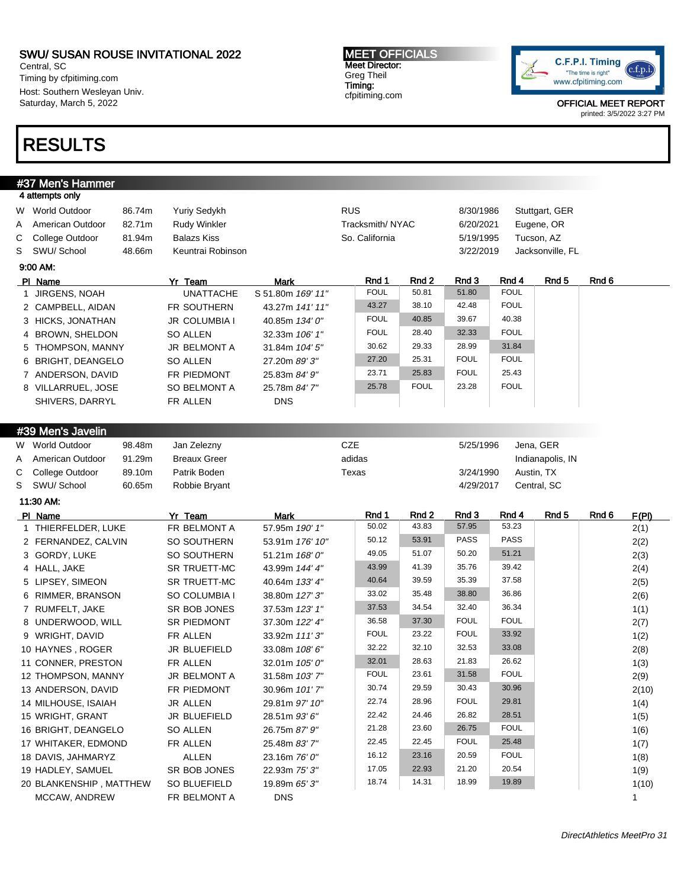**SWU/ SUSAN ROUSE INVITATIONAL 2022**
Central, SC
Timing by cfpitiming.com
Host: Southern Wesleyan Univ.
Saturday, March 5, 2022

**MEET OFFICIALS**
Meet Director:
Greg Theil
Timing:
cfpitiming.com

C.F.P.I. Timing
"The time is right"
www.cfpitiming.com

OFFICIAL MEET REPORT
printed: 3/5/2022 3:27 PM

# RESULTS

## #37 Men's Hammer

4 attempts only

| | | | | | | |
|---|---|---|---|---|---|---|
| W | World Outdoor | 86.74m | Yuriy Sedykh | RUS | 8/30/1986 | Stuttgart, GER |
| A | American Outdoor | 82.71m | Rudy Winkler | Tracksmith/ NYAC | 6/20/2021 | Eugene, OR |
| C | College Outdoor | 81.94m | Balazs Kiss | So. California | 5/19/1995 | Tucson, AZ |
| S | SWU/ School | 48.66m | Keuntrai Robinson | | 3/22/2019 | Jacksonville, FL |

**9:00 AM:**

| Pl | Name | Yr | Team | Mark | Rnd 1 | Rnd 2 | Rnd 3 | Rnd 4 | Rnd 5 | Rnd 6 |
|---|---|---|---|---|---|---|---|---|---|---|
| 1 | JIRGENS, NOAH | | UNATTACHE | S 51.80m *169' 11"* | FOUL | 50.81 | 51.80 | FOUL | | |
| 2 | CAMPBELL, AIDAN | FR | SOUTHERN | 43.27m *141' 11"* | 43.27 | 38.10 | 42.48 | FOUL | | |
| 3 | HICKS, JONATHAN | JR | COLUMBIA I | 40.85m *134' 0"* | FOUL | 40.85 | 39.67 | 40.38 | | |
| 4 | BROWN, SHELDON | SO | ALLEN | 32.33m *106' 1"* | FOUL | 28.40 | 32.33 | FOUL | | |
| 5 | THOMPSON, MANNY | JR | BELMONT A | 31.84m *104' 5"* | 30.62 | 29.33 | 28.99 | 31.84 | | |
| 6 | BRIGHT, DEANGELO | SO | ALLEN | 27.20m *89' 3"* | 27.20 | 25.31 | FOUL | FOUL | | |
| 7 | ANDERSON, DAVID | FR | PIEDMONT | 25.83m *84' 9"* | 23.71 | 25.83 | FOUL | 25.43 | | |
| 8 | VILLARRUEL, JOSE | SO | BELMONT A | 25.78m *84' 7"* | 25.78 | FOUL | 23.28 | FOUL | | |
| | SHIVERS, DARRYL | FR | ALLEN | DNS | | | | | | |

## #39 Men's Javelin

| | | | | | | |
|---|---|---|---|---|---|---|
| W | World Outdoor | 98.48m | Jan Zelezny | CZE | 5/25/1996 | Jena, GER |
| A | American Outdoor | 91.29m | Breaux Greer | adidas | | Indianapolis, IN |
| C | College Outdoor | 89.10m | Patrik Boden | Texas | 3/24/1990 | Austin, TX |
| S | SWU/ School | 60.65m | Robbie Bryant | | 4/29/2017 | Central, SC |

**11:30 AM:**

| Pl | Name | Yr | Team | Mark | Rnd 1 | Rnd 2 | Rnd 3 | Rnd 4 | Rnd 5 | Rnd 6 | F(Pl) |
|---|---|---|---|---|---|---|---|---|---|---|---|
| 1 | THIERFELDER, LUKE | FR | BELMONT A | 57.95m *190' 1"* | 50.02 | 43.83 | 57.95 | 53.23 | | | 2(1) |
| 2 | FERNANDEZ, CALVIN | SO | SOUTHERN | 53.91m *176' 10"* | 50.12 | 53.91 | PASS | PASS | | | 2(2) |
| 3 | GORDY, LUKE | SO | SOUTHERN | 51.21m *168' 0"* | 49.05 | 51.07 | 50.20 | 51.21 | | | 2(3) |
| 4 | HALL, JAKE | SR | TRUETT-MC | 43.99m *144' 4"* | 43.99 | 41.39 | 35.76 | 39.42 | | | 2(4) |
| 5 | LIPSEY, SIMEON | SR | TRUETT-MC | 40.64m *133' 4"* | 40.64 | 39.59 | 35.39 | 37.58 | | | 2(5) |
| 6 | RIMMER, BRANSON | SO | COLUMBIA I | 38.80m *127' 3"* | 33.02 | 35.48 | 38.80 | 36.86 | | | 2(6) |
| 7 | RUMFELT, JAKE | SR | BOB JONES | 37.53m *123' 1"* | 37.53 | 34.54 | 32.40 | 36.34 | | | 1(1) |
| 8 | UNDERWOOD, WILL | SR | PIEDMONT | 37.30m *122' 4"* | 36.58 | 37.30 | FOUL | FOUL | | | 2(7) |
| 9 | WRIGHT, DAVID | FR | ALLEN | 33.92m *111' 3"* | FOUL | 23.22 | FOUL | 33.92 | | | 1(2) |
| 10 | HAYNES , ROGER | JR | BLUEFIELD | 33.08m *108' 6"* | 32.22 | 32.10 | 32.53 | 33.08 | | | 2(8) |
| 11 | CONNER, PRESTON | FR | ALLEN | 32.01m *105' 0"* | 32.01 | 28.63 | 21.83 | 26.62 | | | 1(3) |
| 12 | THOMPSON, MANNY | JR | BELMONT A | 31.58m *103' 7"* | FOUL | 23.61 | 31.58 | FOUL | | | 2(9) |
| 13 | ANDERSON, DAVID | FR | PIEDMONT | 30.96m *101' 7"* | 30.74 | 29.59 | 30.43 | 30.96 | | | 2(10) |
| 14 | MILHOUSE, ISAIAH | JR | ALLEN | 29.81m *97' 10"* | 22.74 | 28.96 | FOUL | 29.81 | | | 1(4) |
| 15 | WRIGHT, GRANT | JR | BLUEFIELD | 28.51m *93' 6"* | 22.42 | 24.46 | 26.82 | 28.51 | | | 1(5) |
| 16 | BRIGHT, DEANGELO | SO | ALLEN | 26.75m *87' 9"* | 21.28 | 23.60 | 26.75 | FOUL | | | 1(6) |
| 17 | WHITAKER, EDMOND | FR | ALLEN | 25.48m *83' 7"* | 22.45 | 22.45 | FOUL | 25.48 | | | 1(7) |
| 18 | DAVIS, JAHMARYZ | | ALLEN | 23.16m *76' 0"* | 16.12 | 23.16 | 20.59 | FOUL | | | 1(8) |
| 19 | HADLEY, SAMUEL | SR | BOB JONES | 22.93m *75' 3"* | 17.05 | 22.93 | 21.20 | 20.54 | | | 1(9) |
| 20 | BLANKENSHIP , MATTHEW | SO | BLUEFIELD | 19.89m *65' 3"* | 18.74 | 14.31 | 18.99 | 19.89 | | | 1(10) |
| | MCCAW, ANDREW | FR | BELMONT A | DNS | | | | | | | 1 |

*DirectAthletics MeetPro 31*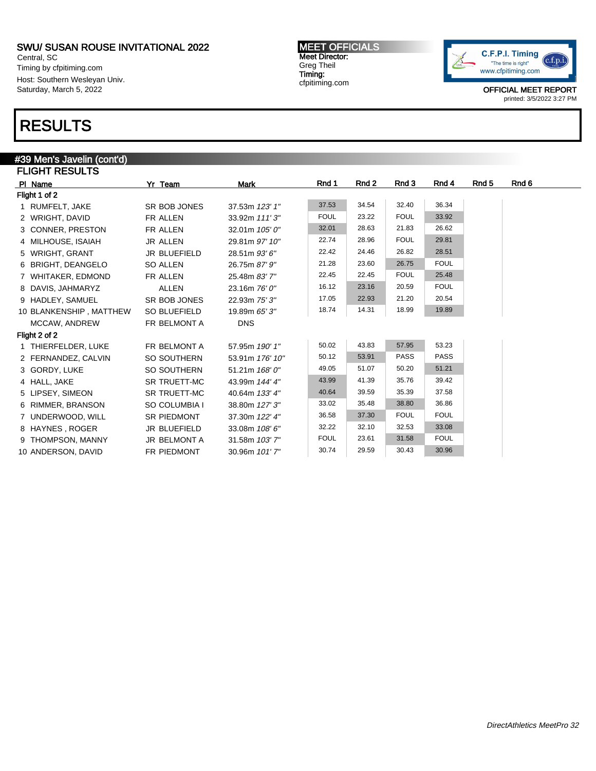SWU/ SUSAN ROUSE INVITATIONAL 2022
Central, SC
Timing by cfpitiming.com
Host: Southern Wesleyan Univ.
Saturday, March 5, 2022

MEET OFFICIALS
Meet Director:
Greg Theil
Timing:
cfpitiming.com

OFFICIAL MEET REPORT
printed: 3/5/2022 3:27 PM

# RESULTS

## #39 Men's Javelin (cont'd)

### FLIGHT RESULTS

| Pl | Name | Yr | Team | Mark | Rnd 1 | Rnd 2 | Rnd 3 | Rnd 4 | Rnd 5 | Rnd 6 |
|---|---|---|---|---|---|---|---|---|---|---|
| **Flight 1 of 2** | | | | | | | | | | |
| 1 | RUMFELT, JAKE | SR | BOB JONES | 37.53m *123' 1"* | 37.53 | 34.54 | 32.40 | 36.34 | | |
| 2 | WRIGHT, DAVID | FR | ALLEN | 33.92m *111' 3"* | FOUL | 23.22 | FOUL | 33.92 | | |
| 3 | CONNER, PRESTON | FR | ALLEN | 32.01m *105' 0"* | 32.01 | 28.63 | 21.83 | 26.62 | | |
| 4 | MILHOUSE, ISAIAH | JR | ALLEN | 29.81m *97' 10"* | 22.74 | 28.96 | FOUL | 29.81 | | |
| 5 | WRIGHT, GRANT | JR | BLUEFIELD | 28.51m *93' 6"* | 22.42 | 24.46 | 26.82 | 28.51 | | |
| 6 | BRIGHT, DEANGELO | SO | ALLEN | 26.75m *87' 9"* | 21.28 | 23.60 | 26.75 | FOUL | | |
| 7 | WHITAKER, EDMOND | FR | ALLEN | 25.48m *83' 7"* | 22.45 | 22.45 | FOUL | 25.48 | | |
| 8 | DAVIS, JAHMARYZ | | ALLEN | 23.16m *76' 0"* | 16.12 | 23.16 | 20.59 | FOUL | | |
| 9 | HADLEY, SAMUEL | SR | BOB JONES | 22.93m *75' 3"* | 17.05 | 22.93 | 21.20 | 20.54 | | |
| 10 | BLANKENSHIP , MATTHEW | SO | BLUEFIELD | 19.89m *65' 3"* | 18.74 | 14.31 | 18.99 | 19.89 | | |
| | MCCAW, ANDREW | FR | BELMONT A | DNS | | | | | | |
| **Flight 2 of 2** | | | | | | | | | | |
| 1 | THIERFELDER, LUKE | FR | BELMONT A | 57.95m *190' 1"* | 50.02 | 43.83 | 57.95 | 53.23 | | |
| 2 | FERNANDEZ, CALVIN | SO | SOUTHERN | 53.91m *176' 10"* | 50.12 | 53.91 | PASS | PASS | | |
| 3 | GORDY, LUKE | SO | SOUTHERN | 51.21m *168' 0"* | 49.05 | 51.07 | 50.20 | 51.21 | | |
| 4 | HALL, JAKE | SR | TRUETT-MC | 43.99m *144' 4"* | 43.99 | 41.39 | 35.76 | 39.42 | | |
| 5 | LIPSEY, SIMEON | SR | TRUETT-MC | 40.64m *133' 4"* | 40.64 | 39.59 | 35.39 | 37.58 | | |
| 6 | RIMMER, BRANSON | SO | COLUMBIA I | 38.80m *127' 3"* | 33.02 | 35.48 | 38.80 | 36.86 | | |
| 7 | UNDERWOOD, WILL | SR | PIEDMONT | 37.30m *122' 4"* | 36.58 | 37.30 | FOUL | FOUL | | |
| 8 | HAYNES , ROGER | JR | BLUEFIELD | 33.08m *108' 6"* | 32.22 | 32.10 | 32.53 | 33.08 | | |
| 9 | THOMPSON, MANNY | JR | BELMONT A | 31.58m *103' 7"* | FOUL | 23.61 | 31.58 | FOUL | | |
| 10 | ANDERSON, DAVID | FR | PIEDMONT | 30.96m *101' 7"* | 30.74 | 29.59 | 30.43 | 30.96 | | |

*DirectAthletics MeetPro 32*